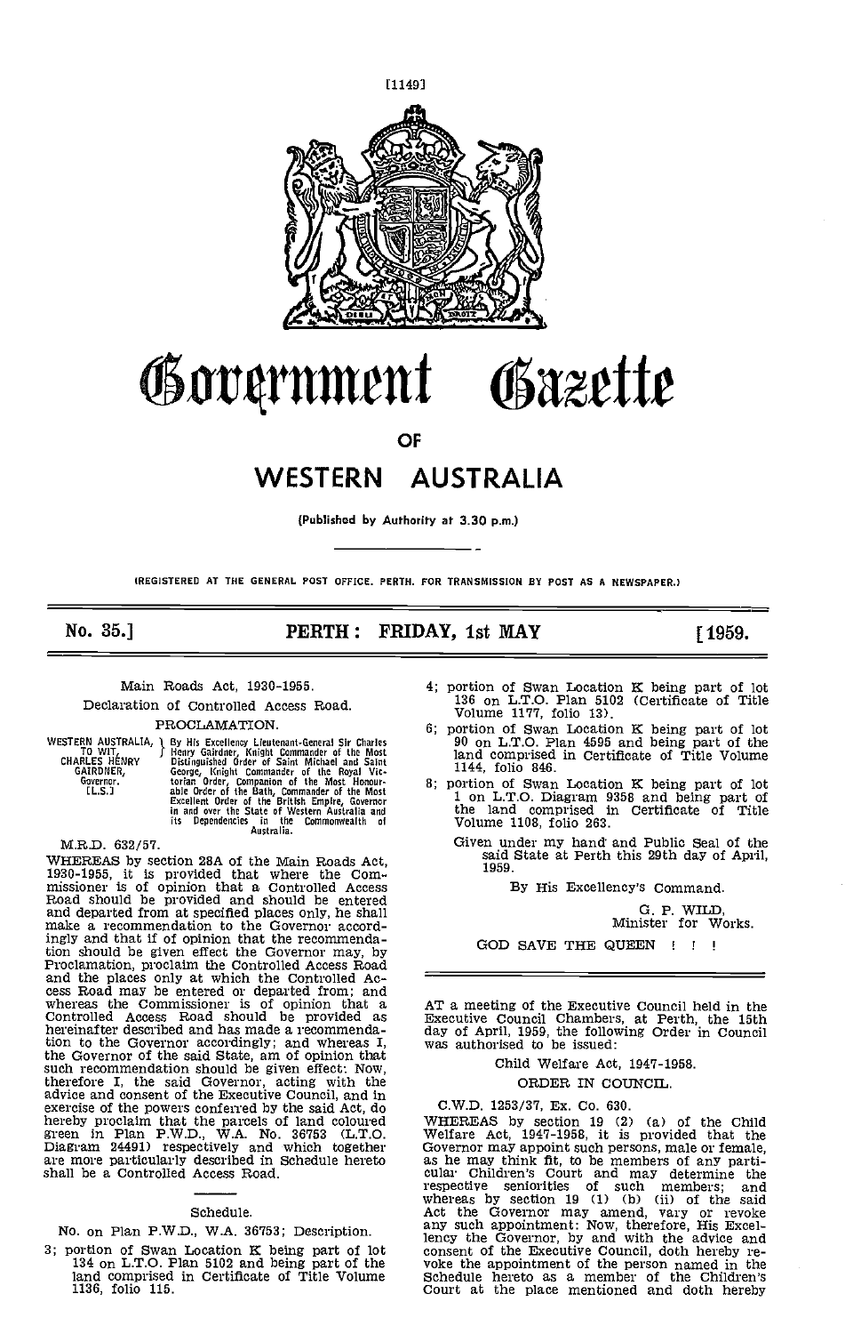[1149]

# Government Gazette

OF

# WESTERN AUSTRALIA

(Published by Authority at 3.30 p.m.)

(REGISTERED AT THE GENERAL POST OFFICE, PERTH, FOR TRANSMISSION BY POST AS A NEWSPAPER.)

**No. 35.] PERTH: FRIDAY, 1st MAY [1959.**

Main Roads Act, 1930-1955.

Declaration of Controlled Access Road.

PROCLAMATION.

WESTERN AUSTRALIA, TO WIT, CHARLES HENRY GAIRDNER, Governor. [L.S.] } By His Excellency Lieutenant-General Sir Charles Henry Gairdner, Knight Commander of the Most Distinguished Order of Saint Michael and Saint George, Knight Commander of the Royal Victorian Order, Companion of the Most Honourable Order of the Bath, Commander of the Most Excellent Order of the British Empire, Governor in and over the State of Western Australia and its Dependencies in the Commonwealth of Australia.

M.R.D. 632/57.

WHEREAS by section 28A of the Main Roads Act, 1930-1955, it is provided that where the Commissioner is of opinion that a Controlled Access Road should be provided and should be entered and departed from at specified places only, he shall make a recommendation to the Governor accordingly and that if of opinion that the recommendation should be given effect the Governor may, by Proclamation, proclaim the Controlled Access Road and the places only at which the Controlled Access Road may be entered or departed from; and whereas the Commissioner is of opinion that a Controlled Access Road should be provided as hereinafter described and has made a recommendation to the Governor accordingly; and whereas I, the Governor of the said State, am of opinion that such recommendation should be given effect: Now, therefore I, the said Governor, acting with the advice and consent of the Executive Council, and in exercise of the powers conferred by the said Act, do hereby proclaim that the parcels of land coloured green in Plan P.W.D., W.A. No. 36753 (L.T.O. Diagram 24491) respectively and which together are more particularly described in Schedule hereto shall be a Controlled Access Road.

Schedule.

No. on Plan P.W.D., W.A. 36753; Description.

3; portion of Swan Location K being part of lot 134 on L.T.O. Plan 5102 and being part of the land comprised in Certificate of Title Volume 1136, folio 115.

4; portion of Swan Location K being part of lot 136 on L.T.O. Plan 5102 (Certificate of Title Volume 1177, folio 13).

6; portion of Swan Location K being part of lot 90 on L.T.O. Plan 4595 and being part of the land comprised in Certificate of Title Volume 1144, folio 846.

8; portion of Swan Location K being part of lot 1 on L.T.O. Diagram 9358 and being part of the land comprised in Certificate of Title Volume 1108, folio 263.

Given under my hand and Public Seal of the said State at Perth this 29th day of April, 1959.

By His Excellency's Command.

G. P. WILD,
Minister for Works.

GOD SAVE THE QUEEN ! ! !

---

AT a meeting of the Executive Council held in the Executive Council Chambers, at Perth, the 15th day of April, 1959, the following Order in Council was authorised to be issued:

Child Welfare Act, 1947-1958.

ORDER IN COUNCIL.

C.W.D. 1253/37, Ex. Co. 630.

WHEREAS by section 19 (2) (a) of the Child Welfare Act, 1947-1958, it is provided that the Governor may appoint such persons, male or female, as he may think fit, to be members of any particular Children's Court and may determine the respective seniorities of such members; and whereas by section 19 (1) (b) (ii) of the said Act the Governor may amend, vary or revoke any such appointment: Now, therefore, His Excellency the Governor, by and with the advice and consent of the Executive Council, doth hereby revoke the appointment of the person named in the Schedule hereto as a member of the Children's Court at the place mentioned and doth hereby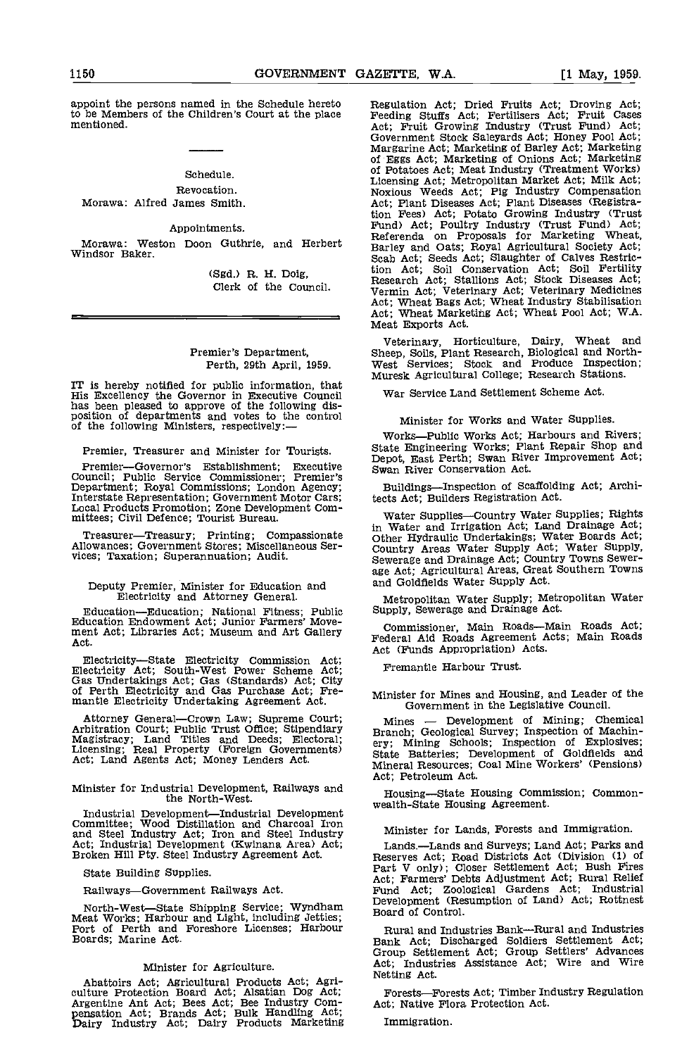appoint the persons named in the Schedule hereto to be Members of the Children's Court at the place mentioned.

---

Schedule.

Revocation.

Morawa: Alfred James Smith.

Appointments.

Morawa: Weston Doon Guthrie, and Herbert Windsor Baker.

(Sgd.) R. H. Doig,
Clerk of the Council.

---

Premier's Department,
Perth, 29th April, 1959.

IT is hereby notified for public information, that His Excellency the Governor in Executive Council has been pleased to approve of the following disposition of departments and votes to the control of the following Ministers, respectively:—

### Premier, Treasurer and Minister for Tourists.

Premier—Governor's Establishment; Executive Council; Public Service Commissioner; Premier's Department; Royal Commissions; London Agency; Interstate Representation; Government Motor Cars; Local Products Promotion; Zone Development Committees; Civil Defence; Tourist Bureau.

Treasurer—Treasury; Printing; Compassionate Allowances; Government Stores; Miscellaneous Services; Taxation; Superannuation; Audit.

### Deputy Premier, Minister for Education and Electricity and Attorney General.

Education—Education; National Fitness; Public Education Endowment Act; Junior Farmers' Movement Act; Libraries Act; Museum and Art Gallery Act.

Electricity—State Electricity Commission Act; Electricity Act; South-West Power Scheme Act; Gas Undertakings Act; Gas (Standards) Act; City of Perth Electricity and Gas Purchase Act; Fremantle Electricity Undertaking Agreement Act.

Attorney General—Crown Law; Supreme Court; Arbitration Court; Public Trust Office; Stipendiary Magistracy; Land Titles and Deeds; Electoral; Licensing; Real Property (Foreign Governments) Act; Land Agents Act; Money Lenders Act.

### Minister for Industrial Development, Railways and the North-West.

Industrial Development—Industrial Development Committee; Wood Distillation and Charcoal Iron and Steel Industry Act; Iron and Steel Industry Act; Industrial Development (Kwinana Area) Act; Broken Hill Pty. Steel Industry Agreement Act.

State Building Supplies.

Railways—Government Railways Act.

North-West—State Shipping Service; Wyndham Meat Works; Harbour and Light, including Jetties; Port of Perth and Foreshore Licenses; Harbour Boards; Marine Act.

### Minister for Agriculture.

Abattoirs Act; Agricultural Products Act; Agriculture Protection Board Act; Alsatian Dog Act; Argentine Ant Act; Bees Act; Bee Industry Compensation Act; Brands Act; Bulk Handling Act; Dairy Industry Act; Dairy Products Marketing Regulation Act; Dried Fruits Act; Droving Act; Feeding Stuffs Act; Fertilisers Act; Fruit Cases Act; Fruit Growing Industry (Trust Fund) Act; Government Stock Saleyards Act; Honey Pool Act; Margarine Act; Marketing of Barley Act; Marketing of Eggs Act; Marketing of Onions Act; Marketing of Potatoes Act; Meat Industry (Treatment Works) Licensing Act; Metropolitan Market Act; Milk Act; Noxious Weeds Act; Pig Industry Compensation Act; Plant Diseases Act; Plant Diseases (Registration Fees) Act; Potato Growing Industry (Trust Fund) Act; Poultry Industry (Trust Fund) Act; Referenda on Proposals for Marketing Wheat, Barley and Oats; Royal Agricultural Society Act; Scab Act; Seeds Act; Slaughter of Calves Restriction Act; Soil Conservation Act; Soil Fertility Research Act; Stallions Act; Stock Diseases Act; Vermin Act; Veterinary Act; Veterinary Medicines Act; Wheat Bags Act; Wheat Industry Stabilisation Act; Wheat Marketing Act; Wheat Pool Act; W.A. Meat Exports Act.

Veterinary, Horticulture, Dairy, Wheat and Sheep, Soils, Plant Research, Biological and North-West Services; Stock and Produce Inspection; Muresk Agricultural College; Research Stations.

War Service Land Settlement Scheme Act.

### Minister for Works and Water Supplies.

Works—Public Works Act; Harbours and Rivers; State Engineering Works; Plant Repair Shop and Depot, East Perth; Swan River Improvement Act; Swan River Conservation Act.

Buildings—Inspection of Scaffolding Act; Architects Act; Builders Registration Act.

Water Supplies—Country Water Supplies; Rights in Water and Irrigation Act; Land Drainage Act; Other Hydraulic Undertakings; Water Boards Act; Country Areas Water Supply Act; Water Supply, Sewerage and Drainage Act; Country Towns Sewerage Act; Agricultural Areas, Great Southern Towns and Goldfields Water Supply Act.

Metropolitan Water Supply; Metropolitan Water Supply, Sewerage and Drainage Act.

Commissioner, Main Roads—Main Roads Act; Federal Aid Roads Agreement Acts; Main Roads Act (Funds Appropriation) Acts.

Fremantle Harbour Trust.

### Minister for Mines and Housing, and Leader of the Government in the Legislative Council.

Mines — Development of Mining; Chemical Branch; Geological Survey; Inspection of Machinery; Mining Schools; Inspection of Explosives; State Batteries; Development of Goldfields and Mineral Resources; Coal Mine Workers' (Pensions) Act; Petroleum Act.

Housing—State Housing Commission; Commonwealth-State Housing Agreement.

### Minister for Lands, Forests and Immigration.

Lands.—Lands and Surveys; Land Act; Parks and Reserves Act; Road Districts Act (Division (1) of Part V only); Closer Settlement Act; Bush Fires Act; Farmers' Debts Adjustment Act; Rural Relief Fund Act; Zoological Gardens Act; Industrial Development (Resumption of Land) Act; Rottnest Board of Control.

Rural and Industries Bank—Rural and Industries Bank Act; Discharged Soldiers Settlement Act; Group Settlement Act; Group Settlers' Advances Act; Industries Assistance Act; Wire and Wire Netting Act.

Forests—Forests Act; Timber Industry Regulation Act; Native Flora Protection Act.

Immigration.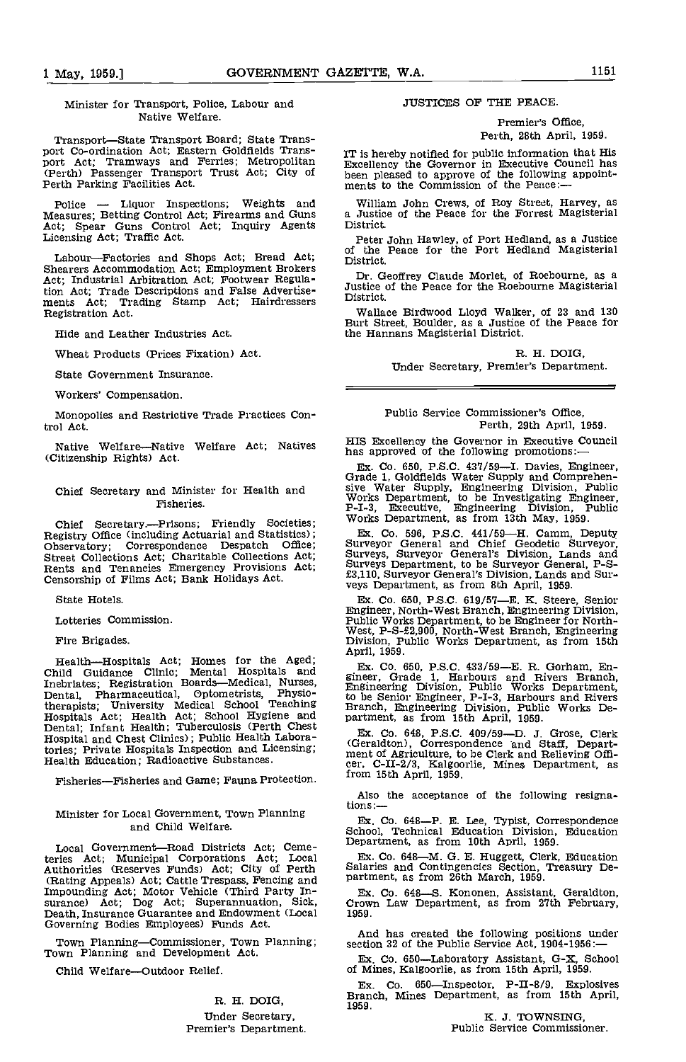### Minister for Transport, Police, Labour and Native Welfare.

Transport—State Transport Board; State Transport Co-ordination Act; Eastern Goldfields Transport Act; Tramways and Ferries; Metropolitan (Perth) Passenger Transport Trust Act; City of Perth Parking Facilities Act.

Police — Liquor Inspections; Weights and Measures; Betting Control Act; Firearms and Guns Act; Spear Guns Control Act; Inquiry Agents Licensing Act; Traffic Act.

Labour—Factories and Shops Act; Bread Act; Shearers Accommodation Act; Employment Brokers Act; Industrial Arbitration Act; Footwear Regulation Act; Trade Descriptions and False Advertisements Act; Trading Stamp Act; Hairdressers Registration Act.

Hide and Leather Industries Act.

Wheat Products (Prices Fixation) Act.

State Government Insurance.

Workers' Compensation.

Monopolies and Restrictive Trade Practices Control Act.

Native Welfare—Native Welfare Act; Natives (Citizenship Rights) Act.

### Chief Secretary and Minister for Health and Fisheries.

Chief Secretary.—Prisons; Friendly Societies; Registry Office (including Actuarial and Statistics); Observatory; Correspondence Despatch Office; Street Collections Act; Charitable Collections Act; Rents and Tenancies Emergency Provisions Act; Censorship of Films Act; Bank Holidays Act.

State Hotels.

Lotteries Commission.

Fire Brigades.

Health—Hospitals Act; Homes for the Aged; Child Guidance Clinic; Mental Hospitals and Inebriates; Registration Boards—Medical, Nurses, Dental, Pharmaceutical, Optometrists, Physiotherapists; University Medical School Teaching Hospitals Act; Health Act; School Hygiene and Dental; Infant Health; Tuberculosis (Perth Chest Hospital and Chest Clinics); Public Health Laboratories; Private Hospitals Inspection and Licensing; Health Education; Radioactive Substances.

Fisheries—Fisheries and Game; Fauna Protection.

### Minister for Local Government, Town Planning and Child Welfare.

Local Government—Road Districts Act; Cemeteries Act; Municipal Corporations Act; Local Authorities (Reserves Funds) Act; City of Perth (Rating Appeals) Act; Cattle Trespass, Fencing and Impounding Act; Motor Vehicle (Third Party Insurance) Act; Dog Act; Superannuation, Sick, Death, Insurance Guarantee and Endowment (Local Governing Bodies Employees) Funds Act.

Town Planning—Commissioner, Town Planning; Town Planning and Development Act.

Child Welfare—Outdoor Relief.

R. H. DOIG,
Under Secretary,
Premier's Department.

## JUSTICES OF THE PEACE.

Premier's Office,
Perth, 28th April, 1959.

IT is hereby notified for public information that His Excellency the Governor in Executive Council has been pleased to approve of the following appointments to the Commission of the Peace:—

William John Crews, of Roy Street, Harvey, as a Justice of the Peace for the Forrest Magisterial District.

Peter John Hawley, of Port Hedland, as a Justice of the Peace for the Port Hedland Magisterial District.

Dr. Geoffrey Claude Morlet, of Roebourne, as a Justice of the Peace for the Roebourne Magisterial District.

Wallace Birdwood Lloyd Walker, of 23 and 130 Burt Street, Boulder, as a Justice of the Peace for the Hannans Magisterial District.

R. H. DOIG,
Under Secretary, Premier's Department.

---

Public Service Commissioner's Office,
Perth, 29th April, 1959.

HIS Excellency the Governor in Executive Council has approved of the following promotions:—

Ex. Co. 650, P.S.C. 437/59—I. Davies, Engineer, Grade 1, Goldfields Water Supply and Comprehensive Water Supply, Engineering Division, Public Works Department, to be Investigating Engineer, P-I-3, Executive, Engineering Division, Public Works Department, as from 13th May, 1959.

Ex. Co. 596, P.S.C. 441/59—H. Camm, Deputy Surveyor General and Chief Geodetic Surveyor, Surveys, Surveyor General's Division, Lands and Surveys Department, to be Surveyor General, P-S-£3,110, Surveyor General's Division, Lands and Surveys Department, as from 8th April, 1959.

Ex. Co. 650, P.S.C. 619/57—E. K. Steere, Senior Engineer, North-West Branch, Engineering Division, Public Works Department, to be Engineer for North-West, P-S-£2,900, North-West Branch, Engineering Division, Public Works Department, as from 15th April, 1959.

Ex. Co. 650, P.S.C. 433/59—E. R. Gorham, Engineer, Grade 1, Harbours and Rivers Branch, Engineering Division, Public Works Department, to be Senior Engineer, P-I-3, Harbours and Rivers Branch, Engineering Division, Public Works Department, as from 15th April, 1959.

Ex. Co. 648, P.S.C. 409/59—D. J. Grose, Clerk (Geraldton), Correspondence and Staff, Department of Agriculture, to be Clerk and Relieving Officer, C-II-2/3, Kalgoorlie, Mines Department, as from 15th April, 1959.

Also the acceptance of the following resignations:—

Ex. Co. 648—P. E. Lee, Typist, Correspondence School, Technical Education Division, Education Department, as from 10th April, 1959.

Ex. Co. 648—M. G. E. Huggett, Clerk, Education Salaries and Contingencies Section, Treasury Department, as from 26th March, 1959.

Ex. Co. 648—S. Kononen, Assistant, Geraldton, Crown Law Department, as from 27th February, 1959.

And has created the following positions under section 32 of the Public Service Act, 1904-1956:—

Ex. Co. 650—Laboratory Assistant, G-X, School of Mines, Kalgoorlie, as from 15th April, 1959.

Ex. Co. 650—Inspector, P-II-8/9, Explosives Branch, Mines Department, as from 15th April, 1959.

K. J. TOWNSING,
Public Service Commissioner.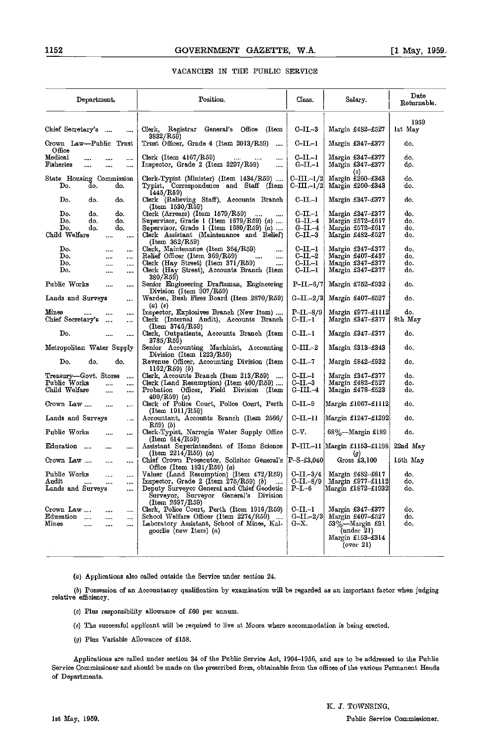## VACANCIES IN THE PUBLIC SERVICE

| Department. | Position. | Class. | Salary. | Date Returnable. |
|---|---|---|---|---|
| | | | | 1959 |
| Chief Secretary's .... .... | Clerk, Registrar General's Office (Item 3832/R59) | C-II.-3 | Margin £482-£527 | 1st May |
| Crown Law—Public Trust Office | Trust Officer, Grade 4 (Item 2013/R59) .... | C-II.-1 | Margin £347-£377 | do. |
| Medical .... .... .... | Clerk (Item 4167/R59) .... .... .... | C-II.-1 | Margin £347-£377 | do. |
| Fisheries .... .... .... | Inspector, Grade 2 (Item 3297/R59) .... | G-II.-1 | Margin £347-£377 (c) | do. |
| State Housing Commission | Clerk-Typist (Minister) (Item 1434/R59) .... | C-III.-1/2 | Margin £260-£343 | do. |
| Do. do. do. | Typist, Correspondence and Staff (Item 1445/R59) | C-III.-1/2 | Margin £260-£343 | do. |
| Do. do. do. | Clerk (Relieving Staff), Accounts Branch (Item 1530/R59) | C-II.-1 | Margin £347-£377 | do. |
| Do. do. do. | Clerk (Arrears) (Item 1579/R59) .... .... | C-II.-1 | Margin £347-£377 | do. |
| Do. do. do. | Supervisor, Grade 1 (Item 1679/R59) (a) .... | G-II.-4 | Margin £572-£617 | do. |
| Do. do. do. | Supervisor, Grade 1 (Item 1680/R59) (a) .... | G-II.-4 | Margin £572-£617 | do. |
| Child Welfare .... .... | Clerk Assistant (Maintenance and Relief) (Item 362/R59) | C-II.-3 | Margin £482-£527 | do. |
| Do. .... .... | Clerk, Maintenance (Item 364/R59) .... | C-II.-1 | Margin £347-£377 | do. |
| Do. .... .... | Relief Officer (Item 369/R59) .... .... | C-II.-2 | Margin £407-£437 | do. |
| Do. .... .... | Clerk (Hay Street) (Item 371/R59) .... | C-II.-1 | Margin £347-£377 | do. |
| Do. .... .... | Clerk (Hay Street), Accounts Branch (Item 380/R59) | C-II.-1 | Margin £347-£377 | do. |
| Public Works .... .... | Senior Engineering Draftsman, Engineering Division (Item 907/R59) | P-II.-6/7 | Margin £752-£932 | do. |
| Lands and Surveys .... | Warden, Bush Fires Board (Item 2870/R59) (a) (e) | G-II.-2/3 | Margin £407-£527 | do. |
| Mines .... .... .... | Inspector, Explosives Branch (New Item) .... | P-II.-8/9 | Margin £977-£1112 | do. |
| Chief Secretary's .... .... | Clerk (Internal Audit), Accounts Branch (Item 3746/R59) | C-II.-1 | Margin £347-£377 | 8th May |
| Do. .... .... | Clerk, Outpatients, Accounts Branch (Item 3785/R59) | C-II.-1 | Margin £347-£377 | do. |
| Metropolitan Water Supply | Senior Accounting Machinist, Accounting Division (Item 1223/R59) | C-III.-2 | Margin £313-£343 | do. |
| Do. do. do. | Revenue Officer, Accounting Division (Item 1162/R59) (b) | C-II.-7 | Margin £842-£932 | do. |
| Treasury—Govt. Stores .... | Clerk, Accounts Branch (Item 213/R59) .... | C-II.-1 | Margin £347-£377 | do. |
| Public Works .... .... | Clerk (Land Resumption) (Item 460/R59) .... | C-II.-3 | Margin £482-£527 | do. |
| Child Welfare .... .... | Probation Officer, Field Division (Item 400/R59) (a) | G-III.-4 | Margin £478-£523 | do. |
| Crown Law .... .... .... | Clerk of Police Court, Police Court, Perth (Item 1911/R59) | C-II.-9 | Margin £1067-£1112 | do. |
| Lands and Surveys .... | Accountant, Accounts Branch (Item 2566/R59) (b) | C-II.-11 | Margin £1247-£1292 | do. |
| Public Works .... .... | Clerk-Typist, Narrogin Water Supply Office (Item 614/R59) | C-V. | 68%—Margin £189 | do. |
| Education .... .... .... | Assistant Superintendent of Home Science (Item 2214/R59) (a) | P-III.-11 | Margin £1153-£1198 (g) | 22nd May |
| Crown Law .... .... .... | Chief Crown Prosecutor, Solicitor General's Office (Item 1831/R59) (a) | P-S-£3,040 | Gross £3,100 | 15th May |
| Public Works .... .... | Valuer (Land Resumption) (Item 472/R59) | C-II.-3/4 | Margin £482-£617 | do. |
| Audit .... .... .... | Inspector, Grade 2 (Item 275/R59) (b) .... | C-II.-8/9 | Margin £977-£1112 | do. |
| Lands and Surveys .... | Deputy Surveyor General and Chief Geodetic Surveyor, Surveyor General's Division (Item 2697/R59) | P-I.-6 | Margin £1872-£1932 | do. |
| Crown Law .... .... .... | Clerk, Police Court, Perth (Item 1916/R59) | C-II.-1 | Margin £347-£377 | do. |
| Education .... .... .... | School Welfare Officer (Item 2274/R59) .... | G-II.-2/3 | Margin £407-£527 | do. |
| Mines .... .... .... | Laboratory Assistant, School of Mines, Kalgoorlie (new Item) (a) | G-X. | 53%—Margin £91 (under 21) Margin £153-£314 (over 21) | do. |

(a) Applications also called outside the Service under section 24.

(b) Possession of an Accountancy qualification by examination will be regarded as an important factor when judging relative efficiency.

(c) Plus responsibility allowance of £60 per annum.

(e) The successful applicant will be required to live at Moora where accommodation is being erected.

(g) Plus Variable Allowance of £158.

Applications are called under section 34 of the Public Service Act, 1904-1956, and are to be addressed to the Public Service Commissioner and should be made on the prescribed form, obtainable from the offices of the various Permanent Heads of Departments.

K. J. TOWNSING,
Public Service Commissioner.

1st May, 1959.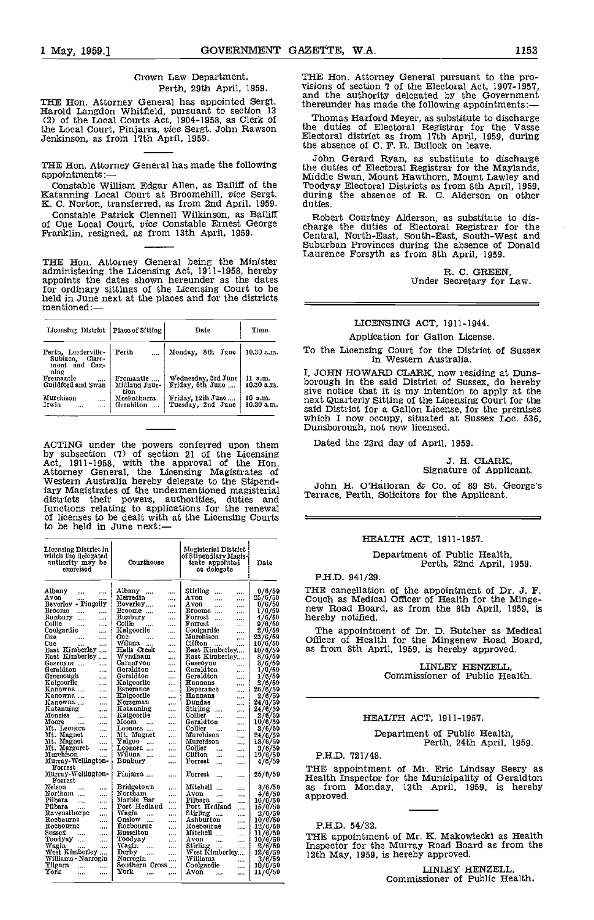Crown Law Department,
Perth, 29th April, 1959.

THE Hon. Attorney General has appointed Sergt. Harold Langdon Whitfield, pursuant to section 13 (2) of the Local Courts Act, 1904-1958, as Clerk of the Local Court, Pinjarra, vice Sergt. John Rawson Jenkinson, as from 17th April, 1959.

---

THE Hon. Attorney General has made the following appointments:—

Constable William Edgar Allen, as Bailiff of the Katanning Local Court at Broomehill, vice Sergt. K. C. Norton, transferred, as from 2nd April, 1959.

Constable Patrick Clennell Wilkinson, as Bailiff of Cue Local Court, vice Constable Ernest George Franklin, resigned, as from 13th April, 1959.

---

THE Hon. Attorney General being the Minister administering the Licensing Act, 1911-1958, hereby appoints the dates shown hereunder as the dates for ordinary sittings of the Licensing Court to be held in June next at the places and for the districts mentioned:—

| Licensing District | Place of Sitting | Date | Time |
|---|---|---|---|
| Perth, Leederville-Subiaco, Claremont and Canning | Perth | Monday, 8th June | 10.30 a.m. |
| Fremantle | Fremantle | Wednesday, 3rd June | 11 a.m. |
| Guildford and Swan | Midland Junction | Friday, 5th June | 10.30 a.m. |
| Murchison | Meekatharra | Friday, 12th June | 10 a.m. |
| Irwin | Geraldton | Tuesday, 2nd June | 10.30 a.m. |

---

ACTING under the powers conferred upon them by subsection (7) of section 21 of the Licensing Act, 1911-1958, with the approval of the Hon. Attorney General, the Licensing Magistrates of Western Australia hereby delegate to the Stipendiary Magistrates of the undermentioned magisterial districts their powers, authorities, duties and functions relating to applications for the renewal of licenses to be dealt with at the Licensing Courts to be held in June next:—

| Licensing District in which the delegated authority may be exercised | Courthouse | Magisterial District of Stipendiary Magistrate appointed as delegate | Date |
|---|---|---|---|
| Albany | Albany | Stirling | 9/6/59 |
| Avon | Merredin | Avon | 25/6/59 |
| Beverley - Pingelly | Beverley | Avon | 9/6/59 |
| Broome | Broome | Broome | 1/6/59 |
| Bunbury | Bunbury | Forrest | 4/6/59 |
| Collie | Collie | Forrest | 9/6/59 |
| Coolgardie | Kalgoorlie | Coolgardie | 2/6/59 |
| Cue | Cue | Murchison | 23/6/59 |
| Cue | Wiluna | Clifton | 10/6/59 |
| East Kimberley | Halls Creek | East Kimberley | 10/6/59 |
| East Kimberley | Wyndham | East Kimberley | 8/6/59 |
| Gascoyne | Carnarvon | Gascoyne | 3/6/59 |
| Geraldton | Geraldton | Geraldton | 1/6/59 |
| Greenough | Geraldton | Geraldton | 1/6/59 |
| Kalgoorlie | Kalgoorlie | Hannans | 2/6/59 |
| Kanowna | Esperance | Esperance | 26/6/59 |
| Kanowna | Kalgoorlie | Hannans | 2/6/59 |
| Kanowna | Norseman | Dundas | 24/6/59 |
| Katanning | Katanning | Stirling | 24/6/59 |
| Menzies | Kalgoorlie | Collier | 2/6/59 |
| Moore | Moora | Geraldton | 10/6/59 |
| Mt. Leonora | Leonora | Collier | 3/6/59 |
| Mt. Magnet | Mt. Magnet | Murchison | 24/6/59 |
| Mt. Magnet | Yalgoo | Murchison | 18/6/59 |
| Mt. Margaret | Leonora | Collier | 3/6/59 |
| Murchison | Wiluna | Clifton | 10/6/59 |
| Murray-Wellington-Forrest | Bunbury | Forrest | 4/6/59 |
| Murray-Wellington-Forrest | Pinjarra | Forrest | 25/6/59 |
| Nelson | Bridgetown | Mitchell | 3/6/59 |
| Northam | Northam | Avon | 4/6/59 |
| Pilbara | Marble Bar | Pilbara | 16/6/59 |
| Pilbara | Port Hedland | Port Hedland | 15/6/59 |
| Ravensthorpe | Wagin | Stirling | 2/6/59 |
| Roebourne | Onslow | Ashburton | 10/6/59 |
| Roebourne | Roebourne | Roebourne | 12/6/59 |
| Sussex | Busselton | Mitchell | 11/6/59 |
| Toodyay | Toodyay | Avon | 10/6/59 |
| Wagin | Wagin | Stirling | 2/6/59 |
| West Kimberley | Derby | West Kimberley | 12/6/59 |
| Williams - Narrogin | Narrogin | Williams | 3/6/59 |
| Yilgarn | Southern Cross | Coolgardie | 10/6/59 |
| York | York | Avon | 11/6/59 |

THE Hon. Attorney General pursuant to the provisions of section 7 of the Electoral Act, 1907-1957, and the authority delegated by the Government thereunder has made the following appointments:—

Thomas Harford Meyer, as substitute to discharge the duties of Electoral Registrar for the Vasse Electoral district as from 17th April, 1959, during the absence of C. F. R. Bullock on leave.

John Gerard Ryan, as substitute to discharge the duties of Electoral Registrar for the Maylands, Middle Swan, Mount Hawthorn, Mount Lawley and Toodyay Electoral Districts as from 8th April, 1959, during the absence of R. C. Alderson on other duties.

Robert Courtney Alderson, as substitute to discharge the duties of Electoral Registrar for the Central, North-East, South-East, South-West and Suburban Provinces during the absence of Donald Laurence Forsyth as from 8th April, 1959.

R. C. GREEN,
Under Secretary for Law.

---

## LICENSING ACT, 1911-1944.

Application for Gallon License.

To the Licensing Court for the District of Sussex in Western Australia.

I, JOHN HOWARD CLARK, now residing at Dunsborough in the said District of Sussex, do hereby give notice that it is my intention to apply at the next Quarterly Sitting of the Licensing Court for the said District for a Gallon License, for the premises which I now occupy, situated at Sussex Loc. 536, Dunsborough, not now licensed.

Dated the 23rd day of April, 1959.

J. H. CLARK,
Signature of Applicant.

John H. O'Halloran & Co. of 89 St. George's Terrace, Perth, Solicitors for the Applicant.

---

## HEALTH ACT, 1911-1957.

Department of Public Health,
Perth, 22nd April, 1959.

P.H.D. 941/29.

THE cancellation of the appointment of Dr. J. F. Couch as Medical Officer of Health for the Mingenew Road Board, as from the 8th April, 1959, is hereby notified.

The appointment of Dr. D. Butcher as Medical Officer of Health for the Mingenew Road Board, as from 8th April, 1959, is hereby approved.

LINLEY HENZELL,
Commissioner of Public Health.

---

## HEALTH ACT, 1911-1957.

Department of Public Health,
Perth, 24th April, 1959.

P.H.D. 721/48.

THE appointment of Mr. Eric Lindsay Seery as Health Inspector for the Municipality of Geraldton as from Monday, 13th April, 1959, is hereby approved.

---

P.H.D. 54/32.

THE appointment of Mr. K. Makowiecki as Health Inspector for the Murray Road Board as from the 12th May, 1959, is hereby approved.

LINLEY HENZELL,
Commissioner of Public Health.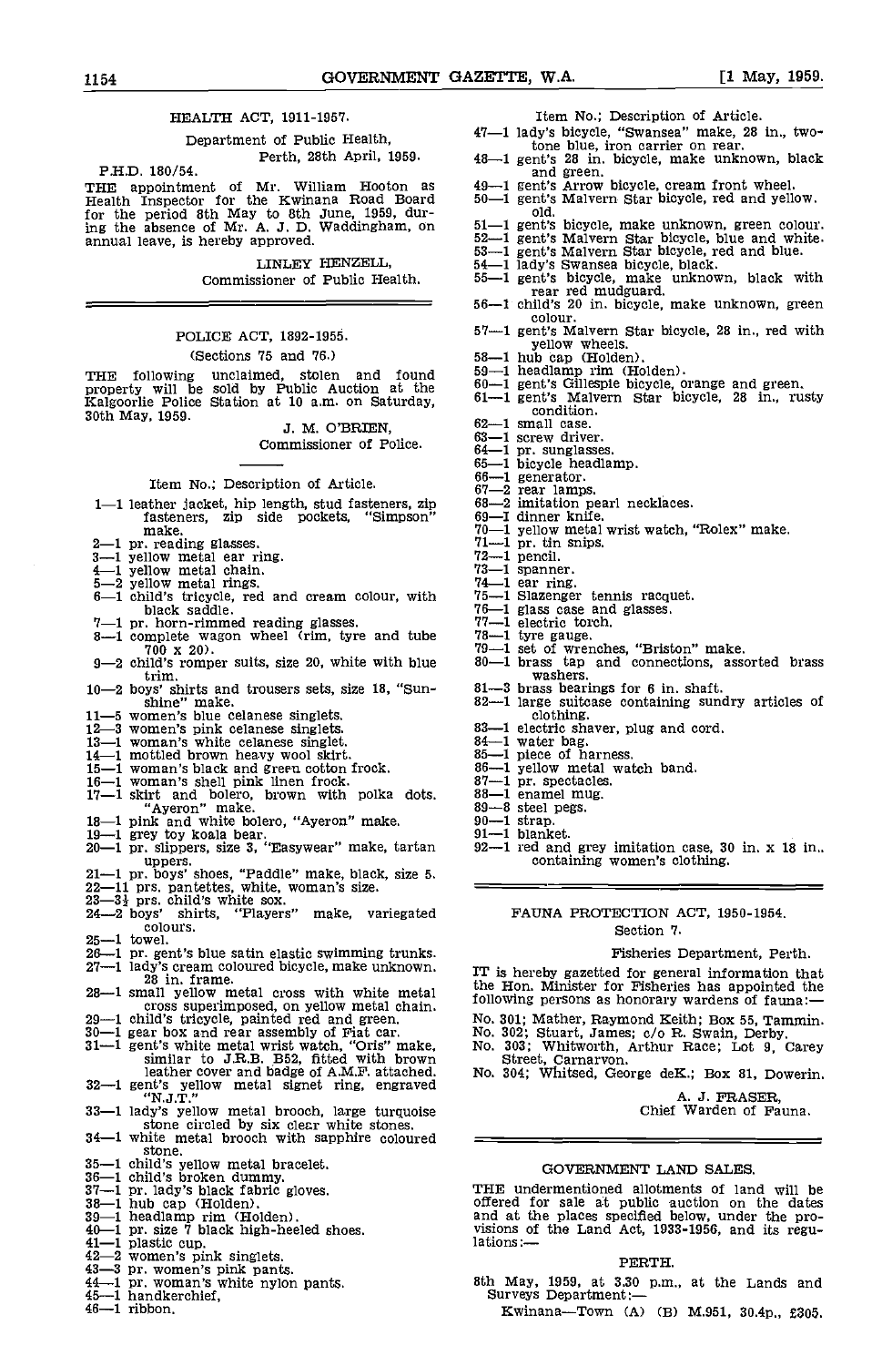## HEALTH ACT, 1911-1957.

Department of Public Health,
Perth, 28th April, 1959.

P.H.D. 180/54.

THE appointment of Mr. William Hooton as Health Inspector for the Kwinana Road Board for the period 8th May to 8th June, 1959, during the absence of Mr. A. J. D. Waddingham, on annual leave, is hereby approved.

LINLEY HENZELL,
Commissioner of Public Health.

---

## POLICE ACT, 1892-1955.

(Sections 75 and 76.)

THE following unclaimed, stolen and found property will be sold by Public Auction at the Kalgoorlie Police Station at 10 a.m. on Saturday, 30th May, 1959.

J. M. O'BRIEN,
Commissioner of Police.

---

Item No.; Description of Article.

1—1 leather jacket, hip length, stud fasteners, zip fasteners, zip side pockets, "Simpson" make.
2—1 pr. reading glasses.
3—1 yellow metal ear ring.
4—1 yellow metal chain.
5—2 yellow metal rings.
6—1 child's tricycle, red and cream colour, with black saddle.
7—1 pr. horn-rimmed reading glasses.
8—1 complete wagon wheel (rim, tyre and tube 700 x 20).
9—2 child's romper suits, size 20, white with blue trim.
10—2 boys' shirts and trousers sets, size 18, "Sunshine" make.
11—5 women's blue celanese singlets.
12—3 women's pink celanese singlets.
13—1 woman's white celanese singlet.
14—1 mottled brown heavy wool skirt.
15—1 woman's black and green cotton frock.
16—1 woman's shell pink linen frock.
17—1 skirt and bolero, brown with polka dots. "Ayeron" make.
18—1 pink and white bolero, "Ayeron" make.
19—1 grey toy koala bear.
20—1 pr. slippers, size 3, "Easywear" make, tartan uppers.
21—1 pr. boys' shoes, "Paddle" make, black, size 5.
22—11 prs. pantettes, white, woman's size.
23—3½ prs. child's white sox.
24—2 boys' shirts, "Players" make, variegated colours.
25—1 towel.
26—1 pr. gent's blue satin elastic swimming trunks.
27—1 lady's cream coloured bicycle, make unknown, 28 in. frame.
28—1 small yellow metal cross with white metal cross superimposed, on yellow metal chain.
29—1 child's tricycle, painted red and green.
30—1 gear box and rear assembly of Fiat car.
31—1 gent's white metal wrist watch, "Oris" make, similar to J.R.B. B52, fitted with brown leather cover and badge of A.M.F. attached.
32—1 gent's yellow metal signet ring, engraved "N.J.T."
33—1 lady's yellow metal brooch, large turquoise stone circled by six clear white stones.
34—1 white metal brooch with sapphire coloured stone.
35—1 child's yellow metal bracelet.
36—1 child's broken dummy.
37—1 pr. lady's black fabric gloves.
38—1 hub cap (Holden).
39—1 headlamp rim (Holden).
40—1 pr. size 7 black high-heeled shoes.
41—1 plastic cup.
42—2 women's pink singlets.
43—3 pr. women's pink pants.
44—1 pr. woman's white nylon pants.
45—1 handkerchief,
46—1 ribbon.

Item No.; Description of Article.

47—1 lady's bicycle, "Swansea" make, 28 in., two-tone blue, iron carrier on rear.
48—1 gent's 28 in. bicycle, make unknown, black and green.
49—1 gent's Arrow bicycle, cream front wheel.
50—1 gent's Malvern Star bicycle, red and yellow, old.
51—1 gent's bicycle, make unknown, green colour.
52—1 gent's Malvern Star bicycle, blue and white.
53—1 gent's Malvern Star bicycle, red and blue.
54—1 lady's Swansea bicycle, black.
55—1 gent's bicycle, make unknown, black with rear red mudguard.
56—1 child's 20 in. bicycle, make unknown, green colour.
57—1 gent's Malvern Star bicycle, 28 in., red with yellow wheels.
58—1 hub cap (Holden).
59—1 headlamp rim (Holden).
60—1 gent's Gillespie bicycle, orange and green.
61—1 gent's Malvern Star bicycle, 28 in., rusty condition.
62—1 small case.
63—1 screw driver.
64—1 pr. sunglasses.
65—1 bicycle headlamp.
66—1 generator.
67—2 rear lamps.
68—2 imitation pearl necklaces.
69—1 dinner knife.
70—1 yellow metal wrist watch, "Rolex" make.
71—1 pr. tin snips.
72—1 pencil.
73—1 spanner.
74—1 ear ring.
75—1 Slazenger tennis racquet.
76—1 glass case and glasses.
77—1 electric torch.
78—1 tyre gauge.
79—1 set of wrenches, "Briston" make.
80—1 brass tap and connections, assorted brass washers.
81—3 brass bearings for 6 in. shaft.
82—1 large suitcase containing sundry articles of clothing.
83—1 electric shaver, plug and cord.
84—1 water bag.
85—1 piece of harness.
86—1 yellow metal watch band.
87—1 pr. spectacles.
88—1 enamel mug.
89—8 steel pegs.
90—1 strap.
91—1 blanket.
92—1 red and grey imitation case, 30 in. x 18 in., containing women's clothing.

---

## FAUNA PROTECTION ACT, 1950-1954.

Section 7.

Fisheries Department, Perth.

IT is hereby gazetted for general information that the Hon. Minister for Fisheries has appointed the following persons as honorary wardens of fauna:—

No. 301; Mather, Raymond Keith; Box 55, Tammin.
No. 302; Stuart, James; c/o R. Swain, Derby.
No. 303; Whitworth, Arthur Race; Lot 9, Carey Street, Carnarvon.
No. 304; Whitsed, George deK.; Box 81, Dowerin.

A. J. FRASER,
Chief Warden of Fauna.

---

## GOVERNMENT LAND SALES.

THE undermentioned allotments of land will be offered for sale at public auction on the dates and at the places specified below, under the provisions of the Land Act, 1933-1956, and its regulations:—

### PERTH.

8th May, 1959, at 3.30 p.m., at the Lands and Surveys Department:—

Kwinana—Town (A) (B) M.951, 30.4p., £305.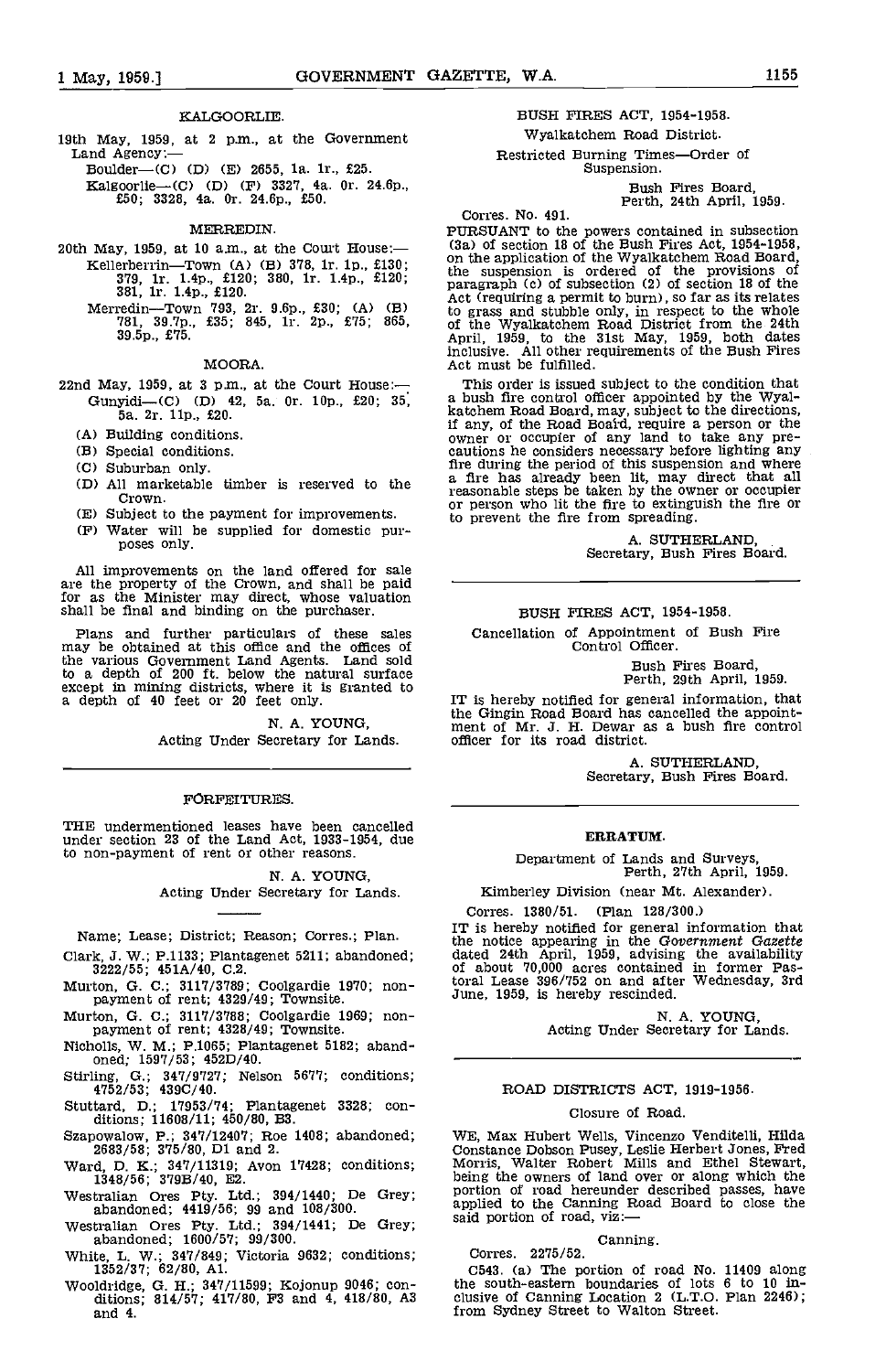KALGOORLIE.

19th May, 1959, at 2 p.m., at the Government Land Agency:—

Boulder—(C) (D) (E) 2655, 1a. 1r., £25.

Kalgoorlie—(C) (D) (F) 3327, 4a. 0r. 24.6p., £50; 3328, 4a. 0r. 24.6p., £50.

MERREDIN.

20th May, 1959, at 10 a.m., at the Court House:—

Kellerberrin—Town (A) (B) 378, 1r. 1p., £130; 379, 1r. 1.4p., £120; 380, 1r. 1.4p., £120; 381, 1r. 1.4p., £120.

Merredin—Town 793, 2r. 9.6p., £30; (A) (B) 781, 39.7p., £35; 845, 1r. 2p., £75; 865, 39.5p., £75.

MOORA.

22nd May, 1959, at 3 p.m., at the Court House:—

Gunyidi—(C) (D) 42, 5a. 0r. 10p., £20; 35, 5a. 2r. 11p., £20.

(A) Building conditions.
(B) Special conditions.
(C) Suburban only.
(D) All marketable timber is reserved to the Crown.
(E) Subject to the payment for improvements.
(F) Water will be supplied for domestic purposes only.

All improvements on the land offered for sale are the property of the Crown, and shall be paid for as the Minister may direct, whose valuation shall be final and binding on the purchaser.

Plans and further particulars of these sales may be obtained at this office and the offices of the various Government Land Agents. Land sold to a depth of 200 ft. below the natural surface except in mining districts, where it is granted to a depth of 40 feet or 20 feet only.

N. A. YOUNG,
Acting Under Secretary for Lands.

---

FORFEITURES.

THE undermentioned leases have been cancelled under section 23 of the Land Act, 1933-1954, due to non-payment of rent or other reasons.

N. A. YOUNG,
Acting Under Secretary for Lands.

Name; Lease; District; Reason; Corres.; Plan.

Clark, J. W.; P.1133; Plantagenet 5211; abandoned; 3222/55; 451A/40, C.2.

Murton, G. C.; 3117/3789; Coolgardie 1970; non-payment of rent; 4329/49; Townsite.

Murton, G. C.; 3117/3788; Coolgardie 1969; non-payment of rent; 4328/49; Townsite.

Nicholls, W. M.; P.1065; Plantagenet 5182; abandoned; 1597/53; 452D/40.

Stirling, G.; 347/9727; Nelson 5677; conditions; 4752/53; 439C/40.

Stuttard, D.; 17953/74; Plantagenet 3328; conditions; 11608/11; 450/80, B3.

Szapowalow, P.; 347/12407; Roe 1408; abandoned; 2683/58; 375/80, D1 and 2.

Ward, D. K.; 347/11319; Avon 17428; conditions; 1348/56; 379B/40, E2.

Westralian Ores Pty. Ltd.; 394/1440; De Grey; abandoned; 4419/56; 99 and 108/300.

Westralian Ores Pty. Ltd.; 394/1441; De Grey; abandoned; 1600/57; 99/300.

White, L. W.; 347/849; Victoria 9632; conditions; 1352/37; 62/80, A1.

Wooldridge, G. H.; 347/11599; Kojonup 9046; conditions; 814/57; 417/80, F3 and 4, 418/80, A3 and 4.

---

BUSH FIRES ACT, 1954-1958.

Wyalkatchem Road District.

Restricted Burning Times—Order of Suspension.

Bush Fires Board,
Perth, 24th April, 1959.

Corres. No. 491.

PURSUANT to the powers contained in subsection (3a) of section 18 of the Bush Fires Act, 1954-1958, on the application of the Wyalkatchem Road Board, the suspension is ordered of the provisions of paragraph (c) of subsection (2) of section 18 of the Act (requiring a permit to burn), so far as its relates to grass and stubble only, in respect to the whole of the Wyalkatchem Road District from the 24th April, 1959, to the 31st May, 1959, both dates inclusive. All other requirements of the Bush Fires Act must be fulfilled.

This order is issued subject to the condition that a bush fire control officer appointed by the Wyalkatchem Road Board, may, subject to the directions, if any, of the Road Board, require a person or the owner or occupier of any land to take any precautions he considers necessary before lighting any fire during the period of this suspension and where a fire has already been lit, may direct that all reasonable steps be taken by the owner or occupier or person who lit the fire to extinguish the fire or to prevent the fire from spreading.

A. SUTHERLAND,
Secretary, Bush Fires Board.

---

BUSH FIRES ACT, 1954-1958.

Cancellation of Appointment of Bush Fire Control Officer.

Bush Fires Board,
Perth, 29th April, 1959.

IT is hereby notified for general information, that the Gingin Road Board has cancelled the appointment of Mr. J. H. Dewar as a bush fire control officer for its road district.

A. SUTHERLAND,
Secretary, Bush Fires Board.

---

ERRATUM.

Department of Lands and Surveys,
Perth, 27th April, 1959.

Kimberley Division (near Mt. Alexander).

Corres. 1380/51. (Plan 128/300.)

IT is hereby notified for general information that the notice appearing in the *Government Gazette* dated 24th April, 1959, advising the availability of about 70,000 acres contained in former Pastoral Lease 396/752 on and after Wednesday, 3rd June, 1959, is hereby rescinded.

N. A. YOUNG,
Acting Under Secretary for Lands.

---

ROAD DISTRICTS ACT, 1919-1956.

Closure of Road.

WE, Max Hubert Wells, Vincenzo Venditelli, Hilda Constance Dobson Pusey, Leslie Herbert Jones, Fred Morris, Walter Robert Mills and Ethel Stewart, being the owners of land over or along which the portion of road hereunder described passes, have applied to the Canning Road Board to close the said portion of road, viz:—

Canning.

Corres. 2275/52.

C543. (a) The portion of road No. 11409 along the south-eastern boundaries of lots 6 to 10 inclusive of Canning Location 2 (L.T.O. Plan 2246); from Sydney Street to Walton Street.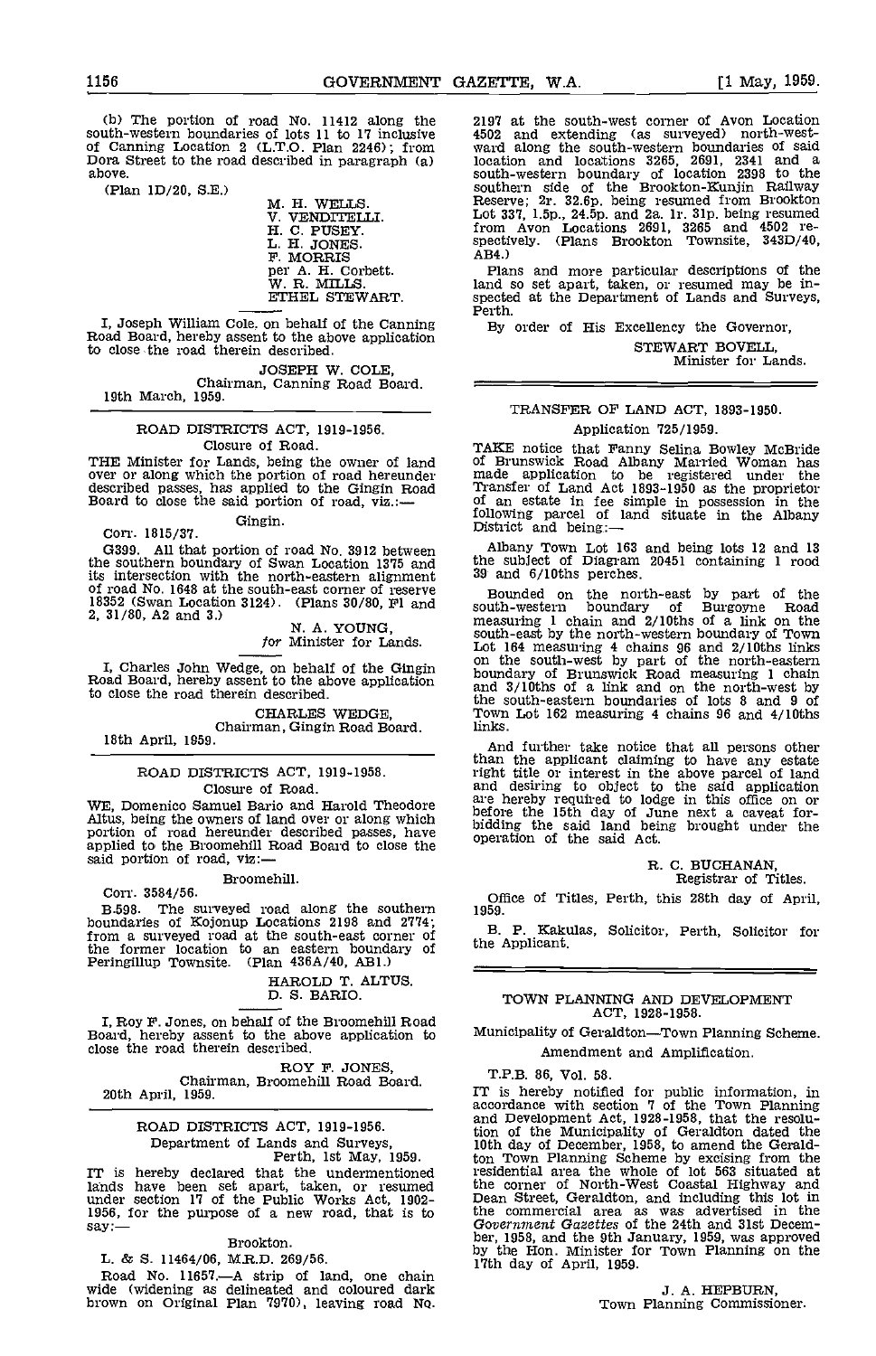(b) The portion of road No. 11412 along the south-western boundaries of lots 11 to 17 inclusive of Canning Location 2 (L.T.O. Plan 2246); from Dora Street to the road described in paragraph (a) above.

(Plan 1D/20, S.E.)

M. H. WELLS.
V. VENDITELLI.
H. C. PUSEY.
L. H. JONES.
F. MORRIS
per A. H. Corbett.
W. R. MILLS.
ETHEL STEWART.

I, Joseph William Cole, on behalf of the Canning Road Board, hereby assent to the above application to close the road therein described.

JOSEPH W. COLE,
Chairman, Canning Road Board.

19th March, 1959.

## ROAD DISTRICTS ACT, 1919-1956.

### Closure of Road.

THE Minister for Lands, being the owner of land over or along which the portion of road hereunder described passes, has applied to the Gingin Road Board to close the said portion of road, viz.:—

Gingin.

Corr. 1815/37.

G399. All that portion of road No. 3912 between the southern boundary of Swan Location 1375 and its intersection with the north-eastern alignment of road No. 1648 at the south-east corner of reserve 18352 (Swan Location 3124). (Plans 30/80, F1 and 2, 31/80, A2 and 3.)

N. A. YOUNG,
*for* Minister for Lands.

I, Charles John Wedge, on behalf of the Gingin Road Board, hereby assent to the above application to close the road therein described.

CHARLES WEDGE,
Chairman, Gingin Road Board.

18th April, 1959.

## ROAD DISTRICTS ACT, 1919-1958.

### Closure of Road.

WE, Domenico Samuel Bario and Harold Theodore Altus, being the owners of land over or along which portion of road hereunder described passes, have applied to the Broomehill Road Board to close the said portion of road, viz:—

Broomehill.

Corr. 3584/56.

B.598. The surveyed road along the southern boundaries of Kojonup Locations 2198 and 2774; from a surveyed road at the south-east corner of the former location to an eastern boundary of Peringillup Townsite. (Plan 436A/40, AB1.)

HAROLD T. ALTUS.
D. S. BARIO.

I, Roy F. Jones, on behalf of the Broomehill Road Board, hereby assent to the above application to close the road therein described.

ROY F. JONES,
Chairman, Broomehill Road Board.

20th April, 1959.

## ROAD DISTRICTS ACT, 1919-1956.

Department of Lands and Surveys,
Perth, 1st May, 1959.

IT is hereby declared that the undermentioned lands have been set apart, taken, or resumed under section 17 of the Public Works Act, 1902-1956, for the purpose of a new road, that is to say:—

Brookton.

L. & S. 11464/06, M.R.D. 269/56.

Road No. 11657.—A strip of land, one chain wide (widening as delineated and coloured dark brown on Original Plan 7970), leaving road No. 2197 at the south-west corner of Avon Location 4502 and extending (as surveyed) north-westward along the south-western boundaries of said location and locations 3265, 2691, 2341 and a south-western boundary of location 2398 to the southern side of the Brookton-Kunjin Railway Reserve; 2r. 32.6p. being resumed from Brookton Lot 337, 1.5p., 24.5p. and 2a. 1r. 31p. being resumed from Avon Locations 2691, 3265 and 4502 respectively. (Plans Brookton Townsite, 343D/40, AB4.)

Plans and more particular descriptions of the land so set apart, taken, or resumed may be inspected at the Department of Lands and Surveys, Perth.

By order of His Excellency the Governor,

STEWART BOVELL,
Minister for Lands.

## TRANSFER OF LAND ACT, 1893-1950.

### Application 725/1959.

TAKE notice that Fanny Selina Bowley McBride of Brunswick Road Albany Married Woman has made application to be registered under the Transfer of Land Act 1893-1950 as the proprietor of an estate in fee simple in possession in the following parcel of land situate in the Albany District and being:—

Albany Town Lot 163 and being lots 12 and 13 the subject of Diagram 20451 containing 1 rood 39 and 6/10ths perches.

Bounded on the north-east by part of the south-western boundary of Burgoyne Road measuring 1 chain and 2/10ths of a link on the south-east by the north-western boundary of Town Lot 164 measuring 4 chains 96 and 2/10ths links on the south-west by part of the north-eastern boundary of Brunswick Road measuring 1 chain and 3/10ths of a link and on the north-west by the south-eastern boundaries of lots 8 and 9 of Town Lot 162 measuring 4 chains 96 and 4/10ths links.

And further take notice that all persons other than the applicant claiming to have any estate right title or interest in the above parcel of land and desiring to object to the said application are hereby required to lodge in this office on or before the 15th day of June next a caveat forbidding the said land being brought under the operation of the said Act.

R. C. BUCHANAN,
Registrar of Titles.

Office of Titles, Perth, this 28th day of April, 1959.

B. P. Kakulas, Solicitor, Perth, Solicitor for the Applicant.

## TOWN PLANNING AND DEVELOPMENT ACT, 1928-1958.

### Municipality of Geraldton—Town Planning Scheme.

### Amendment and Amplification.

T.P.B. 86, Vol. 58.

IT is hereby notified for public information, in accordance with section 7 of the Town Planning and Development Act, 1928-1958, that the resolution of the Municipality of Geraldton dated the 10th day of December, 1958, to amend the Geraldton Town Planning Scheme by excising from the residential area the whole of lot 563 situated at the corner of North-West Coastal Highway and Dean Street, Geraldton, and including this lot in the commercial area as was advertised in the *Government Gazettes* of the 24th and 31st December, 1958, and the 9th January, 1959, was approved by the Hon. Minister for Town Planning on the 17th day of April, 1959.

J. A. HEPBURN,
Town Planning Commissioner.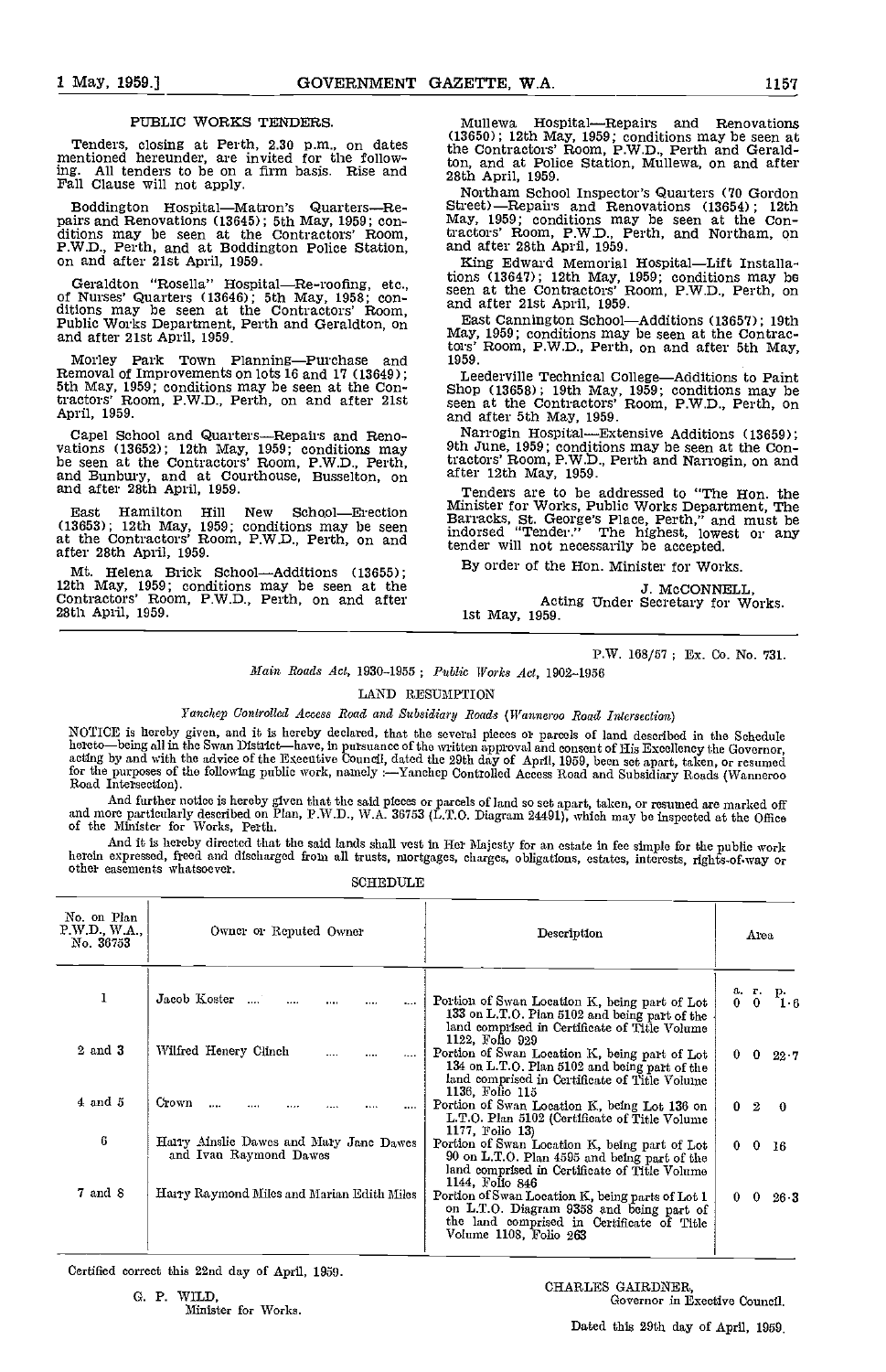## PUBLIC WORKS TENDERS.

Tenders, closing at Perth, 2.30 p.m., on dates mentioned hereunder, are invited for the following. All tenders to be on a firm basis. Rise and Fall Clause will not apply.

Boddington Hospital—Matron's Quarters—Repairs and Renovations (13645); 5th May, 1959; conditions may be seen at the Contractors' Room, P.W.D., Perth, and at Boddington Police Station, on and after 21st April, 1959.

Geraldton "Rosella" Hospital—Re-roofing, etc., of Nurses' Quarters (13646); 5th May, 1958; conditions may be seen at the Contractors' Room, Public Works Department, Perth and Geraldton, on and after 21st April, 1959.

Morley Park Town Planning—Purchase and Removal of Improvements on lots 16 and 17 (13649); 5th May, 1959; conditions may be seen at the Contractors' Room, P.W.D., Perth, on and after 21st April, 1959.

Capel School and Quarters—Repairs and Renovations (13652); 12th May, 1959; conditions may be seen at the Contractors' Room, P.W.D., Perth, and Bunbury, and at Courthouse, Busselton, on and after 28th April, 1959.

East Hamilton Hill New School—Erection (13653); 12th May, 1959; conditions may be seen at the Contractors' Room, P.W.D., Perth, on and after 28th April, 1959.

Mt. Helena Brick School—Additions (13655); 12th May, 1959; conditions may be seen at the Contractors' Room, P.W.D., Perth, on and after 28th April, 1959.

Mullewa Hospital—Repairs and Renovations (13650); 12th May, 1959; conditions may be seen at the Contractors' Room, P.W.D., Perth and Geraldton, and at Police Station, Mullewa, on and after 28th April, 1959.

Northam School Inspector's Quarters (70 Gordon Street)—Repairs and Renovations (13654); 12th May, 1959; conditions may be seen at the Contractors' Room, P.W.D., Perth, and Northam, on and after 28th April, 1959.

King Edward Memorial Hospital—Lift Installations (13647); 12th May, 1959; conditions may be seen at the Contractors' Room, P.W.D., Perth, on and after 21st April, 1959.

East Cannington School—Additions (13657); 19th May, 1959; conditions may be seen at the Contractors' Room, P.W.D., Perth, on and after 5th May, 1959.

Leederville Technical College—Additions to Paint Shop (13658); 19th May, 1959; conditions may be seen at the Contractors' Room, P.W.D., Perth, on and after 5th May, 1959.

Narrogin Hospital—Extensive Additions (13659); 9th June, 1959; conditions may be seen at the Contractors' Room, P.W.D., Perth and Narrogin, on and after 12th May, 1959.

Tenders are to be addressed to "The Hon. the Minister for Works, Public Works Department, The Barracks, St. George's Place, Perth," and must be indorsed "Tender." The highest, lowest or any tender will not necessarily be accepted.

By order of the Hon. Minister for Works.

J. McCONNELL,
Acting Under Secretary for Works.

1st May, 1959.

---

P.W. 168/57 ; Ex. Co. No. 731.

*Main Roads Act*, 1930-1955 ; *Public Works Act*, 1902-1956

## LAND RESUMPTION

*Yanchep Controlled Access Road and Subsidiary Roads (Wanneroo Road Intersection)*

NOTICE is hereby given, and it is hereby declared, that the several pieces or parcels of land described in the Schedule hereto—being all in the Swan District—have, in pursuance of the written approval and consent of His Excellency the Governor, acting by and with the advice of the Executive Council, dated the 29th day of April, 1959, been set apart, taken, or resumed for the purposes of the following public work, namely :—Yanchep Controlled Access Road and Subsidiary Roads (Wanneroo Road Intersection).

And further notice is hereby given that the said pieces or parcels of land so set apart, taken, or resumed are marked off and more particularly described on Plan, P.W.D., W.A. 36753 (L.T.O. Diagram 24491), which may be inspected at the Office of the Minister for Works, Perth.

And it is hereby directed that the said lands shall vest in Her Majesty for an estate in fee simple for the public work herein expressed, freed and discharged from all trusts, mortgages, charges, obligations, estates, interests, rights-of-way or other easements whatsoever.

### SCHEDULE

| No. on Plan P.W.D., W.A., No. 36753 | Owner or Reputed Owner | Description | Area (a. r. p.) |
|---|---|---|---|
| 1 | Jacob Koster | Portion of Swan Location K, being part of Lot 133 on L.T.O. Plan 5102 and being part of the land comprised in Certificate of Title Volume 1122, Folio 929 | 0 0 1·6 |
| 2 and 3 | Wilfred Henery Clinch | Portion of Swan Location K, being part of Lot 134 on L.T.O. Plan 5102 and being part of the land comprised in Certificate of Title Volume 1136, Folio 115 | 0 0 22·7 |
| 4 and 5 | Crown | Portion of Swan Location K, being Lot 136 on L.T.O. Plan 5102 (Certificate of Title Volume 1177, Folio 13) | 0 2 0 |
| 6 | Harry Ainslie Dawes and Mary Jane Dawes and Ivan Raymond Dawes | Portion of Swan Location K, being part of Lot 90 on L.T.O. Plan 4595 and being part of the land comprised in Certificate of Title Volume 1144, Folio 846 | 0 0 16 |
| 7 and 8 | Harry Raymond Miles and Marian Edith Miles | Portion of Swan Location K, being parts of Lot 1 on L.T.O. Diagram 9358 and being part of the land comprised in Certificate of Title Volume 1108, Folio 263 | 0 0 26·3 |

Certified correct this 22nd day of April, 1959.

G. P. WILD,
Minister for Works.

CHARLES GAIRDNER,
Governor in Executive Council.

Dated this 29th day of April, 1959.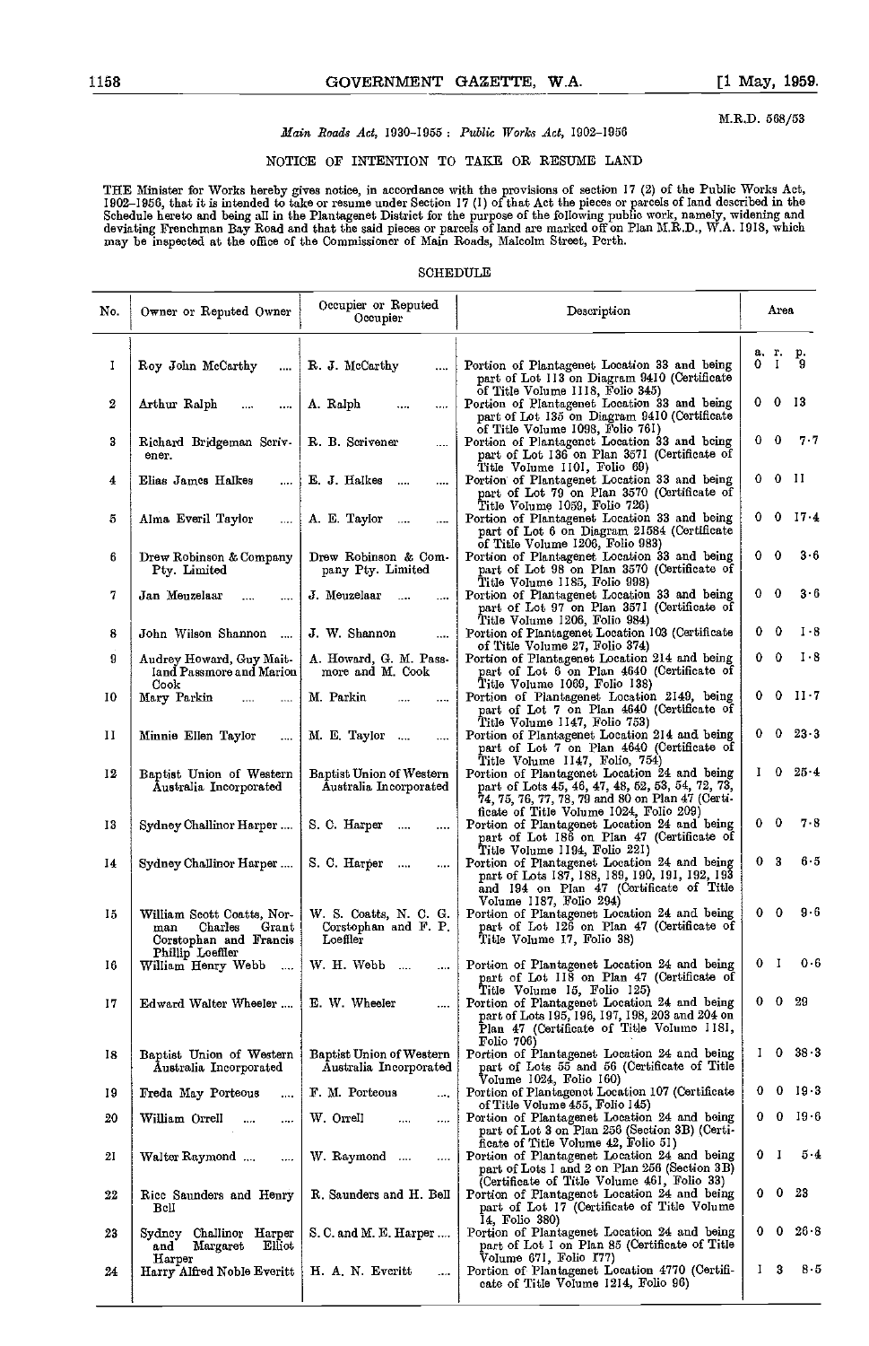M.R.D. 568/53

*Main Roads Act, 1930–1955 : Public Works Act, 1902–1956*

## NOTICE OF INTENTION TO TAKE OR RESUME LAND

THE Minister for Works hereby gives notice, in accordance with the provisions of section 17 (2) of the Public Works Act, 1902–1956, that it is intended to take or resume under Section 17 (1) of that Act the pieces or parcels of land described in the Schedule hereto and being all in the Plantagenet District for the purpose of the following public work, namely, widening and deviating Frenchman Bay Road and that the said pieces or parcels of land are marked off on Plan M.R.D., W.A. 1918, which may be inspected at the office of the Commissioner of Main Roads, Malcolm Street, Perth.

### SCHEDULE

| No. | Owner or Reputed Owner | Occupier or Reputed Occupier | Description | Area a. r. p. |
|---|---|---|---|---|
| 1 | Roy John McCarthy | R. J. McCarthy | Portion of Plantagenet Location 33 and being part of Lot 113 on Diagram 9410 (Certificate of Title Volume 1118, Folio 345) | 0 1 9 |
| 2 | Arthur Ralph | A. Ralph | Portion of Plantagenet Location 33 and being part of Lot 135 on Diagram 9410 (Certificate of Title Volume 1098, Folio 761) | 0 0 13 |
| 3 | Richard Bridgeman Scrivener | R. B. Scrivener | Portion of Plantagenet Location 33 and being part of Lot 136 on Plan 3571 (Certificate of Title Volume 1101, Folio 69) | 0 0 7·7 |
| 4 | Elias James Halkes | E. J. Halkes | Portion of Plantagenet Location 33 and being part of Lot 79 on Plan 3570 (Certificate of Title Volume 1059, Folio 726) | 0 0 11 |
| 5 | Alma Everil Taylor | A. E. Taylor | Portion of Plantagenet Location 33 and being part of Lot 6 on Diagram 21584 (Certificate of Title Volume 1206, Folio 983) | 0 0 17·4 |
| 6 | Drew Robinson & Company Pty. Limited | Drew Robinson & Company Pty. Limited | Portion of Plantagenet Location 33 and being part of Lot 98 on Plan 3570 (Certificate of Title Volume 1185, Folio 998) | 0 0 3·6 |
| 7 | Jan Meuzelaar | J. Meuzelaar | Portion of Plantagenet Location 33 and being part of Lot 97 on Plan 3571 (Certificate of Title Volume 1206, Folio 984) | 0 0 3·6 |
| 8 | John Wilson Shannon | J. W. Shannon | Portion of Plantagenet Location 103 (Certificate of Title Volume 27, Folio 374) | 0 0 1·8 |
| 9 | Audrey Howard, Guy Maitland Passmore and Marion Cook | A. Howard, G. M. Passmore and M. Cook | Portion of Plantagenet Location 214 and being part of Lot 6 on Plan 4640 (Certificate of Title Volume 1069, Folio 138) | 0 0 1·8 |
| 10 | Mary Parkin | M. Parkin | Portion of Plantagenet Location 2149, being part of Lot 7 on Plan 4640 (Certificate of Title Volume 1147, Folio 753) | 0 0 11·7 |
| 11 | Minnie Ellen Taylor | M. E. Taylor | Portion of Plantagenet Location 214 and being part of Lot 7 on Plan 4640 (Certificate of Title Volume 1147, Folio, 754) | 0 0 23·3 |
| 12 | Baptist Union of Western Australia Incorporated | Baptist Union of Western Australia Incorporated | Portion of Plantagenet Location 24 and being part of Lots 45, 46, 47, 48, 52, 53, 54, 72, 73, 74, 75, 76, 77, 78, 79 and 80 on Plan 47 (Certificate of Title Volume 1024, Folio 209) | 1 0 25·4 |
| 13 | Sydney Challinor Harper | S. C. Harper | Portion of Plantagenet Location 24 and being part of Lot 186 on Plan 47 (Certificate of Title Volume 1194, Folio 221) | 0 0 7·8 |
| 14 | Sydney Challinor Harper | S. C. Harper | Portion of Plantagenet Location 24 and being part of Lots 187, 188, 189, 190, 191, 192, 193 and 194 on Plan 47 (Certificate of Title Volume 1187, Folio 294) | 0 3 6·5 |
| 15 | William Scott Coatts, Norman Charles Grant Corstophan and Francis Phillip Loeffler | W. S. Coatts, N. C. G. Corstophan and F. P. Loeffler | Portion of Plantagenet Location 24 and being part of Lot 126 on Plan 47 (Certificate of Title Volume 17, Folio 38) | 0 0 9·6 |
| 16 | William Henry Webb | W. H. Webb | Portion of Plantagenet Location 24 and being part of Lot 118 on Plan 47 (Certificate of Title Volume 15, Folio 125) | 0 1 0·6 |
| 17 | Edward Walter Wheeler | E. W. Wheeler | Portion of Plantagenet Location 24 and being part of Lots 195, 196, 197, 198, 203 and 204 on Plan 47 (Certificate of Title Volume 1181, Folio 706) | 0 0 29 |
| 18 | Baptist Union of Western Australia Incorporated | Baptist Union of Western Australia Incorporated | Portion of Plantagenet Location 24 and being part of Lots 55 and 56 (Certificate of Title Volume 1024, Folio 160) | 1 0 38·3 |
| 19 | Freda May Porteous | F. M. Porteous | Portion of Plantagenet Location 107 (Certificate of Title Volume 455, Folio 145) | 0 0 19·3 |
| 20 | William Orrell | W. Orrell | Portion of Plantagenet Location 24 and being part of Lot 3 on Plan 256 (Section 3B) (Certificate of Title Volume 42, Folio 51) | 0 0 19·6 |
| 21 | Walter Raymond | W. Raymond | Portion of Plantagenet Location 24 and being part of Lots 1 and 2 on Plan 256 (Section 3B) (Certificate of Title Volume 461, Folio 33) | 0 1 5·4 |
| 22 | Rice Saunders and Henry Bell | R. Saunders and H. Bell | Portion of Plantagenet Location 24 and being part of Lot 17 (Certificate of Title Volume 14, Folio 380) | 0 0 23 |
| 23 | Sydney Challinor Harper and Margaret Elliot Harper | S. C. and M. E. Harper | Portion of Plantagenet Location 24 and being part of Lot 1 on Plan 85 (Certificate of Title Volume 671, Folio 177) | 0 0 26·8 |
| 24 | Harry Alfred Noble Everitt | H. A. N. Everitt | Portion of Plantagenet Location 4770 (Certificate of Title Volume 1214, Folio 96) | 1 3 8·5 |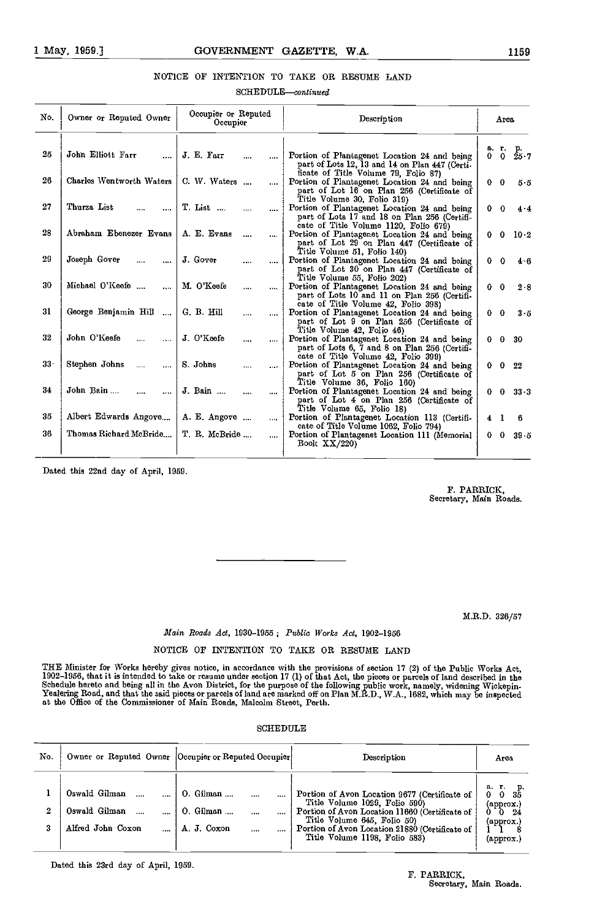NOTICE OF INTENTION TO TAKE OR RESUME LAND

SCHEDULE—*continued*

| No. | Owner or Reputed Owner | Occupier or Reputed Occupier | Description | Area |
|---|---|---|---|---|
| | | | | a. r. p. |
| 25 | John Elliott Farr .... | J. E. Farr .... .... | Portion of Plantagenet Location 24 and being part of Lots 12, 13 and 14 on Plan 447 (Certificate of Title Volume 79, Folio 87) | 0 0 25·7 |
| 26 | Charles Wentworth Waters | C. W. Waters .... .... | Portion of Plantagenet Location 24 and being part of Lot 16 on Plan 256 (Certificate of Title Volume 30, Folio 319) | 0 0 5·5 |
| 27 | Thurza List .... .... | T. List .... .... .... | Portion of Plantagenet Location 24 and being part of Lots 17 and 18 on Plan 256 (Certificate of Title Volume 1120, Folio 679) | 0 0 4·4 |
| 28 | Abraham Ebenezer Evans | A. E. Evans .... .... | Portion of Plantagenet Location 24 and being part of Lot 29 on Plan 447 (Certificate of Title Volume 51, Folio 140) | 0 0 10·2 |
| 29 | Joseph Gover .... .... | J. Gover .... .... | Portion of Plantagenet Location 24 and being part of Lot 30 on Plan 447 (Certificate of Title Volume 55, Folio 202) | 0 0 4·6 |
| 30 | Michael O'Keefe .... .... | M. O'Keefe .... .... | Portion of Plantagenet Location 24 and being part of Lots 10 and 11 on Plan 256 (Certificate of Title Volume 42, Folio 398) | 0 0 2·8 |
| 31 | George Benjamin Hill .... | G. B. Hill .... .... | Portion of Plantagenet Location 24 and being part of Lot 9 on Plan 256 (Certificate of Title Volume 42, Folio 46) | 0 0 3·5 |
| 32 | John O'Keefe .... .... | J. O'Keefe .... .... | Portion of Plantagenet Location 24 and being part of Lots 6, 7 and 8 on Plan 256 (Certificate of Title Volume 42, Folio 399) | 0 0 30 |
| 33 | Stephen Johns .... .... | S. Johns .... .... | Portion of Plantagenet Location 24 and being part of Lot 5 on Plan 256 (Certificate of Title Volume 36, Folio 160) | 0 0 22 |
| 34 | John Bain .... .... .... | J. Bain .... .... .... | Portion of Plantagenet Location 24 and being part of Lot 4 on Plan 256 (Certificate of Title Volume 65, Folio 18) | 0 0 33·3 |
| 35 | Albert Edwards Angove.... | A. E. Angove .... .... | Portion of Plantagenet Location 113 (Certificate of Title Volume 1062, Folio 794) | 4 1 6 |
| 36 | Thomas Richard McBride.... | T. R. McBride .... .... | Portion of Plantagenet Location 111 (Memorial Book XX/220) | 0 0 39·5 |

Dated this 22nd day of April, 1959.

F. PARRICK,
Secretary, Main Roads.

---

M.R.D. 326/57

*Main Roads Act*, 1930-1955 ; *Public Works Act*, 1902-1956

NOTICE OF INTENTION TO TAKE OR RESUME LAND

THE Minister for Works hereby gives notice, in accordance with the provisions of section 17 (2) of the Public Works Act, 1902-1956, that it is intended to take or resume under section 17 (1) of that Act, the pieces or parcels of land described in the Schedule hereto and being all in the Avon District, for the purpose of the following public work, namely, widening Wickepin-Yealering Road, and that the said pieces or parcels of land are marked off on Plan M.R.D., W.A., 1682, which may be inspected at the Office of the Commissioner of Main Roads, Malcolm Street, Perth.

SCHEDULE

| No. | Owner or Reputed Owner | Occupier or Reputed Occupier | Description | Area |
|---|---|---|---|---|
| | | | | a. r. p. |
| 1 | Oswald Gilman .... .... | O. Gilman .... .... .... | Portion of Avon Location 9677 (Certificate of Title Volume 1029, Folio 590) | 0 0 35 (approx.) |
| 2 | Oswald Gilman .... .... | O. Gilman .... .... .... | Portion of Avon Location 11660 (Certificate of Title Volume 645, Folio 50) | 0 0 24 (approx.) |
| 3 | Alfred John Coxon .... | A. J. Coxon .... .... | Portion of Avon Location 21880 (Certificate of Title Volume 1198, Folio 583) | 1 1 8 (approx.) |

Dated this 23rd day of April, 1959.

F. PARRICK,
Secretary, Main Roads.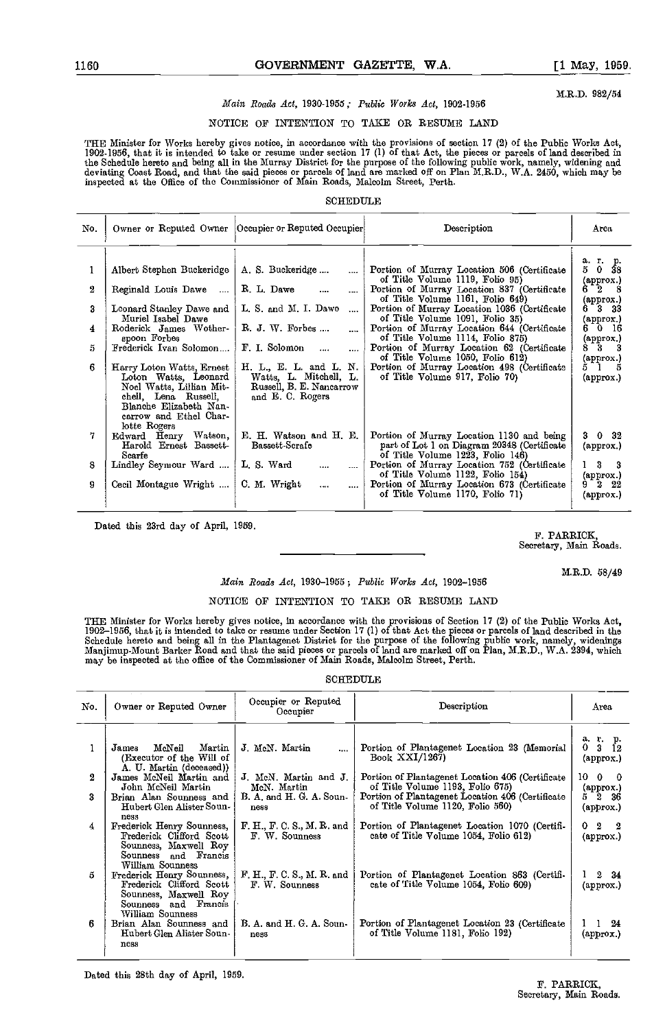M.R.D. 982/54

*Main Roads Act, 1930-1955; Public Works Act, 1902-1956*

NOTICE OF INTENTION TO TAKE OR RESUME LAND

THE Minister for Works hereby gives notice, in accordance with the provisions of section 17 (2) of the Public Works Act, 1902-1956, that it is intended to take or resume under section 17 (1) of that Act, the pieces or parcels of land described in the Schedule hereto and being all in the Murray District for the purpose of the following public work, namely, widening and deviating Coast Road, and that the said pieces or parcels of land are marked off on Plan M.R.D., W.A. 2450, which may be inspected at the Office of the Commissioner of Main Roads, Malcolm Street, Perth.

SCHEDULE

| No. | Owner or Reputed Owner | Occupier or Reputed Occupier | Description | Area |
|---|---|---|---|---|
| | | | | a. r. p. |
| 1 | Albert Stephen Buckeridge | A. S. Buckeridge .... | Portion of Murray Location 506 (Certificate of Title Volume 1119, Folio 95) | 5 0 38 (approx.) |
| 2 | Reginald Louis Dawe .... | R. L. Dawe .... .... | Portion of Murray Location 837 (Certificate of Title Volume 1161, Folio 649) | 6 2 8 (approx.) |
| 3 | Leonard Stanley Dawe and Muriel Isabel Dawe | L. S. and M. I. Dawe .... | Portion of Murray Location 1036 (Certificate of Title Volume 1091, Folio 35) | 6 3 33 (approx.) |
| 4 | Roderick James Wotherspoon Forbes | R. J. W. Forbes .... .... | Portion of Murray Location 644 (Certificate of Title Volume 1114, Folio 875) | 6 0 16 (approx.) |
| 5 | Frederick Ivan Solomon.... | F. I. Solomon .... .... | Portion of Murray Location 62 (Certificate of Title Volume 1050, Folio 612) | 8 3 3 (approx.) |
| 6 | Harry Loton Watts, Ernest Loton Watts, Leonard Noel Watts, Lillian Mitchell, Lena Russell, Blanche Elizabeth Nancarrow and Ethel Charlotte Rogers | H. L., E. L. and L. N. Watts, L. Mitchell, L. Russell, B. E. Nancarrow and E. C. Rogers | Portion of Murray Location 498 (Certificate of Title Volume 917, Folio 70) | 5 1 5 (approx.) |
| 7 | Edward Henry Watson, Harold Ernest Bassett-Scarfe | E. H. Watson and H. E. Bassett-Scarfe | Portion of Murray Location 1130 and being part of Lot 1 on Diagram 20348 (Certificate of Title Volume 1223, Folio 146) | 3 0 32 (approx.) |
| 8 | Lindley Seymour Ward .... | L. S. Ward .... .... | Portion of Murray Location 752 (Certificate of Title Volume 1122, Folio 154) | 1 3 3 (approx.) |
| 9 | Cecil Montague Wright .... | C. M. Wright .... .... | Portion of Murray Location 673 (Certificate of Title Volume 1170, Folio 71) | 9 2 22 (approx.) |

Dated this 23rd day of April, 1959.

F. PARRICK,
Secretary, Main Roads.

---

M.R.D. 58/49

*Main Roads Act, 1930–1955; Public Works Act, 1902–1956*

NOTICE OF INTENTION TO TAKE OR RESUME LAND

THE Minister for Works hereby gives notice, in accordance with the provisions of Section 17 (2) of the Public Works Act, 1902–1956, that it is intended to take or resume under Section 17 (1) of that Act the pieces or parcels of land described in the Schedule hereto and being all in the Plantagenet District for the purpose of the following public work, namely, widenings Manjimup-Mount Barker Road and that the said pieces or parcels of land are marked off on Plan, M.R.D., W.A. 2394, which may be inspected at the office of the Commissioner of Main Roads, Malcolm Street, Perth.

SCHEDULE

| No. | Owner or Reputed Owner | Occupier or Reputed Occupier | Description | Area |
|---|---|---|---|---|
| | | | | a. r. p. |
| 1 | James McNeil Martin (Executor of the Will of A. U. Martin (deceased)) | J. McN. Martin .... | Portion of Plantagenet Location 23 (Memorial Book XXI/1267) | 0 3 12 (approx.) |
| 2 | James McNeil Martin and John McNeil Martin | J. McN. Martin and J. McN. Martin | Portion of Plantagenet Location 406 (Certificate of Title Volume 1193, Folio 675) | 10 0 0 (approx.) |
| 3 | Brian Alan Sounness and Hubert Glen Alister Sounness | B. A. and H. G. A. Sounness | Portion of Plantagenet Location 406 (Certificate of Title Volume 1120, Folio 560) | 5 2 36 (approx.) |
| 4 | Frederick Henry Sounness, Frederick Clifford Scott Sounness, Maxwell Roy Sounness and Francis William Sounness | F. H., F. C. S., M. R. and F. W. Sounness | Portion of Plantagenet Location 1070 (Certificate of Title Volume 1054, Folio 612) | 0 2 2 (approx.) |
| 5 | Frederick Henry Sounness, Frederick Clifford Scott Sounness, Maxwell Roy Sounness and Francis William Sounness | F. H., F. C. S., M. R. and F. W. Sounness | Portion of Plantagenet Location 863 (Certificate of Title Volume 1054, Folio 609) | 1 2 34 (approx.) |
| 6 | Brian Alan Sounness and Hubert Glen Alister Sounness | B. A. and H. G. A. Sounness | Portion of Plantagenet Location 23 (Certificate of Title Volume 1181, Folio 192) | 1 1 24 (approx.) |

Dated this 28th day of April, 1959.

F. PARRICK,
Secretary, Main Roads.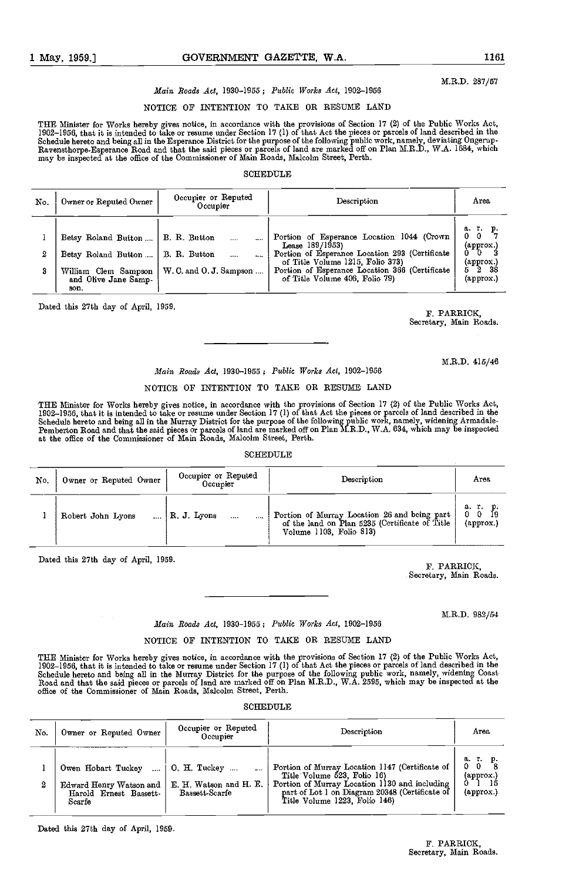M.R.D. 287/57

*Main Roads Act*, 1930–1955; *Public Works Act*, 1902–1956

NOTICE OF INTENTION TO TAKE OR RESUME LAND

THE Minister for Works hereby gives notice, in accordance with the provisions of Section 17 (2) of the Public Works Act, 1902–1956, that it is intended to take or resume under Section 17 (1) of that Act the pieces or parcels of land described in the Schedule hereto and being all in the Esperance District for the purpose of the following public work, namely, deviating Ongerup-Ravensthorpe-Esperance Road and that the said pieces or parcels of land are marked off on Plan M.R.D., W.A. 1684, which may be inspected at the office of the Commissioner of Main Roads, Malcolm Street, Perth.

SCHEDULE

| No. | Owner or Reputed Owner | Occupier or Reputed Occupier | Description | Area |
|---|---|---|---|---|
| | | | | a. r. p. |
| 1 | Betsy Roland Button .... | B. R. Button .... .... | Portion of Esperance Location 1044 (Crown Lease 189/1953) | 0 0 7 (approx.) |
| 2 | Betsy Roland Button .... | B. R. Button .... .... | Portion of Esperance Location 293 (Certificate of Title Volume 1215, Folio 373) | 0 0 3 (approx.) |
| 3 | William Clem Sampson and Olive Jane Sampson. | W. C. and O. J. Sampson .... | Portion of Esperance Location 366 (Certificate of Title Volume 406, Folio 79) | 5 2 38 (approx.) |

Dated this 27th day of April, 1959.

F. PARRICK,
Secretary, Main Roads.

---

M.R.D. 415/46

*Main Roads Act*, 1930–1955; *Public Works Act*, 1902–1956

NOTICE OF INTENTION TO TAKE OR RESUME LAND

THE Minister for Works hereby gives notice, in accordance with the provisions of Section 17 (2) of the Public Works Act, 1902–1956, that it is intended to take or resume under Section 17 (1) of that Act the pieces or parcels of land described in the Schedule hereto and being all in the Murray District for the purpose of the following public work, namely, widening Armadale-Pemberton Road and that the said pieces or parcels of land are marked off on Plan M.R.D., W.A. 634, which may be inspected at the office of the Commissioner of Main Roads, Malcolm Street, Perth.

SCHEDULE

| No. | Owner or Reputed Owner | Occupier or Reputed Occupier | Description | Area |
|---|---|---|---|---|
| | | | | a. r. p. |
| 1 | Robert John Lyons .... | R. J. Lyons .... .... | Portion of Murray Location 26 and being part of the land on Plan 5235 (Certificate of Title Volume 1103, Folio 813) | 0 0 19 (approx.) |

Dated this 27th day of April, 1959.

F. PARRICK,
Secretary, Main Roads.

---

M.R.D. 982/54

*Main Roads Act*, 1930–1955; *Public Works Act*, 1902–1956

NOTICE OF INTENTION TO TAKE OR RESUME LAND

THE Minister for Works hereby gives notice, in accordance with the provisions of Section 17 (2) of the Public Works Act, 1902–1956, that it is intended to take or resume under Section 17 (1) of that Act the pieces or parcels of land described in the Schedule hereto and being all in the Murray District for the purpose of the following public work, namely, widening Coast Road and that the said pieces or parcels of land are marked off on Plan M.R.D., W.A. 2595, which may be inspected at the office of the Commissioner of Main Roads, Malcolm Street, Perth.

SCHEDULE

| No. | Owner or Reputed Owner | Occupier or Reputed Occupier | Description | Area |
|---|---|---|---|---|
| | | | | a. r. p. |
| 1 | Owen Hobart Tuckey .... | O. H. Tuckey .... .... | Portion of Murray Location 1147 (Certificate of Title Volume 523, Folio 16) | 0 0 8 (approx.) |
| 2 | Edward Henry Watson and Harold Ernest Bassett-Scarfe | E. H. Watson and H. E. Bassett-Scarfe | Portion of Murray Location 1130 and including part of Lot 1 on Diagram 20348 (Certificate of Title Volume 1223, Folio 146) | 0 1 15 (approx.) |

Dated this 27th day of April, 1959.

F. PARRICK,
Secretary, Main Roads.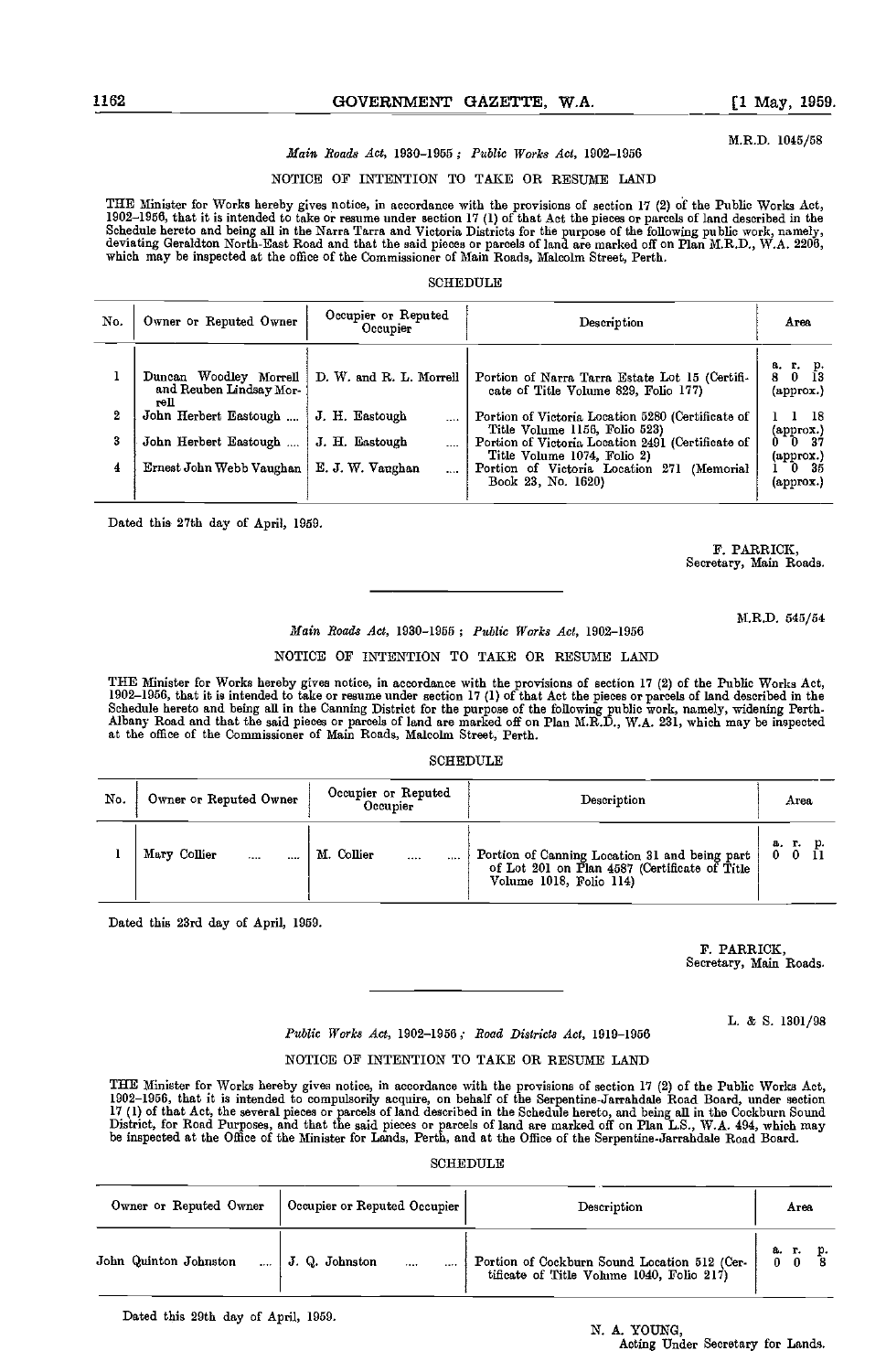M.R.D. 1045/58

*Main Roads Act*, 1930–1955 ; *Public Works Act*, 1902–1956

NOTICE OF INTENTION TO TAKE OR RESUME LAND

THE Minister for Works hereby gives notice, in accordance with the provisions of section 17 (2) of the Public Works Act, 1902–1956, that it is intended to take or resume under section 17 (1) of that Act the pieces or parcels of land described in the Schedule hereto and being all in the Narra Tarra and Victoria Districts for the purpose of the following public work, namely, deviating Geraldton North-East Road and that the said pieces or parcels of land are marked off on Plan M.R.D., W.A. 2206, which may be inspected at the office of the Commissioner of Main Roads, Malcolm Street, Perth.

SCHEDULE

| No. | Owner or Reputed Owner | Occupier or Reputed Occupier | Description | Area |
|---|---|---|---|---|
| | | | | a. r. p. |
| 1 | Duncan Woodley Morrell and Reuben Lindsay Morrell | D. W. and R. L. Morrell | Portion of Narra Tarra Estate Lot 15 (Certificate of Title Volume 829, Folio 177) | 8 0 13 (approx.) |
| 2 | John Herbert Eastough .... | J. H. Eastough .... | Portion of Victoria Location 5280 (Certificate of Title Volume 1156, Folio 523) | 1 1 18 (approx.) |
| 3 | John Herbert Eastough .... | J. H. Eastough .... | Portion of Victoria Location 2491 (Certificate of Title Volume 1074, Folio 2) | 0 0 37 (approx.) |
| 4 | Ernest John Webb Vaughan | E. J. W. Vaughan .... | Portion of Victoria Location 271 (Memorial Book 23, No. 1620) | 1 0 35 (approx.) |

Dated this 27th day of April, 1959.

F. PARRICK,
Secretary, Main Roads.

---

M.R.D. 545/54

*Main Roads Act*, 1930–1955 ; *Public Works Act*, 1902–1956

NOTICE OF INTENTION TO TAKE OR RESUME LAND

THE Minister for Works hereby gives notice, in accordance with the provisions of section 17 (2) of the Public Works Act, 1902–1956, that it is intended to take or resume under section 17 (1) of that Act the pieces or parcels of land described in the Schedule hereto and being all in the Canning District for the purpose of the following public work, namely, widening Perth-Albany Road and that the said pieces or parcels of land are marked off on Plan M.R.D., W.A. 231, which may be inspected at the office of the Commissioner of Main Roads, Malcolm Street, Perth.

SCHEDULE

| No. | Owner or Reputed Owner | Occupier or Reputed Occupier | Description | Area |
|---|---|---|---|---|
| | | | | a. r. p. |
| 1 | Mary Collier .... .... | M. Collier .... .... | Portion of Canning Location 31 and being part of Lot 201 on Plan 4587 (Certificate of Title Volume 1018, Folio 114) | 0 0 11 |

Dated this 23rd day of April, 1959.

F. PARRICK,
Secretary, Main Roads.

---

L. & S. 1301/98

*Public Works Act*, 1902–1956 ; *Road Districts Act*, 1919–1956

NOTICE OF INTENTION TO TAKE OR RESUME LAND

THE Minister for Works hereby gives notice, in accordance with the provisions of section 17 (2) of the Public Works Act, 1902–1956, that it is intended to compulsorily acquire, on behalf of the Serpentine-Jarrahdale Road Board, under section 17 (1) of that Act, the several pieces or parcels of land described in the Schedule hereto, and being all in the Cockburn Sound District, for Road Purposes, and that the said pieces or parcels of land are marked off on Plan L.S., W.A. 494, which may be inspected at the Office of the Minister for Lands, Perth, and at the Office of the Serpentine-Jarrahdale Road Board.

SCHEDULE

| Owner or Reputed Owner | Occupier or Reputed Occupier | Description | Area |
|---|---|---|---|
| | | | a. r. p. |
| John Quinton Johnston .... | J. Q. Johnston .... .... | Portion of Cockburn Sound Location 512 (Certificate of Title Volume 1040, Folio 217) | 0 0 8 |

Dated this 29th day of April, 1959.

N. A. YOUNG,
Acting Under Secretary for Lands.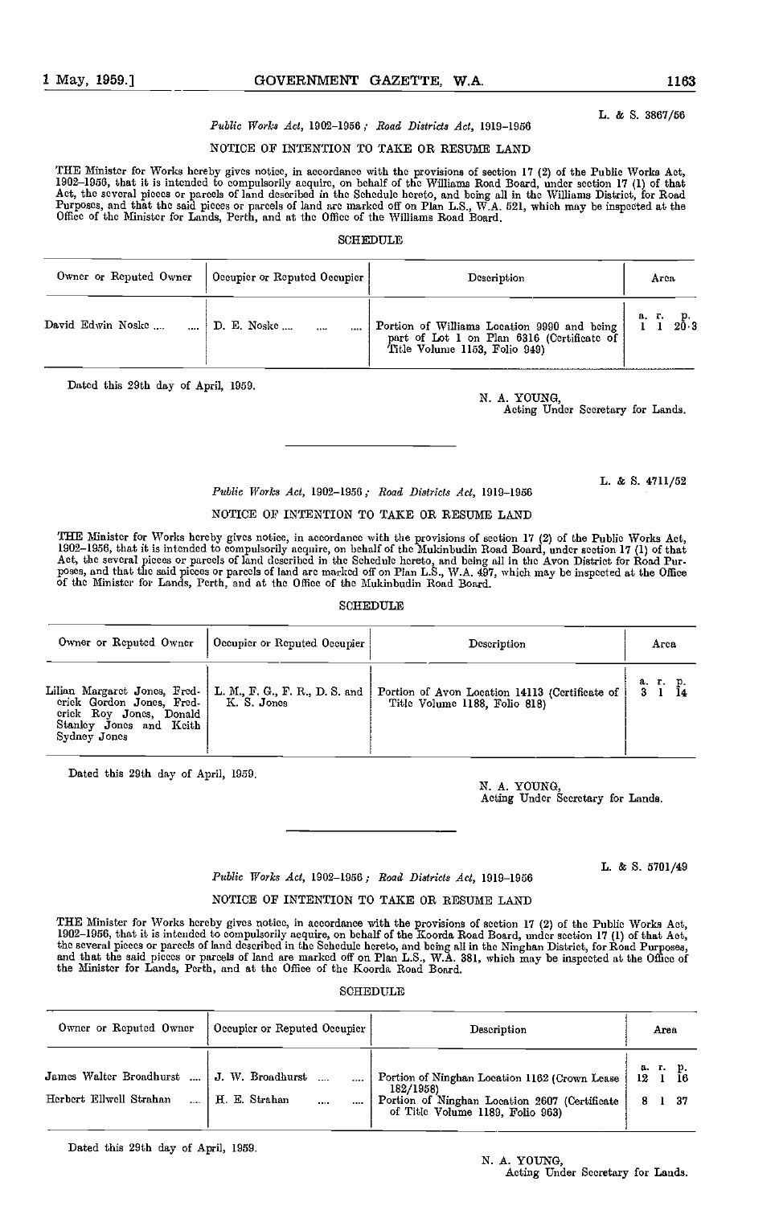L. & S. 3867/56

*Public Works Act*, 1902-1956; *Road Districts Act*, 1919-1956

NOTICE OF INTENTION TO TAKE OR RESUME LAND

THE Minister for Works hereby gives notice, in accordance with the provisions of section 17 (2) of the Public Works Act, 1902-1956, that it is intended to compulsorily acquire, on behalf of the Williams Road Board, under section 17 (1) of that Act, the several pieces or parcels of land described in the Schedule hereto, and being all in the Williams District, for Road Purposes, and that the said pieces or parcels of land are marked off on Plan L.S., W.A. 521, which may be inspected at the Office of the Minister for Lands, Perth, and at the Office of the Williams Road Board.

SCHEDULE

| Owner or Reputed Owner | Occupier or Reputed Occupier | Description | Area |
|---|---|---|---|
| | | | a. r. p. |
| David Edwin Noske .... .... | D. E. Noske .... .... .... | Portion of Williams Location 9990 and being part of Lot 1 on Plan 6316 (Certificate of Title Volume 1153, Folio 949) | 1 1 20·3 |

Dated this 29th day of April, 1959.

N. A. YOUNG,
Acting Under Secretary for Lands.

---

L. & S. 4711/52

*Public Works Act*, 1902-1956; *Road Districts Act*, 1919-1956

NOTICE OF INTENTION TO TAKE OR RESUME LAND

THE Minister for Works hereby gives notice, in accordance with the provisions of section 17 (2) of the Public Works Act, 1902-1956, that it is intended to compulsorily acquire, on behalf of the Mukinbudin Road Board, under section 17 (1) of that Act, the several pieces or parcels of land described in the Schedule hereto, and being all in the Avon District for Road Purposes, and that the said pieces or parcels of land are marked off on Plan L.S., W.A. 497, which may be inspected at the Office of the Minister for Lands, Perth, and at the Office of the Mukinbudin Road Board.

SCHEDULE

| Owner or Reputed Owner | Occupier or Reputed Occupier | Description | Area |
|---|---|---|---|
| | | | a. r. p. |
| Lilian Margaret Jones, Frederick Gordon Jones, Frederick Roy Jones, Donald Stanley Jones and Keith Sydney Jones | L. M., F. G., F. R., D. S. and K. S. Jones | Portion of Avon Location 14113 (Certificate of Title Volume 1188, Folio 818) | 3 1 14 |

Dated this 29th day of April, 1959.

N. A. YOUNG,
Acting Under Secretary for Lands.

---

L. & S. 5701/49

*Public Works Act*, 1902-1956; *Road Districts Act*, 1919-1956

NOTICE OF INTENTION TO TAKE OR RESUME LAND

THE Minister for Works hereby gives notice, in accordance with the provisions of section 17 (2) of the Public Works Act, 1902-1956, that it is intended to compulsorily acquire, on behalf of the Koorda Road Board, under section 17 (1) of that Act, the several pieces or parcels of land described in the Schedule hereto, and being all in the Ninghan District, for Road Purposes, and that the said pieces or parcels of land are marked off on Plan L.S., W.A. 381, which may be inspected at the Office of the Minister for Lands, Perth, and at the Office of the Koorda Road Board.

SCHEDULE

| Owner or Reputed Owner | Occupier or Reputed Occupier | Description | Area |
|---|---|---|---|
| | | | a. r. p. |
| James Walter Broadhurst .... | J. W. Broadhurst .... .... | Portion of Ninghan Location 1162 (Crown Lease 182/1958) | 12 1 16 |
| Herbert Ellwell Strahan .... | H. E. Strahan .... .... | Portion of Ninghan Location 2607 (Certificate of Title Volume 1189, Folio 963) | 8 1 37 |

Dated this 29th day of April, 1959.

N. A. YOUNG,
Acting Under Secretary for Lands.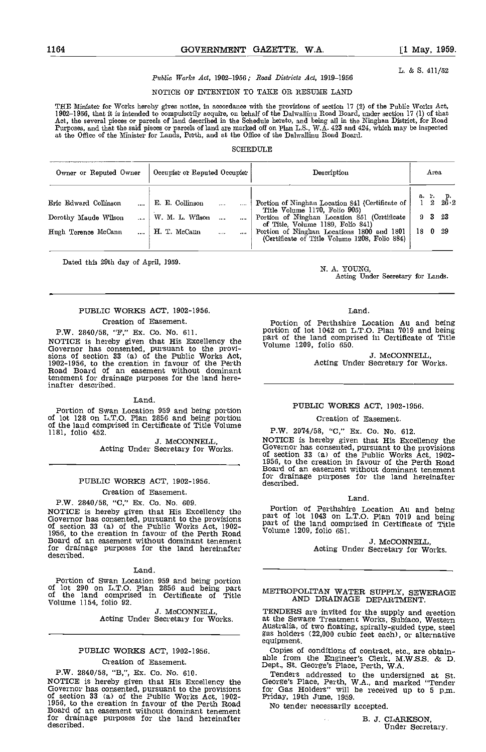L. & S. 411/52

*Public Works Act, 1902–1956; Road Districts Act, 1919–1956*

NOTICE OF INTENTION TO TAKE OR RESUME LAND

THE Minister for Works hereby gives notice, in accordance with the provisions of section 17 (2) of the Public Works Act, 1902–1956, that it is intended to compulsorily acquire, on behalf of the Dalwallinu Road Board, under section 17 (1) of that Act, the several pieces or parcels of land described in the Schedule hereto, and being all in the Ninghan District, for Road Purposes, and that the said pieces or parcels of land are marked off on Plan L.S., W.A. 423 and 424, which may be inspected at the Office of the Minister for Lands, Perth, and at the Office of the Dalwallinu Road Board.

SCHEDULE

| Owner or Reputed Owner | Occupier or Reputed Occupier | Description | Area |
|---|---|---|---|
| | | | a. r. p. |
| Eric Edward Collinson .... | E. E. Collinson .... .... | Portion of Ninghan Location 841 (Certificate of Title Volume 1170, Folio 905) | 1 2 26·2 |
| Dorothy Maude Wilson .... | W. M. L. Wilson .... .... | Portion of Ninghan Location 851 (Certificate of Title, Volume 1189, Folio 841) | 9 3 23 |
| Hugh Terence McCann .... | H. T. McCann .... .... | Portion of Ninghan Locations 1800 and 1801 (Certificate of Title Volume 1208, Folio 884) | 18 0 29 |

Dated this 29th day of April, 1959.

N. A. YOUNG,
Acting Under Secretary for Lands.

---

PUBLIC WORKS ACT, 1902-1956.

Creation of Easement.

P.W. 2840/58, "F," Ex. Co. No. 611.

NOTICE is hereby given that His Excellency the Governor has consented, pursuant to the provisions of section 33 (a) of the Public Works Act, 1902-1956, to the creation in favour of the Perth Road Board of an easement without dominant tenement for drainage purposes for the land hereinafter described.

Land.

Portion of Swan Location 959 and being portion of lot 128 on L.T.O. Plan 2856 and being portion of the land comprised in Certificate of Title Volume 1181, folio 452.

J. McCONNELL,
Acting Under Secretary for Works.

---

PUBLIC WORKS ACT, 1902-1956.

Creation of Easement.

P.W. 2840/58, "C," Ex. Co. No. 609.

NOTICE is hereby given that His Excellency the Governor has consented, pursuant to the provisions of section 33 (a) of the Public Works Act, 1902-1956, to the creation in favour of the Perth Road Board of an easement without dominant tenement for drainage purposes for the land hereinafter described.

Land.

Portion of Swan Location 959 and being portion of lot 290 on L.T.O. Plan 2856 and being part of the land comprised in Certificate of Title Volume 1154, folio 92.

J. McCONNELL,
Acting Under Secretary for Works.

---

PUBLIC WORKS ACT, 1902-1956.

Creation of Easement.

P.W. 2840/58, "B,", Ex. Co. No. 610.

NOTICE is hereby given that His Excellency the Governor has consented, pursuant to the provisions of section 33 (a) of the Public Works Act, 1902-1956, to the creation in favour of the Perth Road Board of an easement without dominant tenement for drainage purposes for the land hereinafter described.

Land.

Portion of Perthshire Location Au and being portion of lot 1042 on L.T.O. Plan 7019 and being part of the land comprised in Certificate of Title Volume 1209, folio 650.

J. McCONNELL,
Acting Under Secretary for Works.

---

PUBLIC WORKS ACT, 1902-1956.

Creation of Easement.

P.W. 2974/58, "C," Ex. Co. No. 612.

NOTICE is hereby given that His Excellency the Governor has consented, pursuant to the provisions of section 33 (a) of the Public Works Act, 1902-1956, to the creation in favour of the Perth Road Board of an easement without dominant tenement for drainage purposes for the land hereinafter described.

Land.

Portion of Perthshire Location Au and being part of lot 1043 on L.T.O. Plan 7019 and being part of the land comprised in Certificate of Title Volume 1209, folio 651.

J. McCONNELL,
Acting Under Secretary for Works.

---

METROPOLITAN WATER SUPPLY, SEWERAGE AND DRAINAGE DEPARTMENT.

TENDERS are invited for the supply and erection at the Sewage Treatment Works, Subiaco, Western Australia, of two floating, spirally-guided type, steel gas holders (22,000 cubic feet each), or alternative equipment.

Copies of conditions of contract, etc., are obtainable from the Engineer's Clerk, M.W.S.S. & D. Dept., St. George's Place, Perth, W.A.

Tenders addressed to the undersigned at St. George's Place, Perth, W.A., and marked "Tender for Gas Holders" will be received up to 5 p.m. Friday, 19th June, 1959.

No tender necessarily accepted.

B. J. CLARKSON,
Under Secretary.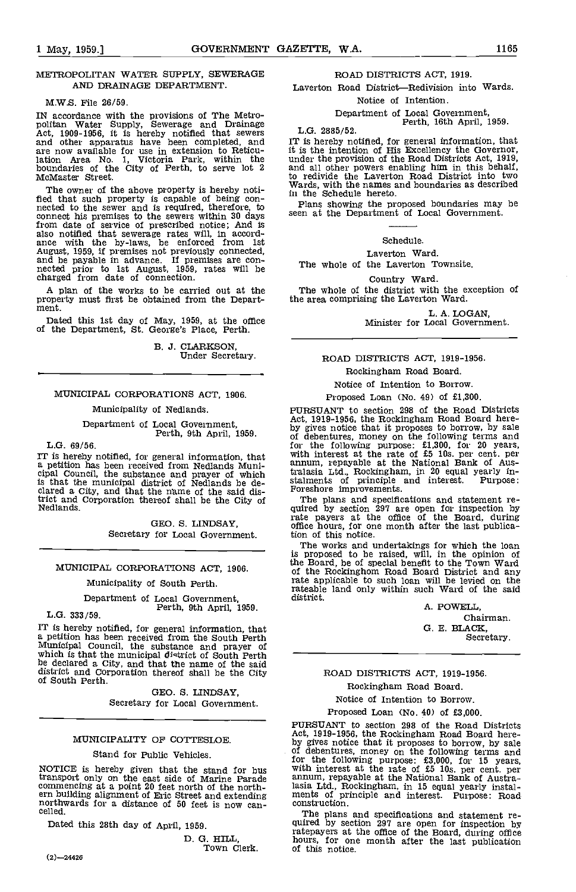## METROPOLITAN WATER SUPPLY, SEWERAGE AND DRAINAGE DEPARTMENT.

M.W.S. File 26/59.

IN accordance with the provisions of The Metropolitan Water Supply, Sewerage and Drainage Act, 1909-1956, it is hereby notified that sewers and other apparatus have been completed, and are now available for use in extension to Reticulation Area No. 1, Victoria Park, within the boundaries of the City of Perth, to serve lot 2 McMaster Street.

The owner of the above property is hereby notified that such property is capable of being connected to the sewer and is required, therefore, to connect his premises to the sewers within 30 days from date of service of prescribed notice; And is also notified that sewerage rates will, in accordance with the by-laws, be enforced from 1st August, 1959, if premises not previously connected, and be payable in advance. If premises are connected prior to 1st August, 1959, rates will be charged from date of connection.

A plan of the works to be carried out at the property must first be obtained from the Department.

Dated this 1st day of May, 1959, at the office of the Department, St. George's Place, Perth.

B. J. CLARKSON,
Under Secretary.

---

## MUNICIPAL CORPORATIONS ACT, 1906.

Municipality of Nedlands.

Department of Local Government,
Perth, 9th April, 1959.

L.G. 69/56.

IT is hereby notified, for general information, that a petition has been received from Nedlands Municipal Council, the substance and prayer of which is that the municipal district of Nedlands be declared a City, and that the name of the said district and Corporation thereof shall be the City of Nedlands.

GEO. S. LINDSAY,
Secretary for Local Government.

---

## MUNICIPAL CORPORATIONS ACT, 1906.

Municipality of South Perth.

Department of Local Government,
Perth, 9th April, 1959.

L.G. 333/59.

IT is hereby notified, for general information, that a petition has been received from the South Perth Municipal Council, the substance and prayer of which is that the municipal district of South Perth be declared a City, and that the name of the said district and Corporation thereof shall be the City of South Perth.

GEO. S. LINDSAY,
Secretary for Local Government.

---

## MUNICIPALITY OF COTTESLOE.

Stand for Public Vehicles.

NOTICE is hereby given that the stand for bus transport only on the east side of Marine Parade commencing at a point 20 feet north of the northern building alignment of Eric Street and extending northwards for a distance of 50 feet is now cancelled.

Dated this 28th day of April, 1959.

D. G. HILL,
Town Clerk.

---

## ROAD DISTRICTS ACT, 1919.

Laverton Road District—Redivision into Wards.

Notice of Intention.

Department of Local Government,
Perth, 16th April, 1959.

L.G. 2885/52.

IT is hereby notified, for general information, that it is the intention of His Excellency the Governor, under the provision of the Road Districts Act, 1919, and all other powers enabling him in this behalf, to redivide the Laverton Road District into two Wards, with the names and boundaries as described in the Schedule hereto.

Plans showing the proposed boundaries may be seen at the Department of Local Government.

Schedule.

Laverton Ward.

The whole of the Laverton Townsite.

Country Ward.

The whole of the district with the exception of the area comprising the Laverton Ward.

L. A. LOGAN,
Minister for Local Government.

---

## ROAD DISTRICTS ACT, 1919-1956.

Rockingham Road Board.

Notice of Intention to Borrow.

Proposed Loan (No. 49) of £1,300.

PURSUANT to section 298 of the Road Districts Act, 1919-1956, the Rockingham Road Board hereby gives notice that it proposes to borrow, by sale of debentures, money on the following terms and for the following purpose: £1,300, for 20 years, with interest at the rate of £5 10s. per cent. per annum, repayable at the National Bank of Australasia Ltd., Rockingham, in 20 equal yearly instalments of principle and interest. Purpose: Foreshore improvements.

The plans and specifications and statement required by section 297 are open for inspection by rate payers at the office of the Board, during office hours, for one month after the last publication of this notice.

The works and undertakings for which the loan is proposed to be raised, will, in the opinion of the Board, be of special benefit to the Town Ward of the Rockinghom Road Board District and any rate applicable to such loan will be levied on the rateable land only within such Ward of the said district.

A. POWELL,
Chairman.

G. E. BLACK,
Secretary.

---

## ROAD DISTRICTS ACT, 1919-1956.

Rockingham Road Board.

Notice of Intention to Borrow.

Proposed Loan (No. 40) of £3,000.

PURSUANT to section 298 of the Road Districts Act, 1919-1956, the Rockingham Road Board hereby gives notice that it proposes to borrow, by sale of debentures, money on the following terms and for the following purpose: £3,000, for 15 years, with interest at the rate of £5 10s. per cent. per annum, repayable at the National Bank of Australasia Ltd., Rockingham, in 15 equal yearly instalments of principle and interest. Purpose: Road construction.

The plans and specifications and statement required by section 297 are open for inspection by ratepayers at the office of the Board, during office hours, for one month after the last publication of this notice.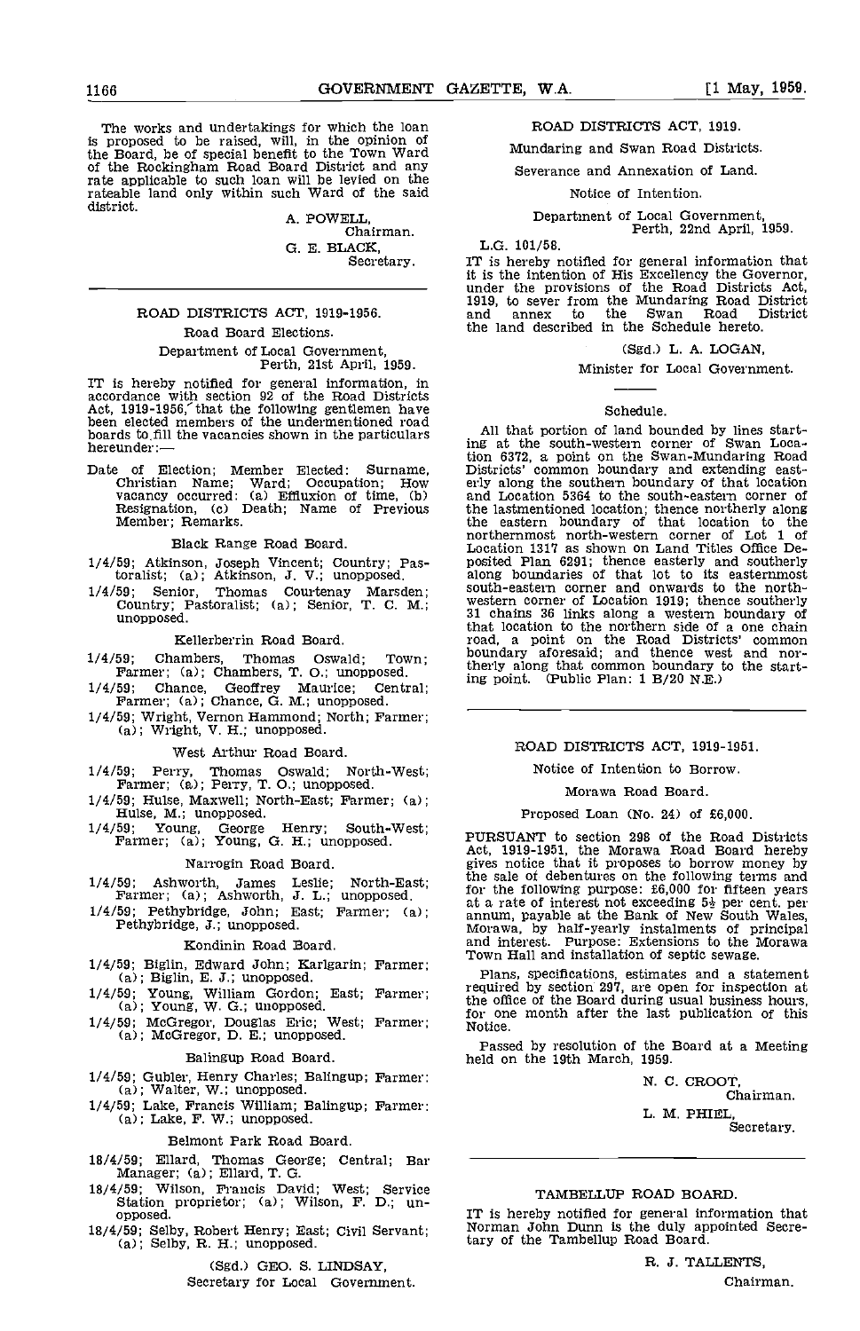The works and undertakings for which the loan is proposed to be raised, will, in the opinion of the Board, be of special benefit to the Town Ward of the Rockingham Road Board District and any rate applicable to such loan will be levied on the rateable land only within such Ward of the said district.

A. POWELL,
Chairman.

G. E. BLACK,
Secretary.

---

## ROAD DISTRICTS ACT, 1919-1956.

Road Board Elections.

Department of Local Government,
Perth, 21st April, 1959.

IT is hereby notified for general information, in accordance with section 92 of the Road Districts Act, 1919-1956, that the following gentlemen have been elected members of the undermentioned road boards to fill the vacancies shown in the particulars hereunder:—

Date of Election; Member Elected: Surname, Christian Name; Ward; Occupation; How vacancy occurred: (a) Effluxion of time, (b) Resignation, (c) Death; Name of Previous Member; Remarks.

### Black Range Road Board.

1/4/59; Atkinson, Joseph Vincent; Country; Pastoralist; (a); Atkinson, J. V.; unopposed.

1/4/59; Senior, Thomas Courtenay Marsden; Country; Pastoralist; (a); Senior, T. C. M.; unopposed.

### Kellerberrin Road Board.

1/4/59; Chambers, Thomas Oswald; Town; Farmer; (a); Chambers, T. O.; unopposed.

1/4/59; Chance, Geoffrey Maurice; Central; Farmer; (a); Chance, G. M.; unopposed.

1/4/59; Wright, Vernon Hammond; North; Farmer; (a); Wright, V. H.; unopposed.

### West Arthur Road Board.

1/4/59; Perry, Thomas Oswald; North-West; Farmer; (a); Perry, T. O.; unopposed.

1/4/59; Hulse, Maxwell; North-East; Farmer; (a); Hulse, M.; unopposed.

1/4/59; Young, George Henry; South-West; Farmer; (a); Young, G. H.; unopposed.

### Narrogin Road Board.

1/4/59; Ashworth, James Leslie; North-East; Farmer; (a); Ashworth, J. L.; unopposed.

1/4/59; Pethybridge, John; East; Farmer; (a); Pethybridge, J.; unopposed.

### Kondinin Road Board.

1/4/59; Biglin, Edward John; Karlgarin; Farmer; (a); Biglin, E. J.; unopposed.

1/4/59; Young, William Gordon; East; Farmer; (a); Young, W. G.; unopposed.

1/4/59; McGregor, Douglas Eric; West; Farmer; (a); McGregor, D. E.; unopposed.

### Balingup Road Board.

1/4/59; Gubler, Henry Charles; Balingup; Farmer; (a); Walter, W.; unopposed.

1/4/59; Lake, Francis William; Balingup; Farmer; (a); Lake, F. W.; unopposed.

### Belmont Park Road Board.

18/4/59; Ellard, Thomas George; Central; Bar Manager; (a); Ellard, T. G.

18/4/59; Wilson, Francis David; West; Service Station proprietor; (a); Wilson, F. D.; unopposed.

18/4/59; Selby, Robert Henry; East; Civil Servant; (a); Selby, R. H.; unopposed.

(Sgd.) GEO. S. LINDSAY,
Secretary for Local Government.

---

## ROAD DISTRICTS ACT, 1919.

Mundaring and Swan Road Districts.

Severance and Annexation of Land.

Notice of Intention.

Department of Local Government,
Perth, 22nd April, 1959.

L.G. 101/58.

IT is hereby notified for general information that it is the intention of His Excellency the Governor, under the provisions of the Road Districts Act, 1919, to sever from the Mundaring Road District and annex to the Swan Road District the land described in the Schedule hereto.

(Sgd.) L. A. LOGAN,
Minister for Local Government.

### Schedule.

All that portion of land bounded by lines starting at the south-western corner of Swan Location 6372, a point on the Swan-Mundaring Road Districts' common boundary and extending easterly along the southern boundary of that location and Location 5364 to the south-eastern corner of the lastmentioned location; thence northerly along the eastern boundary of that location to the northernmost north-western corner of Lot 1 of Location 1317 as shown on Land Titles Office Deposited Plan 6291; thence easterly and southerly along boundaries of that lot to its easternmost south-eastern corner and onwards to the north-western corner of Location 1919; thence southerly 31 chains 36 links along a western boundary of that location to the northern side of a one chain road, a point on the Road Districts' common boundary aforesaid; and thence west and northerly along that common boundary to the starting point. (Public Plan: 1 B/20 N.E.)

---

## ROAD DISTRICTS ACT, 1919-1951.

Notice of Intention to Borrow.

Morawa Road Board.

Proposed Loan (No. 24) of £6,000.

PURSUANT to section 298 of the Road Districts Act, 1919-1951, the Morawa Road Board hereby gives notice that it proposes to borrow money by the sale of debentures on the following terms and for the following purpose: £6,000 for fifteen years at a rate of interest not exceeding 5½ per cent. per annum, payable at the Bank of New South Wales, Morawa, by half-yearly instalments of principal and interest. Purpose: Extensions to the Morawa Town Hall and installation of septic sewage.

Plans, specifications, estimates and a statement required by section 297, are open for inspection at the office of the Board during usual business hours, for one month after the last publication of this Notice.

Passed by resolution of the Board at a Meeting held on the 19th March, 1959.

N. C. CROOT,
Chairman.

L. M. PHIEL,
Secretary.

---

## TAMBELLUP ROAD BOARD.

IT is hereby notified for general information that Norman John Dunn is the duly appointed Secretary of the Tambellup Road Board.

R. J. TALLENTS,
Chairman.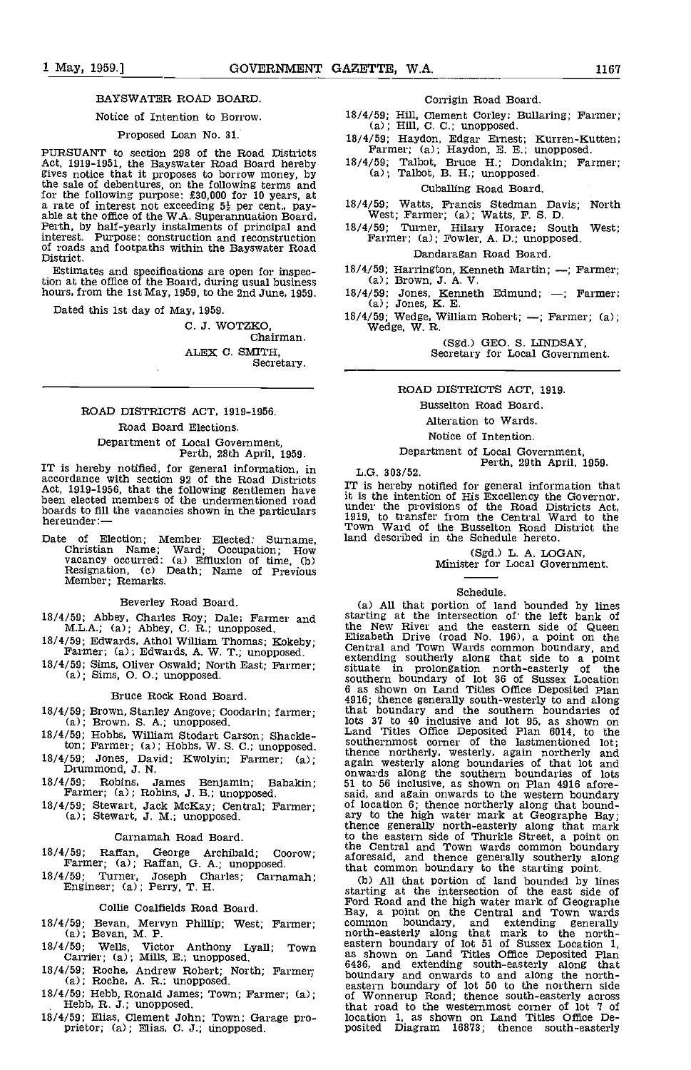## BAYSWATER ROAD BOARD.

Notice of Intention to Borrow.

Proposed Loan No. 31.

PURSUANT to section 298 of the Road Districts Act, 1919-1951, the Bayswater Road Board hereby gives notice that it proposes to borrow money, by the sale of debentures, on the following terms and for the following purpose: £30,000 for 10 years, at a rate of interest not exceeding 5½ per cent., payable at the office of the W.A. Superannuation Board, Perth, by half-yearly instalments of principal and interest. Purpose: construction and reconstruction of roads and footpaths within the Bayswater Road District.

Estimates and specifications are open for inspection at the office of the Board, during usual business hours, from the 1st May, 1959, to the 2nd June, 1959.

Dated this 1st day of May, 1959.

C. J. WOTZKO,
Chairman.

ALEX C. SMITH,
Secretary.

---

## ROAD DISTRICTS ACT, 1919-1956.

### Road Board Elections.

Department of Local Government,
Perth, 28th April, 1959.

IT is hereby notified, for general information, in accordance with section 92 of the Road Districts Act, 1919-1956, that the following gentlemen have been elected members of the undermentioned road boards to fill the vacancies shown in the particulars hereunder:—

Date of Election; Member Elected: Surname, Christian Name; Ward; Occupation; How vacancy occurred: (a) Effluxion of time, (b) Resignation, (c) Death; Name of Previous Member; Remarks.

Beverley Road Board.

18/4/59; Abbey, Charles Roy; Dale; Farmer and M.L.A.; (a); Abbey, C. R.; unopposed.

18/4/59; Edwards, Athol William Thomas; Kokeby; Farmer; (a); Edwards, A. W. T.; unopposed.

18/4/59; Sims, Oliver Oswald; North East; Farmer; (a); Sims, O. O.; unopposed.

Bruce Rock Road Board.

18/4/59; Brown, Stanley Angove; Coodarin; farmer; (a); Brown, S. A.; unopposed.

18/4/59; Hobbs, William Stodart Carson; Shackleton; Farmer; (a); Hobbs, W. S. C.; unopposed.

18/4/59; Jones, David; Kwolyin; Farmer; (a); Drummond, J. N.

18/4/59; Robins, James Benjamin; Babakin; Farmer; (a); Robins, J. B.; unopposed.

18/4/59; Stewart, Jack McKay; Central; Farmer; (a); Stewart, J. M.; unopposed.

Carnamah Road Board.

18/4/59; Raffan, George Archibald; Coorow; Farmer; (a); Raffan, G. A.; unopposed.

18/4/59; Turner, Joseph Charles; Carnamah; Engineer; (a); Perry, T. H.

Collie Coalfields Road Board.

18/4/59; Bevan, Mervyn Phillip; West; Farmer; (a); Bevan, M. P.

18/4/59; Wells, Victor Anthony Lyall; Town Carrier; (a); Mills, E.; unopposed.

18/4/59; Roche, Andrew Robert; North; Farmer; (a); Roche, A. R.; unopposed.

18/4/59; Hebb, Ronald James; Town; Farmer; (a); Hebb, R. J.; unopposed.

18/4/59; Elias, Clement John; Town; Garage proprietor; (a); Elias, C. J.; unopposed.

Corrigin Road Board.

18/4/59; Hill, Clement Corley; Bullaring; Farmer; (a); Hill, C. C.; unopposed.

18/4/59; Haydon, Edgar Ernest; Kurren-Kutten; Farmer; (a); Haydon, E. E.; unopposed.

18/4/59; Talbot, Bruce H.; Dondakin; Farmer; (a); Talbot, B. H.; unopposed.

Cuballing Road Board.

18/4/59; Watts, Francis Stedman Davis; North West; Farmer; (a); Watts, F. S. D.

18/4/59; Turner, Hilary Horace; South West; Farmer; (a); Fowler, A. D.; unopposed.

Dandaragan Road Board.

18/4/59; Harrington, Kenneth Martin; —; Farmer; (a); Brown, J. A. V.

18/4/59; Jones, Kenneth Edmund; —; Farmer; (a); Jones, K. E.

18/4/59; Wedge, William Robert; —; Farmer; (a); Wedge, W. R.

(Sgd.) GEO. S. LINDSAY,
Secretary for Local Government.

---

## ROAD DISTRICTS ACT, 1919.

### Busselton Road Board.

Alteration to Wards.

Notice of Intention.

Department of Local Government,
Perth, 29th April, 1959.

L.G. 303/52.

IT is hereby notified for general information that it is the intention of His Excellency the Governor, under the provisions of the Road Districts Act, 1919, to transfer from the Central Ward to the Town Ward of the Busselton Road District the land described in the Schedule hereto.

(Sgd.) L. A. LOGAN,
Minister for Local Government.

Schedule.

(a) All that portion of land bounded by lines starting at the intersection of the left bank of the New River and the eastern side of Queen Elizabeth Drive (road No. 196), a point on the Central and Town Wards common boundary, and extending southerly along that side to a point situate in prolongation north-easterly of the southern boundary of lot 36 of Sussex Location 6 as shown on Land Titles Office Deposited Plan 4916; thence generally south-westerly to and along that boundary and the southern boundaries of lots 37 to 40 inclusive and lot 95, as shown on Land Titles Office Deposited Plan 6014, to the southernmost corner of the lastmentioned lot; thence northerly, westerly, again northerly and again westerly along boundaries of that lot and onwards along the southern boundaries of lots 51 to 56 inclusive, as shown on Plan 4916 aforesaid, and again onwards to the western boundary of location 6; thence northerly along that boundary to the high water mark at Geographe Bay; thence generally north-easterly along that mark to the eastern side of Thurkle Street, a point on the Central and Town wards common boundary aforesaid, and thence generally southerly along that common boundary to the starting point.

(b) All that portion of land bounded by lines starting at the intersection of the east side of Ford Road and the high water mark of Geographe Bay, a point on the Central and Town wards common boundary, and extending generally north-easterly along that mark to the north-eastern boundary of lot 51 of Sussex Location 1, as shown on Land Titles Office Deposited Plan 6436, and extending south-easterly along that boundary and onwards to and along the north-eastern boundary of lot 50 to the northern side of Wonnerup Road; thence south-easterly across that road to the westernmost corner of lot 7 of location 1, as shown on Land Titles Office Deposited Diagram 16873; thence south-easterly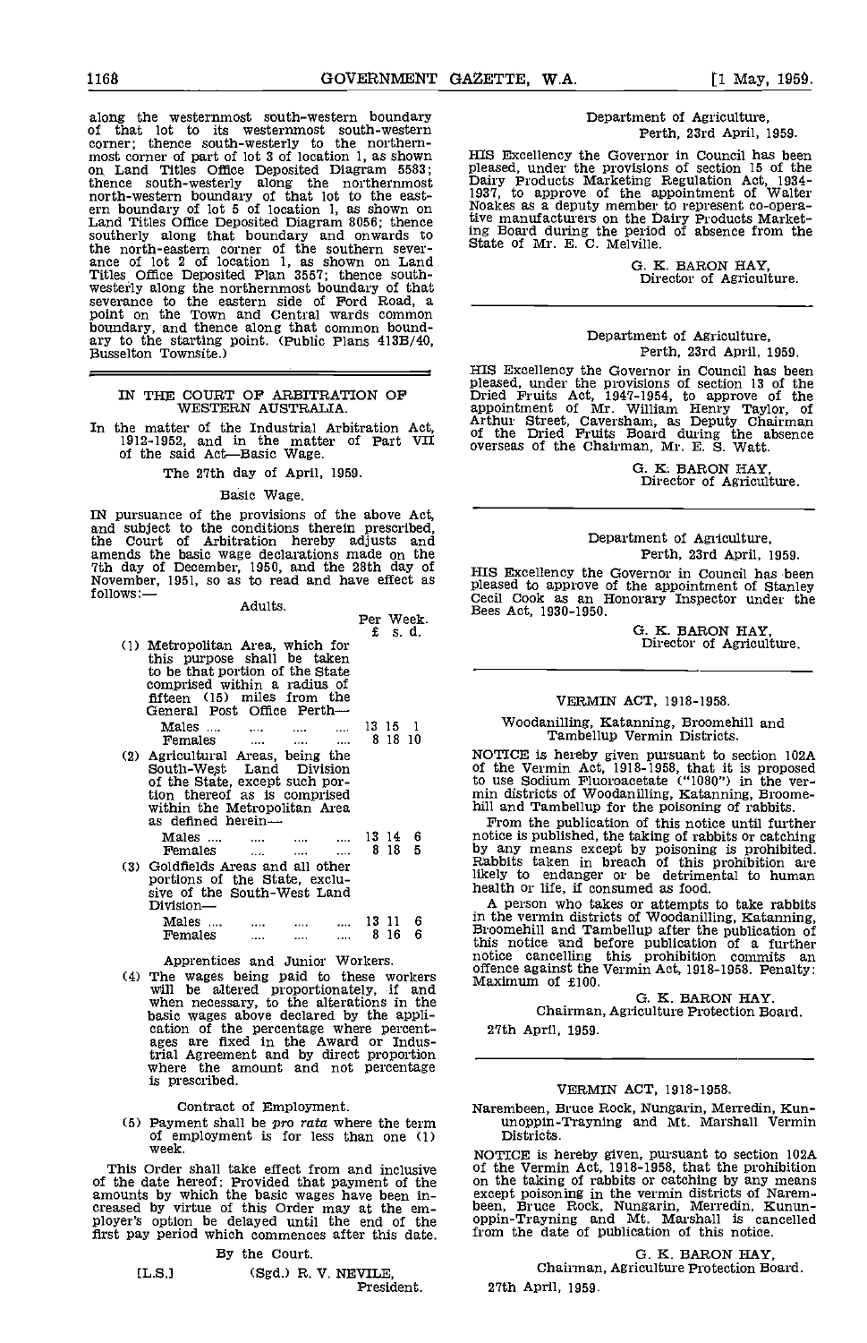along the westernmost south-western boundary of that lot to its westernmost south-western corner; thence south-westerly to the northernmost corner of part of lot 3 of location 1, as shown on Land Titles Office Deposited Diagram 5583; thence south-westerly along the northernmost north-western boundary of that lot to the eastern boundary of lot 5 of location 1, as shown on Land Titles Office Deposited Diagram 8056; thence southerly along that boundary and onwards to the north-eastern corner of the southern severance of lot 2 of location 1, as shown on Land Titles Office Deposited Plan 3557; thence south-westerly along the northernmost boundary of that severance to the eastern side of Ford Road, a point on the Town and Central wards common boundary, and thence along that common boundary to the starting point. (Public Plans 413B/40, Busselton Townsite.)

## IN THE COURT OF ARBITRATION OF WESTERN AUSTRALIA.

In the matter of the Industrial Arbitration Act, 1912-1952, and in the matter of Part VII of the said Act—Basic Wage.

The 27th day of April, 1959.

Basic Wage.

IN pursuance of the provisions of the above Act, and subject to the conditions therein prescribed, the Court of Arbitration hereby adjusts and amends the basic wage declarations made on the 7th day of December, 1950, and the 28th day of November, 1951, so as to read and have effect as follows:—

Adults.

| | Per Week. £ s. d. |
|---|---|
| (1) Metropolitan Area, which for this purpose shall be taken to be that portion of the State comprised within a radius of fifteen (15) miles from the General Post Office Perth— | |
| Males .... .... .... .... | 13 15 1 |
| Females .... .... .... | 8 18 10 |
| (2) Agricultural Areas, being the South-West Land Division of the State, except such portion thereof as is comprised within the Metropolitan Area as defined herein— | |
| Males .... .... .... .... | 13 14 6 |
| Females .... .... .... | 8 18 5 |
| (3) Goldfields Areas and all other portions of the State, exclusive of the South-West Land Division— | |
| Males .... .... .... .... | 13 11 6 |
| Females .... .... .... | 8 16 6 |

Apprentices and Junior Workers.

(4) The wages being paid to these workers will be altered proportionately, if and when necessary, to the alterations in the basic wages above declared by the application of the percentage where percentages are fixed in the Award or Industrial Agreement and by direct proportion where the amount and not percentage is prescribed.

Contract of Employment.

(5) Payment shall be *pro rata* where the term of employment is for less than one (1) week.

This Order shall take effect from and inclusive of the date hereof: Provided that payment of the amounts by which the basic wages have been increased by virtue of this Order may at the employer's option be delayed until the end of the first pay period which commences after this date.

By the Court.

[L.S.] (Sgd.) R. V. NEVILE,
President.

---

Department of Agriculture,
Perth, 23rd April, 1959.

HIS Excellency the Governor in Council has been pleased, under the provisions of section 15 of the Dairy Products Marketing Regulation Act, 1934-1937, to approve of the appointment of Walter Noakes as a deputy member to represent co-operative manufacturers on the Dairy Products Marketing Board during the period of absence from the State of Mr. E. C. Melville.

G. K. BARON HAY,
Director of Agriculture.

---

Department of Agriculture,
Perth, 23rd April, 1959.

HIS Excellency the Governor in Council has been pleased, under the provisions of section 13 of the Dried Fruits Act, 1947-1954, to approve of the appointment of Mr. William Henry Taylor, of Arthur Street, Caversham, as Deputy Chairman of the Dried Fruits Board during the absence overseas of the Chairman, Mr. E. S. Watt.

G. K. BARON HAY,
Director of Agriculture.

---

Department of Agriculture,
Perth, 23rd April, 1959.

HIS Excellency the Governor in Council has been pleased to approve of the appointment of Stanley Cecil Cook as an Honorary Inspector under the Bees Act, 1930-1950.

G. K. BARON HAY,
Director of Agriculture.

---

## VERMIN ACT, 1918-1958.

Woodanilling, Katanning, Broomehill and Tambellup Vermin Districts.

NOTICE is hereby given pursuant to section 102A of the Vermin Act, 1918-1958, that it is proposed to use Sodium Fluoroacetate ("1080") in the vermin districts of Woodanilling, Katanning, Broomehill and Tambellup for the poisoning of rabbits.

From the publication of this notice until further notice is published, the taking of rabbits or catching by any means except by poisoning is prohibited. Rabbits taken in breach of this prohibition are likely to endanger or be detrimental to human health or life, if consumed as food.

A person who takes or attempts to take rabbits in the vermin districts of Woodanilling, Katanning, Broomehill and Tambellup after the publication of this notice and before publication of a further notice cancelling this prohibition commits an offence against the Vermin Act, 1918-1958. Penalty: Maximum of £100.

G. K. BARON HAY.
Chairman, Agriculture Protection Board.

27th April, 1959.

---

## VERMIN ACT, 1918-1958.

Narembeen, Bruce Rock, Nungarin, Merredin, Kununoppin-Trayning and Mt. Marshall Vermin Districts.

NOTICE is hereby given, pursuant to section 102A of the Vermin Act, 1918-1958, that the prohibition on the taking of rabbits or catching by any means except poisoning in the vermin districts of Narembeen, Bruce Rock, Nungarin, Merredin, Kununoppin-Trayning and Mt. Marshall is cancelled from the date of publication of this notice.

G. K. BARON HAY,
Chairman, Agriculture Protection Board.

27th April, 1959.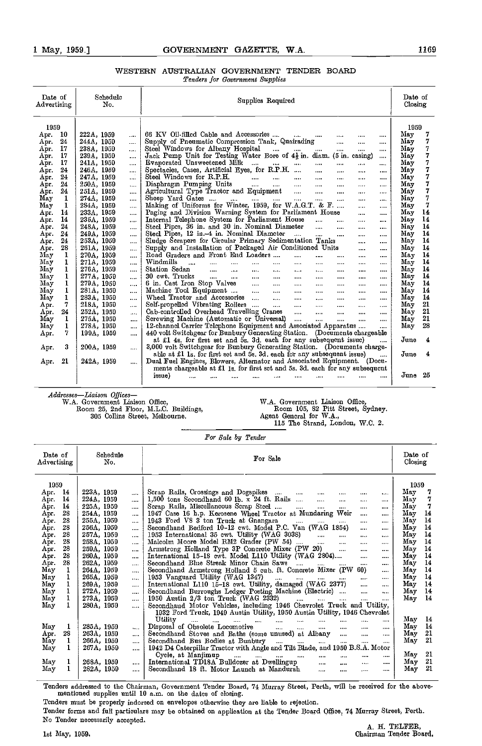## WESTERN AUSTRALIAN GOVERNMENT TENDER BOARD

*Tenders for Government Supplies*

| Date of Advertising | Schedule No. | Supplies Required | Date of Closing |
|---|---|---|---|
| 1959 | | | 1959 |
| Apr. 10 | 222A, 1959 | 66 KV Oil-filled Cable and Accessories | May 7 |
| Apr. 24 | 244A, 1959 | Supply of Pneumatic Compression Tank, Quairading | May 7 |
| Apr. 17 | 238A, 1959 | Steel Windows for Albany Hospital | May 7 |
| Apr. 17 | 239A, 1959 | Jack Pump Unit for Testing Water Bore of 4½ in. diam. (5 in. casing) | May 7 |
| Apr. 17 | 241A, 1959 | Evaporated Unsweetened Milk | May 7 |
| Apr. 24 | 246A, 1959 | Spectacles, Cases, Artificial Eyes, for R.P.H. | May 7 |
| Apr. 24 | 247A, 1959 | Steel Windows for R.P.H. | May 7 |
| Apr. 24 | 250A, 1959 | Diaphragm Pumping Units | May 7 |
| Apr. 24 | 251A, 1959 | Agricultural Type Tractor and Equipment | May 7 |
| May 1 | 274A, 1959 | Sheep Yard Gates | May 7 |
| May 1 | 284A, 1959 | Making of Uniforms for Winter, 1959, for W.A.G.T. & F. | May 7 |
| Apr. 14 | 233A, 1959 | Paging and Division Warning System for Parliament House | May 14 |
| Apr. 14 | 235A, 1959 | Internal Telephone System for Parliament House | May 14 |
| Apr. 24 | 248A, 1959 | Steel Pipes, 36 in. and 30 in. Nominal Diameter | May 14 |
| Apr. 24 | 249A, 1959 | Steel Pipes, 12 in.–4 in. Nominal Diameter | May 14 |
| Apr. 24 | 253A, 1959 | Sludge Scrapers for Circular Primary Sedimentation Tanks | May 14 |
| Apr. 28 | 261A, 1959 | Supply and Installation of Packaged Air Conditioned Units | May 14 |
| May 1 | 270A, 1959 | Road Graders and Front End Loaders | May 14 |
| May 1 | 271A, 1959 | Windmills | May 14 |
| May 1 | 276A, 1959 | Station Sedan | May 14 |
| May 1 | 277A, 1959 | 30 cwt. Trucks | May 14 |
| May 1 | 279A, 1959 | 6 in. Cast Iron Stop Valves | May 14 |
| May 1 | 281A, 1959 | Machine Tool Equipment | May 14 |
| May 1 | 283A, 1959 | Wheel Tractor and Accessories | May 14 |
| Apr. 7 | 218A, 1959 | Self-propelled Vibrating Rollers | May 21 |
| Apr. 24 | 252A, 1959 | Cab-controlled Overhead Travelling Cranes | May 21 |
| May 1 | 275A, 1959 | Screwing Machine (Automatic or Universal) | May 21 |
| May 1 | 278A, 1959 | 12-channel Carrier Telephone Equipment and Associated Apparatus | May 28 |
| Apr. 7 | 199A, 1959 | 440 volt Switchgear for Bunbury Generating Station. (Documents chargeable at £1 4s. for first set and 5s. 3d. each for any subsequent issue) | June 4 |
| Apr. 3 | 200A, 1959 | 3,000 volt Switchgear for Bunbury Generating Station. (Documents chargeable at £1 1s. for first set and 5s. 3d. each for any subsequent issue) | June 4 |
| Apr. 21 | 242A, 1959 | Dual Fuel Engines, Blowers, Alternator and Associated Equipment. (Documents chargeable at £1 1s. for first set and 5s. 3d. each for any subsequent issue) | June 25 |

*Addresses—Liaison Offices—*

W.A. Government Liaison Office,
Room 25, 2nd Floor, M.L.C. Buildings,
305 Collins Street, Melbourne.

W.A. Government Liaison Office,
Room 105, 82 Pitt Street, Sydney.
Agent General for W.A.,
115 The Strand, London, W.C. 2.

*For Sale by Tender*

| Date of Advertising | Schedule No. | For Sale | Date of Closing |
|---|---|---|---|
| 1959 | | | 1959 |
| Apr. 14 | 223A, 1959 | Scrap Rails, Crossings and Dogspikes | May 7 |
| Apr. 14 | 224A, 1959 | 1,500 tons Secondhand 60 lb. x 24 ft. Rails | May 7 |
| Apr. 14 | 225A, 1959 | Scrap Rails, Miscellaneous Scrap Steel | May 7 |
| Apr. 28 | 254A, 1959 | 1947 Case 16 h.p. Kerosene Wheel Tractor at Mundaring Weir | May 14 |
| Apr. 28 | 255A, 1959 | 1943 Ford V8 3 ton Truck at Gnangara | May 14 |
| Apr. 28 | 256A, 1959 | Secondhand Bedford 10-12 cwt. Model P.C. Van (WAG 1854) | May 14 |
| Apr. 28 | 257A, 1959 | 1953 International 35 cwt. Utility (WAG 3038) | May 14 |
| Apr. 28 | 258A, 1959 | Malcolm Moore Model RM2 Grader (PW 54) | May 14 |
| Apr. 28 | 259A, 1959 | Armstrong Holland Type 3P Concrete Mixer (PW 20) | May 14 |
| Apr. 28 | 260A, 1959 | International 15-18 cwt. Model L110 Utility (WAG 2804) | May 14 |
| Apr. 28 | 262A, 1959 | Secondhand Blue Streak Minor Chain Saws | May 14 |
| May 1 | 264A, 1959 | Secondhand Armstrong Holland 5 cub. ft. Concrete Mixer (PW 60) | May 14 |
| May 1 | 265A, 1959 | 1953 Vanguard Utility (WAG 1347) | May 14 |
| May 1 | 269A, 1959 | International L110 15-18 cwt. Utility, damaged (WAG 2377) | May 14 |
| May 1 | 272A, 1959 | Secondhand Burroughs Ledger Posting Machine (Electric) | May 14 |
| May 1 | 273A, 1959 | 1950 Austin 2/3 ton Truck (WAG 2332) | May 14 |
| May 1 | 280A, 1959 | Secondhand Motor Vehicles, including 1946 Chevrolet Truck and Utility, 1932 Ford Truck, 1949 Austin Utility, 1950 Austin Utility, 1946 Chevrolet Utility | May 14 |
| May 1 | 285A, 1959 | Disposal of Obsolete Locomotive | May 14 |
| Apr. 28 | 263A, 1959 | Secondhand Stoves and Baths (some unused) at Albany | May 21 |
| May 1 | 266A, 1959 | Secondhand Bus Bodies at Bunbury | May 21 |
| May 1 | 267A, 1959 | 1942 D4 Caterpillar Tractor with Angle and Tilt Blade, and 1950 B.S.A. Motor Cycle, at Manjimup | May 21 |
| May 1 | 268A, 1959 | International TD18A Bulldozer at Dwellingup | May 21 |
| May 1 | 282A, 1959 | Secondhand 18 ft. Motor Launch at Mandurah | May 21 |

Tenders addressed to the Chairman, Government Tender Board, 74 Murray Street, Perth, will be received for the above-mentioned supplies until 10 a.m. on the dates of closing.

Tenders must be properly indorsed on envelopes otherwise they are liable to rejection.

Tender forms and full particulars may be obtained on application at the Tender Board Office, 74 Murray Street, Perth.

No Tender necessarily accepted.

A. H. TELFER,
Chairman Tender Board.

1st May, 1959.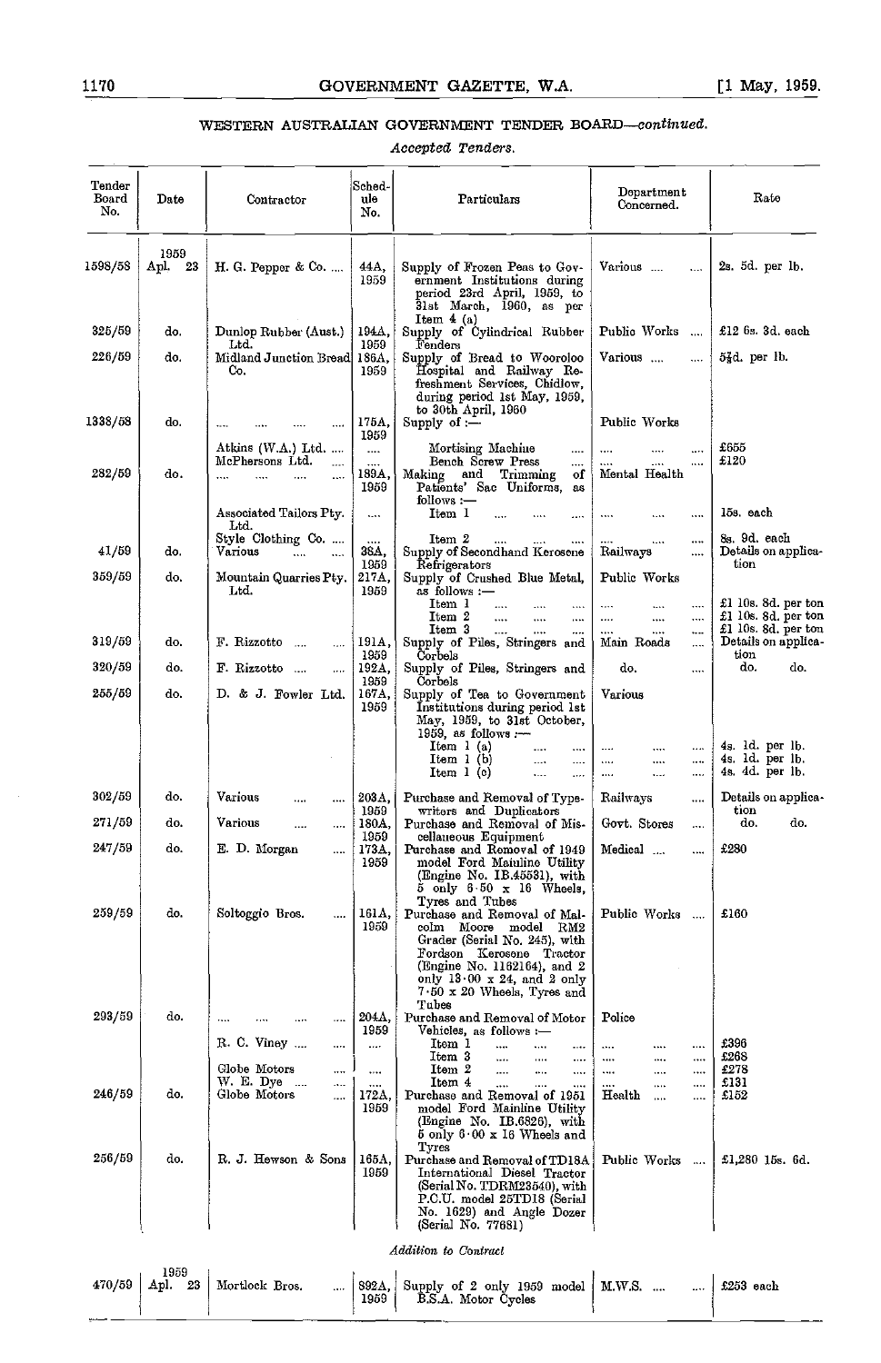## WESTERN AUSTRALIAN GOVERNMENT TENDER BOARD—*continued.*

*Accepted Tenders.*

| Tender Board No. | Date | Contractor | Schedule No. | Particulars | Department Concerned. | Rate |
|---|---|---|---|---|---|---|
| 1598/58 | 1959 Apl. 23 | H. G. Pepper & Co. .... | 44A, 1959 | Supply of Frozen Peas to Government Institutions during period 23rd April, 1959, to 31st March, 1960, as per Item 4 (a) | Various .... .... | 2s. 5d. per lb. |
| 325/59 | do. | Dunlop Rubber (Aust.) Ltd. | 194A, 1959 | Supply of Cylindrical Rubber Fenders | Public Works .... | £12 6s. 3d. each |
| 226/59 | do. | Midland Junction Bread Co. | 186A, 1959 | Supply of Bread to Wooroloo Hospital and Railway Refreshment Services, Chidlow, during period 1st May, 1959, to 30th April, 1960 | Various .... .... | 5¾d. per lb. |
| 1338/58 | do. | .... .... .... .... | 175A, 1959 | Supply of :— | Public Works | |
| | | Atkins (W.A.) Ltd. .... | .... | Mortising Machine .... | .... .... .... | £655 |
| | | McPhersons Ltd. .... | .... | Bench Screw Press .... | .... .... .... | £120 |
| 282/59 | do. | .... .... .... .... | 189A, 1959 | Making and Trimming of Patients' Sac Uniforms, as follows :— | Mental Health | |
| | | Associated Tailors Pty. Ltd. | .... | Item 1 .... .... .... | .... .... .... | 15s. each |
| | | Style Clothing Co. .... | .... | Item 2 .... .... .... | .... .... .... | 8s. 9d. each |
| 41/59 | do. | Various .... .... | 38A, 1959 | Supply of Secondhand Kerosene Refrigerators | Railways .... | Details on application |
| 359/59 | do. | Mountain Quarries Pty. Ltd. | 217A, 1959 | Supply of Crushed Blue Metal, as follows :— | Public Works | |
| | | | | Item 1 .... .... .... | .... .... .... | £1 10s. 8d. per ton |
| | | | | Item 2 .... .... .... | .... .... .... | £1 10s. 8d. per ton |
| | | | | Item 3 .... .... .... | .... .... .... | £1 10s. 8d. per ton |
| 319/59 | do. | F. Rizzotto .... .... | 191A, 1959 | Supply of Piles, Stringers and Corbels | Main Roads .... | Details on application |
| 320/59 | do. | F. Rizzotto .... .... | 192A, 1959 | Supply of Piles, Stringers and Corbels | do. .... | do. do. |
| 255/59 | do. | D. & J. Fowler Ltd. | 167A, 1959 | Supply of Tea to Government Institutions during period 1st May, 1959, to 31st October, 1959, as follows :— | Various | |
| | | | | Item 1 (a) .... .... | .... .... .... | 4s. 1d. per lb. |
| | | | | Item 1 (b) .... .... | .... .... .... | 4s. 1d. per lb. |
| | | | | Item 1 (c) .... .... | .... .... .... | 4s. 4d. per lb. |
| 302/59 | do. | Various .... .... | 203A, 1959 | Purchase and Removal of Typewriters and Duplicators | Railways .... | Details on application |
| 271/59 | do. | Various .... .... | 180A, 1959 | Purchase and Removal of Miscellaneous Equipment | Govt. Stores .... | do. do. |
| 247/59 | do. | E. D. Morgan .... | 173A, 1959 | Purchase and Removal of 1949 model Ford Mainline Utility (Engine No. IB.45531), with 5 only 6·50 x 16 Wheels, Tyres and Tubes | Medical .... .... | £280 |
| 259/59 | do. | Soltoggio Bros. .... | 161A, 1959 | Purchase and Removal of Malcolm Moore model RM2 Grader (Serial No. 245), with Fordson Kerosene Tractor (Engine No. 1162164), and 2 only 13·00 x 24, and 2 only 7·50 x 20 Wheels, Tyres and Tubes | Public Works .... | £160 |
| 293/59 | do. | .... .... .... .... | 204A, 1959 | Purchase and Removal of Motor Vehicles, as follows :— | Police | |
| | | R. C. Viney .... .... | .... | Item 1 .... .... .... | .... .... .... | £396 |
| | | | | Item 3 .... .... .... | .... .... .... | £268 |
| | | Globe Motors .... | .... | Item 2 .... .... .... | .... .... .... | £278 |
| | | W. E. Dye .... .... | .... | Item 4 .... .... .... | .... .... .... | £131 |
| 246/59 | do. | Globe Motors .... | 172A, 1959 | Purchase and Removal of 1951 model Ford Mainline Utility (Engine No. IB.6826), with 5 only 6·00 x 16 Wheels and Tyres | Health .... .... | £152 |
| 256/59 | do. | R. J. Hewson & Sons | 165A, 1959 | Purchase and Removal of TD18A International Diesel Tractor (Serial No. TDRM23540), with P.C.U. model 25TD18 (Serial No. 1629) and Angle Dozer (Serial No. 77681) | Public Works .... | £1,280 15s. 6d. |

*Addition to Contract*

| Tender Board No. | Date | Contractor | Schedule No. | Particulars | Department Concerned. | Rate |
|---|---|---|---|---|---|---|
| 470/59 | 1959 Apl. 23 | Mortlock Bros. .... | 892A, 1959 | Supply of 2 only 1959 model B.S.A. Motor Cycles | M.W.S. .... .... | £253 each |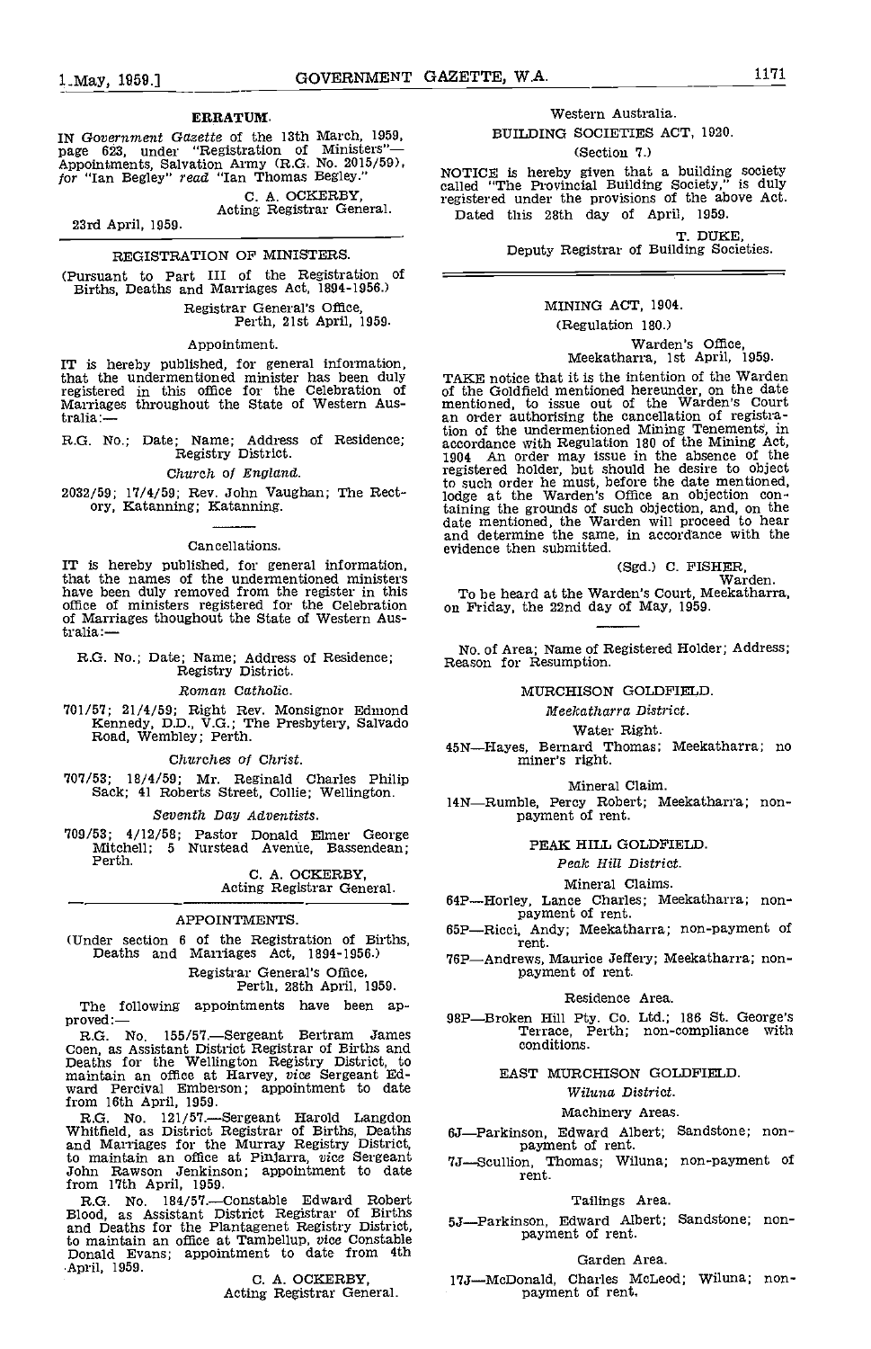## ERRATUM.

IN *Government Gazette* of the 13th March, 1959, page 623, under "Registration of Ministers"—Appointments, Salvation Army (R.G. No. 2015/59), *for* "Ian Begley" *read* "Ian Thomas Begley."

C. A. OCKERBY,
Acting Registrar General.

23rd April, 1959.

## REGISTRATION OF MINISTERS.

(Pursuant to Part III of the Registration of Births, Deaths and Marriages Act, 1894-1956.)

Registrar General's Office,
Perth, 21st April, 1959.

### Appointment.

IT is hereby published, for general information, that the undermentioned minister has been duly registered in this office for the Celebration of Marriages throughout the State of Western Australia:—

R.G. No.; Date; Name; Address of Residence; Registry District.

*Church of England.*

2032/59; 17/4/59; Rev. John Vaughan; The Rectory, Katanning; Katanning.

### Cancellations.

IT is hereby published, for general information, that the names of the undermentioned ministers have been duly removed from the register in this office of ministers registered for the Celebration of Marriages thoughout the State of Western Australia:—

R.G. No.; Date; Name; Address of Residence; Registry District.

*Roman Catholic.*

701/57; 21/4/59; Right Rev. Monsignor Edmond Kennedy, D.D., V.G.; The Presbytery, Salvado Road, Wembley; Perth.

*Churches of Christ.*

707/53; 18/4/59; Mr. Reginald Charles Philip Sack; 41 Roberts Street, Collie; Wellington.

*Seventh Day Adventists.*

709/53; 4/12/58; Pastor Donald Elmer George Mitchell; 5 Nurstead Avenue, Bassendean; Perth.

C. A. OCKERBY,
Acting Registrar General.

## APPOINTMENTS.

(Under section 6 of the Registration of Births, Deaths and Marriages Act, 1894-1956.)

Registrar General's Office,
Perth, 28th April, 1959.

The following appointments have been approved:—

R.G. No. 155/57.—Sergeant Bertram James Coen, as Assistant District Registrar of Births and Deaths for the Wellington Registry District, to maintain an office at Harvey, *vice* Sergeant Edward Percival Emberson; appointment to date from 16th April, 1959.

R.G. No. 121/57.—Sergeant Harold Langdon Whitfield, as District Registrar of Births, Deaths and Marriages for the Murray Registry District, to maintain an office at Pinjarra, *vice* Sergeant John Rawson Jenkinson; appointment to date from 17th April, 1959.

R.G. No. 184/57.—Constable Edward Robert Blood, as Assistant District Registrar of Births and Deaths for the Plantagenet Registry District, to maintain an office at Tambellup, *vice* Constable Donald Evans; appointment to date from 4th April, 1959.

C. A. OCKERBY,
Acting Registrar General.

Western Australia.

## BUILDING SOCIETIES ACT, 1920.

(Section 7.)

NOTICE is hereby given that a building society called "The Provincial Building Society," is duly registered under the provisions of the above Act.

Dated this 28th day of April, 1959.

T. DUKE,
Deputy Registrar of Building Societies.

## MINING ACT, 1904.

(Regulation 180.)

Warden's Office,
Meekatharra, 1st April, 1959.

TAKE notice that it is the intention of the Warden of the Goldfield mentioned hereunder, on the date mentioned, to issue out of the Warden's Court an order authorising the cancellation of registration of the undermentioned Mining Tenements, in accordance with Regulation 180 of the Mining Act, 1904 An order may issue in the absence of the registered holder, but should he desire to object to such order he must, before the date mentioned, lodge at the Warden's Office an objection containing the grounds of such objection, and, on the date mentioned, the Warden will proceed to hear and determine the same, in accordance with the evidence then submitted.

(Sgd.) C. FISHER,
Warden.

To be heard at the Warden's Court, Meekatharra, on Friday, the 22nd day of May, 1959.

No. of Area; Name of Registered Holder; Address; Reason for Resumption.

### MURCHISON GOLDFIELD.

*Meekatharra District.*

Water Right.

45N—Hayes, Bernard Thomas; Meekatharra; no miner's right.

Mineral Claim.

14N—Rumble, Percy Robert; Meekatharra; non-payment of rent.

### PEAK HILL GOLDFIELD.

*Peak Hill District.*

Mineral Claims.

64P—Horley, Lance Charles; Meekatharra; non-payment of rent.

65P—Ricci, Andy; Meekatharra; non-payment of rent.

76P—Andrews, Maurice Jeffery; Meekatharra; non-payment of rent.

Residence Area.

98P—Broken Hill Pty. Co. Ltd.; 186 St. George's Terrace, Perth; non-compliance with conditions.

### EAST MURCHISON GOLDFIELD.

*Wiluna District.*

Machinery Areas.

6J—Parkinson, Edward Albert; Sandstone; non-payment of rent.

7J—Scullion, Thomas; Wiluna; non-payment of rent.

Tailings Area.

5J—Parkinson, Edward Albert; Sandstone; non-payment of rent.

Garden Area.

17J—McDonald, Charles McLeod; Wiluna; non-payment of rent.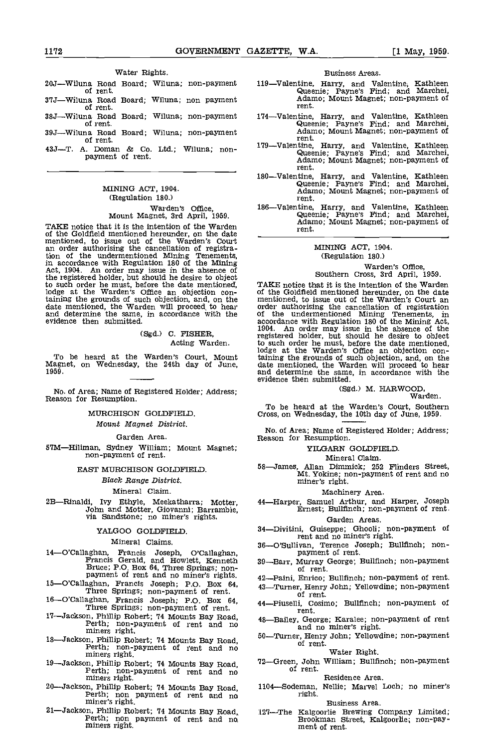### Water Rights.

20J—Wiluna Road Board; Wiluna; non-payment of rent.

37J—Wiluna Road Board; Wiluna; non payment of rent.

38J—Wiluna Road Board; Wiluna; non-payment of rent.

39J—Wiluna Road Board; Wiluna; non-payment of rent.

43J—T. A. Doman & Co. Ltd.; Wiluna; non-payment of rent.

---

## MINING ACT, 1904.
### (Regulation 180.)

Warden's Office,
Mount Magnet, 3rd April, 1959.

TAKE notice that it is the intention of the Warden of the Goldfield mentioned hereunder, on the date mentioned, to issue out of the Warden's Court an order authorising the cancellation of registration of the undermentioned Mining Tenements, in accordance with Regulation 180 of the Mining Act, 1904. An order may issue in the absence of the registered holder, but should he desire to object to such order he must, before the date mentioned, lodge at the Warden's Office an objection containing the grounds of such objection, and, on the date mentioned, the Warden will proceed to hear and determine the same, in accordance with the evidence then submitted.

(Sgd.) C. FISHER,
Acting Warden.

To be heard at the Warden's Court, Mount Magnet, on Wednesday, the 24th day of June, 1959.

No. of Area; Name of Registered Holder; Address; Reason for Resumption.

### MURCHISON GOLDFIELD.
*Mount Magnet District.*

Garden Area.

57M—Hillman, Sydney William; Mount Magnet; non-payment of rent.

### EAST MURCHISON GOLDFIELD.
*Black Range District.*

Mineral Claim.

2B—Rinaldi, Ivy Ethyle, Meekatharra; Motter, John and Motter, Giovanni; Barrambie, via Sandstone; no miner's rights.

### YALGOO GOLDFIELD.

Mineral Claims.

14—O'Callaghan, Francis Joseph, O'Callaghan, Francis Gerald, and Howlett, Kenneth Bruce; P.O. Box 64, Three Springs; non-payment of rent and no miner's rights.

15—O'Callaghan, Francis Joseph; P.O. Box 64, Three Springs; non-payment of rent.

16—O'Callaghan, Francis Joseph; P.O. Box 64, Three Springs; non-payment of rent.

17—Jackson, Phillip Robert; 74 Mounts Bay Road, Perth; non-payment of rent and no miners right.

18—Jackson, Phillip Robert; 74 Mounts Bay Road, Perth; non-payment of rent and no miners right.

19—Jackson, Phillip Robert; 74 Mounts Bay Road, Perth; non-payment of rent and no miners right.

20—Jackson, Phillip Robert; 74 Mounts Bay Road, Perth; non payment of rent and no miner's right.

21—Jackson, Phillip Robert; 74 Mounts Bay Road, Perth; non payment of rent and no miners right.

Business Areas.

119—Valentine, Harry, and Valentine, Kathleen Queenie; Payne's Find; and Marchei, Adamo; Mount Magnet; non-payment of rent.

174—Valentine, Harry, and Valentine, Kathleen Queenie; Payne's Find; and Marchei, Adamo; Mount Magnet; non-payment of rent.

179—Valentine, Harry, and Valentine, Kathleen Queenie; Payne's Find; and Marchei, Adamo; Mount Magnet; non-payment of rent.

180—Valentine, Harry, and Valentine, Kathleen Queenie; Payne's Find; and Marchei, Adamo; Mount Magnet; non-payment of rent.

186—Valentine, Harry, and Valentine, Kathleen Queenie; Payne's Find; and Marchei, Adamo; Mount Magnet; non-payment of rent.

---

## MINING ACT, 1904.
### (Regulation 180.)

Warden's Office,
Southern Cross, 3rd April, 1959.

TAKE notice that it is the intention of the Warden of the Goldfield mentioned hereunder, on the date mentioned, to issue out of the Warden's Court an order authorising the cancellation of registration of the undermentioned Mining Tenements, in accordance with Regulation 180 of the Mining Act, 1904. An order may issue in the absence of the registered holder, but should he desire to object to such order he must, before the date mentioned, lodge at the Warden's Office an objection containing the grounds of such objection, and, on the date mentioned, the Warden will proceed to hear and determine the same, in accordance with the evidence then submitted.

(Sgd.) M. HARWOOD,
Warden.

To be heard at the Warden's Court, Southern Cross, on Wednesday, the 10th day of June, 1959.

No. of Area; Name of Registered Holder; Address; Reason for Resumption.

### YILGARN GOLDFIELD.

Mineral Claim.

58—James, Allan Dimmick; 252 Flinders Street, Mt. Yokine; non-payment of rent and no miner's right.

Machinery Area.

44—Harper, Samuel Arthur, and Harper, Joseph Ernest; Bullfinch; non-payment of rent.

Garden Areas.

34—Divitini, Guiseppe; Ghooli; non-payment of rent and no miner's right.

36—O'Sullivan, Terence Joseph; Bullfinch; non-payment of rent.

39—Barr, Murray George; Bullfinch; non-payment of rent.

42—Paini, Enrico; Bullfinch; non-payment of rent.

43—Turner, Henry John; Yellowdine; non-payment of rent.

44—Piuselli, Cosimo; Bullfinch; non-payment of rent.

48—Bailey, George; Karalee; non-payment of rent and no miner's right.

50—Turner, Henry John; Yellowdine; non-payment of rent.

Water Right.

72—Green, John William; Bullfinch; non-payment of rent.

Residence Area.

1104—Sodeman, Nellie; Marvel Loch; no miner's right.

Business Area.

127—The Kalgoorlie Brewing Company Limited; Brookman Street, Kalgoorlie; non-payment of rent.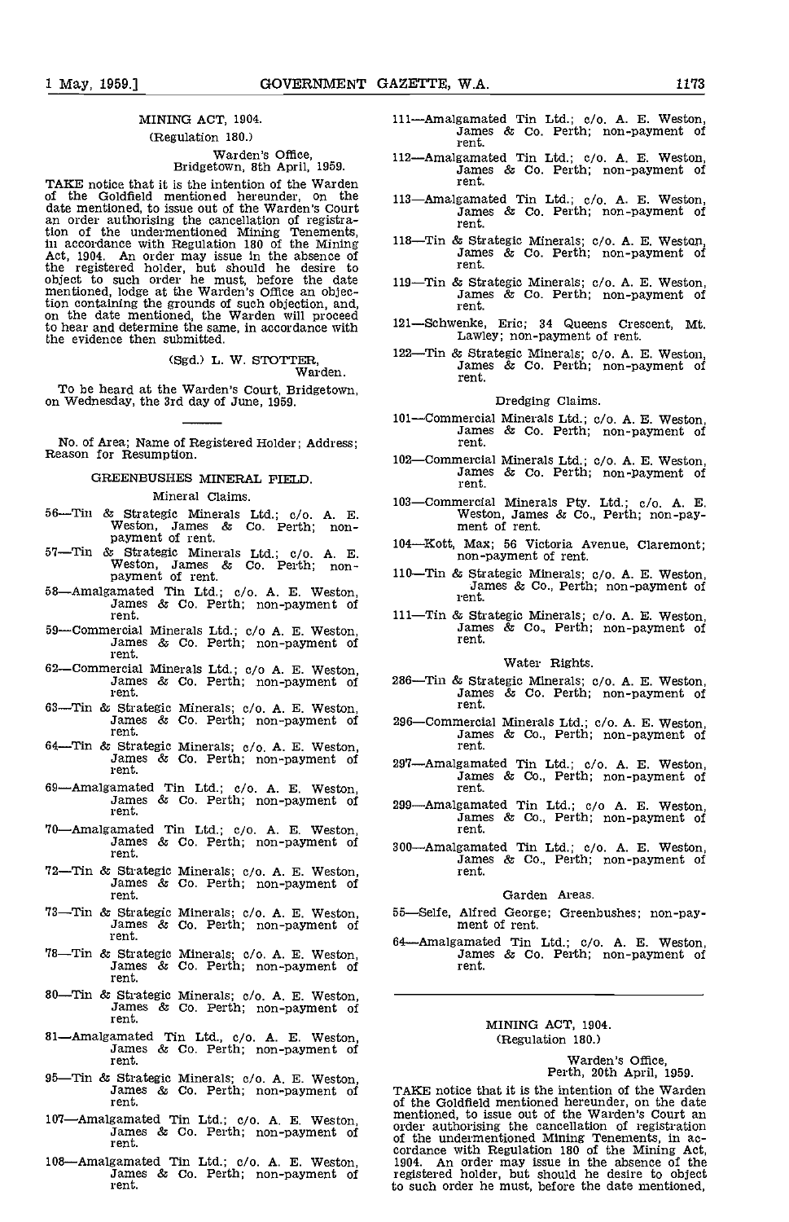MINING ACT, 1904.

(Regulation 180.)

Warden's Office,
Bridgetown, 8th April, 1959.

TAKE notice that it is the intention of the Warden of the Goldfield mentioned hereunder, on the date mentioned, to issue out of the Warden's Court an order authorising the cancellation of registration of the undermentioned Mining Tenements, in accordance with Regulation 180 of the Mining Act, 1904. An order may issue in the absence of the registered holder, but should he desire to object to such order he must, before the date mentioned, lodge at the Warden's Office an objection containing the grounds of such objection, and, on the date mentioned, the Warden will proceed to hear and determine the same, in accordance with the evidence then submitted.

(Sgd.) L. W. STOTTER,
Warden.

To be heard at the Warden's Court, Bridgetown, on Wednesday, the 3rd day of June, 1959.

---

No. of Area; Name of Registered Holder; Address; Reason for Resumption.

GREENBUSHES MINERAL FIELD.

Mineral Claims.

56—Tin & Strategic Minerals Ltd.; c/o. A. E. Weston, James & Co. Perth; non-payment of rent.

57—Tin & Strategic Minerals Ltd.; c/o. A. E. Weston, James & Co. Perth; non-payment of rent.

58—Amalgamated Tin Ltd.; c/o. A. E. Weston, James & Co. Perth; non-payment of rent.

59—Commercial Minerals Ltd.; c/o A. E. Weston, James & Co. Perth; non-payment of rent.

62—Commercial Minerals Ltd.; c/o A. E. Weston, James & Co. Perth; non-payment of rent.

63—Tin & Strategic Minerals; c/o. A. E. Weston, James & Co. Perth; non-payment of rent.

64—Tin & Strategic Minerals; c/o. A. E. Weston, James & Co. Perth; non-payment of rent.

69—Amalgamated Tin Ltd.; c/o. A. E. Weston, James & Co. Perth; non-payment of rent.

70—Amalgamated Tin Ltd.; c/o. A. E. Weston, James & Co. Perth; non-payment of rent.

72—Tin & Strategic Minerals; c/o. A. E. Weston, James & Co. Perth; non-payment of rent.

73—Tin & Strategic Minerals; c/o. A. E. Weston, James & Co. Perth; non-payment of rent.

78—Tin & Strategic Minerals; c/o. A. E. Weston, James & Co. Perth; non-payment of rent.

80—Tin & Strategic Minerals; c/o. A. E. Weston, James & Co. Perth; non-payment of rent.

81—Amalgamated Tin Ltd., c/o. A. E. Weston, James & Co. Perth; non-payment of rent.

95—Tin & Strategic Minerals; c/o. A. E. Weston, James & Co. Perth; non-payment of rent.

107—Amalgamated Tin Ltd.; c/o. A. E. Weston, James & Co. Perth; non-payment of rent.

108—Amalgamated Tin Ltd.; c/o. A. E. Weston, James & Co. Perth; non-payment of rent.

111—Amalgamated Tin Ltd.; c/o. A. E. Weston, James & Co. Perth; non-payment of rent.

112—Amalgamated Tin Ltd.; c/o. A. E. Weston, James & Co. Perth; non-payment of rent.

113—Amalgamated Tin Ltd.; c/o. A. E. Weston, James & Co. Perth; non-payment of rent.

118—Tin & Strategic Minerals; c/o. A. E. Weston, James & Co. Perth; non-payment of rent.

119—Tin & Strategic Minerals; c/o. A. E. Weston, James & Co. Perth; non-payment of rent.

121—Schwenke, Eric; 34 Queens Crescent, Mt. Lawley; non-payment of rent.

122—Tin & Strategic Minerals; c/o. A. E. Weston, James & Co. Perth; non-payment of rent.

Dredging Claims.

101—Commercial Minerals Ltd.; c/o. A. E. Weston, James & Co. Perth; non-payment of rent.

102—Commercial Minerals Ltd.; c/o. A. E. Weston, James & Co. Perth; non-payment of rent.

103—Commercial Minerals Pty. Ltd.; c/o. A. E. Weston, James & Co., Perth; non-payment of rent.

104—Kott, Max; 56 Victoria Avenue, Claremont; non-payment of rent.

110—Tin & Strategic Minerals; c/o. A. E. Weston, James & Co., Perth; non-payment of rent.

111—Tin & Strategic Minerals; c/o. A. E. Weston, James & Co., Perth; non-payment of rent.

Water Rights.

286—Tin & Strategic Minerals; c/o. A. E. Weston, James & Co. Perth; non-payment of rent.

296—Commercial Minerals Ltd.; c/o. A. E. Weston, James & Co., Perth; non-payment of rent.

297—Amalgamated Tin Ltd.; c/o. A. E. Weston, James & Co., Perth; non-payment of rent.

299—Amalgamated Tin Ltd.; c/o A. E. Weston, James & Co., Perth; non-payment of rent.

300—Amalgamated Tin Ltd.; c/o. A. E. Weston, James & Co., Perth; non-payment of rent.

Garden Areas.

55—Selfe, Alfred George; Greenbushes; non-payment of rent.

64—Amalgamated Tin Ltd.; c/o. A. E. Weston, James & Co. Perth; non-payment of rent.

---

MINING ACT, 1904.

(Regulation 180.)

Warden's Office,
Perth, 20th April, 1959.

TAKE notice that it is the intention of the Warden of the Goldfield mentioned hereunder, on the date mentioned, to issue out of the Warden's Court an order authorising the cancellation of registration of the undermentioned Mining Tenements, in accordance with Regulation 180 of the Mining Act, 1904. An order may issue in the absence of the registered holder, but should he desire to object to such order he must, before the date mentioned,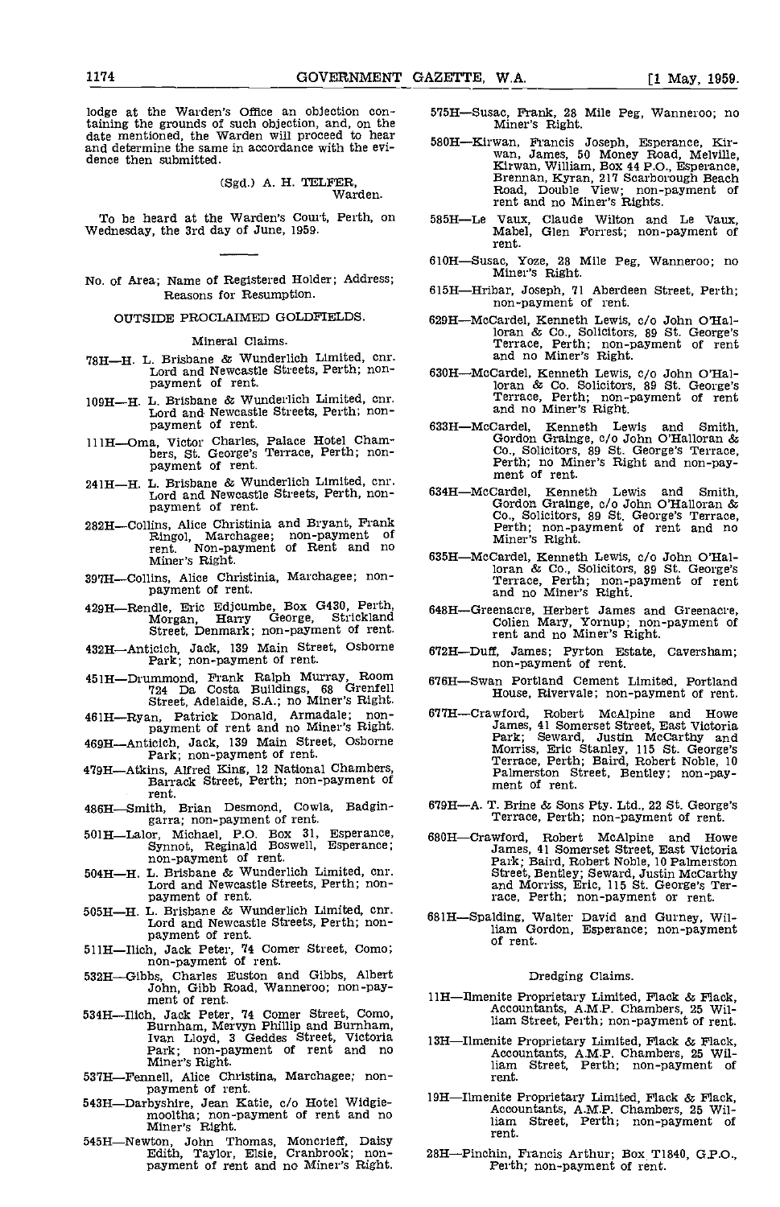lodge at the Warden's Office an objection containing the grounds of such objection, and, on the date mentioned, the Warden will proceed to hear and determine the same in accordance with the evidence then submitted.

(Sgd.) A. H. TELFER,
Warden.

To be heard at the Warden's Court, Perth, on Wednesday, the 3rd day of June, 1959.

---

No. of Area; Name of Registered Holder; Address; Reasons for Resumption.

OUTSIDE PROCLAIMED GOLDFIELDS.

Mineral Claims.

78H—H. L. Brisbane & Wunderlich Limited, cnr. Lord and Newcastle Streets, Perth; non-payment of rent.

109H—H. L. Brisbane & Wunderlich Limited, cnr. Lord and Newcastle Streets, Perth; non-payment of rent.

111H—Oma, Victor Charles, Palace Hotel Chambers, St. George's Terrace, Perth; non-payment of rent.

241H—H. L. Brisbane & Wunderlich Limited, cnr. Lord and Newcastle Streets, Perth, non-payment of rent.

282H—Collins, Alice Christinia and Bryant, Frank Ringol, Marchagee; non-payment of rent. Non-payment of Rent and no Miner's Right.

397H—Collins, Alice Christinia, Marchagee; non-payment of rent.

429H—Rendle, Eric Edjcumbe, Box G430, Perth, Morgan, Harry George, Strickland Street, Denmark; non-payment of rent.

432H—Anticich, Jack, 139 Main Street, Osborne Park; non-payment of rent.

451H—Drummond, Frank Ralph Murray, Room 724 Da Costa Buildings, 68 Grenfell Street, Adelaide, S.A.; no Miner's Right.

461H—Ryan, Patrick Donald, Armadale; non-payment of rent and no Miner's Right.

469H—Anticich, Jack, 139 Main Street, Osborne Park; non-payment of rent.

479H—Atkins, Alfred King, 12 National Chambers, Barrack Street, Perth; non-payment of rent.

486H—Smith, Brian Desmond, Cowla, Badgingarra; non-payment of rent.

501H—Lalor, Michael, P.O. Box 31, Esperance, Synnot, Reginald Boswell, Esperance; non-payment of rent.

504H—H. L. Brisbane & Wunderlich Limited, cnr. Lord and Newcastle Streets, Perth; non-payment of rent.

505H—H. L. Brisbane & Wunderlich Limited, cnr. Lord and Newcastle Streets, Perth; non-payment of rent.

511H—Ilich, Jack Peter, 74 Comer Street, Como; non-payment of rent.

532H—Gibbs, Charles Euston and Gibbs, Albert John, Gibb Road, Wanneroo; non-payment of rent.

534H—Ilich, Jack Peter, 74 Comer Street, Como, Burnham, Mervyn Phillip and Burnham, Ivan Lloyd, 3 Geddes Street, Victoria Park; non-payment of rent and no Miner's Right.

537H—Fennell, Alice Christina, Marchagee; non-payment of rent.

543H—Darbyshire, Jean Katie, c/o Hotel Widgiemooltha; non-payment of rent and no Miner's Right.

545H—Newton, John Thomas, Moncrieff, Daisy Edith, Taylor, Elsie, Cranbrook; non-payment of rent and no Miner's Right.

575H—Susac, Frank, 28 Mile Peg, Wanneroo; no Miner's Right.

580H—Kirwan, Francis Joseph, Esperance, Kirwan, James, 50 Money Road, Melville, Kirwan, William, Box 44 P.O., Esperance, Brennan, Kyran, 217 Scarborough Beach Road, Double View; non-payment of rent and no Miner's Rights.

585H—Le Vaux, Claude Wilton and Le Vaux, Mabel, Glen Forrest; non-payment of rent.

610H—Susac, Yoze, 28 Mile Peg, Wanneroo; no Miner's Right.

615H—Hribar, Joseph, 71 Aberdeen Street, Perth; non-payment of rent.

629H—McCardel, Kenneth Lewis, c/o John O'Halloran & Co., Solicitors, 89 St. George's Terrace, Perth; non-payment of rent and no Miner's Right.

630H—McCardel, Kenneth Lewis, c/o John O'Halloran & Co. Solicitors, 89 St. George's Terrace, Perth; non-payment of rent and no Miner's Right.

633H—McCardel, Kenneth Lewis and Smith, Gordon Grainge, c/o John O'Halloran & Co., Solicitors, 89 St. George's Terrace, Perth; no Miner's Right and non-payment of rent.

634H—McCardel, Kenneth Lewis and Smith, Gordon Grainge, c/o John O'Halloran & Co., Solicitors, 89 St. George's Terrace, Perth; non-payment of rent and no Miner's Right.

635H—McCardel, Kenneth Lewis, c/o John O'Halloran & Co., Solicitors, 89 St. George's Terrace, Perth; non-payment of rent and no Miner's Right.

648H—Greenacre, Herbert James and Greenacre, Colien Mary, Yornup; non-payment of rent and no Miner's Right.

672H—Duff, James; Pyrton Estate, Caversham; non-payment of rent.

676H—Swan Portland Cement Limited, Portland House, Rivervale; non-payment of rent.

677H—Crawford, Robert McAlpine and Howe James, 41 Somerset Street, East Victoria Park; Seward, Justin McCarthy and Morriss, Eric Stanley, 115 St. George's Terrace, Perth; Baird, Robert Noble, 10 Palmerston Street, Bentley; non-payment of rent.

679H—A. T. Brine & Sons Pty. Ltd., 22 St. George's Terrace, Perth; non-payment of rent.

680H—Crawford, Robert McAlpine and Howe James, 41 Somerset Street, East Victoria Park; Baird, Robert Noble, 10 Palmerston Street, Bentley; Seward, Justin McCarthy and Morriss, Eric, 115 St. George's Terrace, Perth; non-payment or rent.

681H—Spalding, Walter David and Gurney, William Gordon, Esperance; non-payment of rent.

Dredging Claims.

11H—Ilmenite Proprietary Limited, Flack & Flack, Accountants, A.M.P. Chambers, 25 William Street, Perth; non-payment of rent.

13H—Ilmenite Proprietary Limited, Flack & Flack, Accountants, A.M.P. Chambers, 25 William Street, Perth; non-payment of rent.

19H—Ilmenite Proprietary Limited, Flack & Flack, Accountants, A.M.P. Chambers, 25 William Street, Perth; non-payment of rent.

28H—Pinchin, Francis Arthur; Box T1840, G.P.O., Perth; non-payment of rent.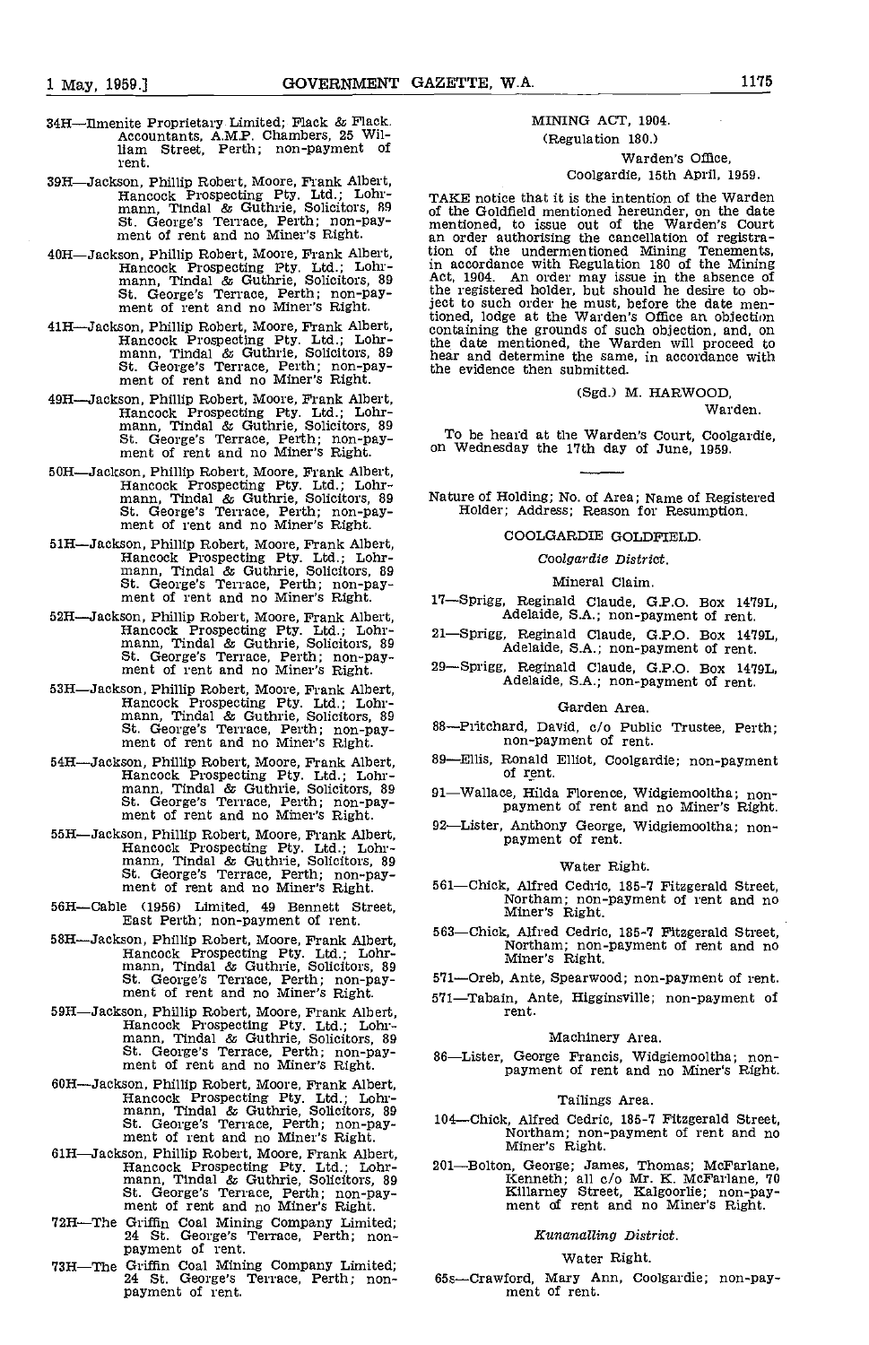34H—Ilmenite Proprietary Limited; Flack & Flack, Accountants, A.M.P. Chambers, 25 William Street, Perth; non-payment of rent.

39H—Jackson, Phillip Robert, Moore, Frank Albert, Hancock Prospecting Pty. Ltd.; Lohrmann, Tindal & Guthrie, Solicitors, 89 St. George's Terrace, Perth; non-payment of rent and no Miner's Right.

40H—Jackson, Phillip Robert, Moore, Frank Albert, Hancock Prospecting Pty. Ltd.; Lohrmann, Tindal & Guthrie, Solicitors, 89 St. George's Terrace, Perth; non-payment of rent and no Miner's Right.

41H—Jackson, Phillip Robert, Moore, Frank Albert, Hancock Prospecting Pty. Ltd.; Lohrmann, Tindal & Guthrie, Solicitors, 89 St. George's Terrace, Perth; non-payment of rent and no Miner's Right.

49H—Jackson, Phillip Robert, Moore, Frank Albert, Hancock Prospecting Pty. Ltd.; Lohrmann, Tindal & Guthrie, Solicitors, 89 St. George's Terrace, Perth; non-payment of rent and no Miner's Right.

50H—Jackson, Phillip Robert, Moore, Frank Albert, Hancock Prospecting Pty. Ltd.; Lohrmann, Tindal & Guthrie, Solicitors, 89 St. George's Terrace, Perth; non-payment of rent and no Miner's Right.

51H—Jackson, Phillip Robert, Moore, Frank Albert, Hancock Prospecting Pty. Ltd.; Lohrmann, Tindal & Guthrie, Solicitors, 89 St. George's Terrace, Perth; non-payment of rent and no Miner's Right.

52H—Jackson, Phillip Robert, Moore, Frank Albert, Hancock Prospecting Pty. Ltd.; Lohrmann, Tindal & Guthrie, Solicitors, 89 St. George's Terrace, Perth; non-payment of rent and no Miner's Right.

53H—Jackson, Phillip Robert, Moore, Frank Albert, Hancock Prospecting Pty. Ltd.; Lohrmann, Tindal & Guthrie, Solicitors, 89 St. George's Terrace, Perth; non-payment of rent and no Miner's Right.

54H—Jackson, Phillip Robert, Moore, Frank Albert, Hancock Prospecting Pty. Ltd.; Lohrmann, Tindal & Guthrie, Solicitors, 89 St. George's Terrace, Perth; non-payment of rent and no Miner's Right.

55H—Jackson, Phillip Robert, Moore, Frank Albert, Hancock Prospecting Pty. Ltd.; Lohrmann, Tindal & Guthrie, Solicitors, 89 St. George's Terrace, Perth; non-payment of rent and no Miner's Right.

56H—Cable (1956) Limited, 49 Bennett Street, East Perth; non-payment of rent.

58H—Jackson, Phillip Robert, Moore, Frank Albert, Hancock Prospecting Pty. Ltd.; Lohrmann, Tindal & Guthrie, Solicitors, 89 St. George's Terrace, Perth; non-payment of rent and no Miner's Right.

59H—Jackson, Phillip Robert, Moore, Frank Albert, Hancock Prospecting Pty. Ltd.; Lohrmann, Tindal & Guthrie, Solicitors, 89 St. George's Terrace, Perth; non-payment of rent and no Miner's Right.

60H—Jackson, Phillip Robert, Moore, Frank Albert, Hancock Prospecting Pty. Ltd.; Lohrmann, Tindal & Guthrie, Solicitors, 89 St. George's Terrace, Perth; non-payment of rent and no Miner's Right.

61H—Jackson, Phillip Robert, Moore, Frank Albert, Hancock Prospecting Pty. Ltd.; Lohrmann, Tindal & Guthrie, Solicitors, 89 St. George's Terrace, Perth; non-payment of rent and no Miner's Right.

72H—The Griffin Coal Mining Company Limited; 24 St. George's Terrace, Perth; non-payment of rent.

73H—The Griffin Coal Mining Company Limited; 24 St. George's Terrace, Perth; non-payment of rent.

MINING ACT, 1904.

(Regulation 180.)

Warden's Office,
Coolgardie, 15th April, 1959.

TAKE notice that it is the intention of the Warden of the Goldfield mentioned hereunder, on the date mentioned, to issue out of the Warden's Court an order authorising the cancellation of registration of the undermentioned Mining Tenements, in accordance with Regulation 180 of the Mining Act, 1904. An order may issue in the absence of the registered holder, but should he desire to object to such order he must, before the date mentioned, lodge at the Warden's Office an objection containing the grounds of such objection, and, on the date mentioned, the Warden will proceed to hear and determine the same, in accordance with the evidence then submitted.

(Sgd.) M. HARWOOD,
Warden.

To be heard at the Warden's Court, Coolgardie, on Wednesday the 17th day of June, 1959.

---

Nature of Holding; No. of Area; Name of Registered Holder; Address; Reason for Resumption.

COOLGARDIE GOLDFIELD.

*Coolgardie District.*

Mineral Claim.

17—Sprigg, Reginald Claude, G.P.O. Box 1479L, Adelaide, S.A.; non-payment of rent.

21—Sprigg, Reginald Claude, G.P.O. Box 1479L, Adelaide, S.A.; non-payment of rent.

29—Sprigg, Reginald Claude, G.P.O. Box 1479L, Adelaide, S.A.; non-payment of rent.

Garden Area.

88—Pritchard, David, c/o Public Trustee, Perth; non-payment of rent.

89—Ellis, Ronald Elliot, Coolgardie; non-payment of rent.

91—Wallace, Hilda Florence, Widgiemooltha; non-payment of rent and no Miner's Right.

92—Lister, Anthony George, Widgiemooltha; non-payment of rent.

Water Right.

561—Chick, Alfred Cedric, 185-7 Fitzgerald Street, Northam; non-payment of rent and no Miner's Right.

563—Chick, Alfred Cedric, 185-7 Fitzgerald Street, Northam; non-payment of rent and no Miner's Right.

571—Oreb, Ante, Spearwood; non-payment of rent.

571—Tabain, Ante, Higginsville; non-payment of rent.

Machinery Area.

86—Lister, George Francis, Widgiemooltha; non-payment of rent and no Miner's Right.

Tailings Area.

104—Chick, Alfred Cedric, 185-7 Fitzgerald Street, Northam; non-payment of rent and no Miner's Right.

201—Bolton, George; James, Thomas; McFarlane, Kenneth; all c/o Mr. K. McFarlane, 70 Killarney Street, Kalgoorlie; non-payment of rent and no Miner's Right.

*Kunanalling District.*

Water Right.

65s—Crawford, Mary Ann, Coolgardie; non-payment of rent.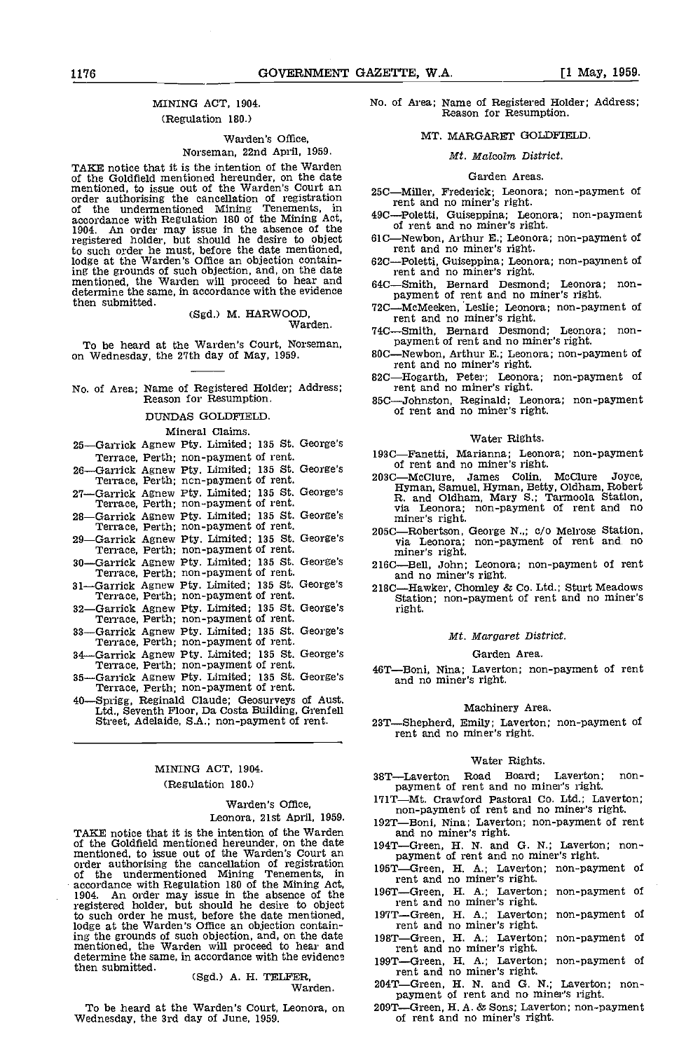## MINING ACT, 1904.

(Regulation 180.)

Warden's Office,
Norseman, 22nd April, 1959.

TAKE notice that it is the intention of the Warden of the Goldfield mentioned hereunder, on the date mentioned, to issue out of the Warden's Court an order authorising the cancellation of registration of the undermentioned Mining Tenements, in accordance with Regulation 180 of the Mining Act, 1904. An order may issue in the absence of the registered holder, but should he desire to object to such order he must, before the date mentioned, lodge at the Warden's Office an objection containing the grounds of such objection, and, on the date mentioned, the Warden will proceed to hear and determine the same, in accordance with the evidence then submitted.

(Sgd.) M. HARWOOD,
Warden.

To be heard at the Warden's Court, Norseman, on Wednesday, the 27th day of May, 1959.

---

No. of Area; Name of Registered Holder; Address; Reason for Resumption.

### DUNDAS GOLDFIELD.

Mineral Claims.

25—Garrick Agnew Pty. Limited; 135 St. George's Terrace, Perth; non-payment of rent.
26—Garrick Agnew Pty. Limited; 135 St. George's Terrace, Perth; non-payment of rent.
27—Garrick Agnew Pty. Limited; 135 St. George's Terrace, Perth; non-payment of rent.
28—Garrick Agnew Pty. Limited; 135 St. George's Terrace, Perth; non-payment of rent.
29—Garrick Agnew Pty. Limited; 135 St. George's Terrace, Perth; non-payment of rent.
30—Garrick Agnew Pty. Limited; 135 St. George's Terrace, Perth; non-payment of rent.
31—Garrick Agnew Pty. Limited; 135 St. George's Terrace, Perth; non-payment of rent.
32—Garrick Agnew Pty. Limited; 135 St. George's Terrace, Perth; non-payment of rent.
33—Garrick Agnew Pty. Limited; 135 St. George's Terrace, Perth; non-payment of rent.
34—Garrick Agnew Pty. Limited; 135 St. George's Terrace, Perth; non-payment of rent.
35—Garrick Agnew Pty. Limited; 135 St. George's Terrace, Perth; non-payment of rent.
40—Sprigg, Reginald Claude; Geosurveys of Aust. Ltd., Seventh Floor, Da Costa Building, Grenfell Street, Adelaide, S.A.; non-payment of rent.

---

## MINING ACT, 1904.

(Regulation 180.)

Warden's Office,
Leonora, 21st April, 1959.

TAKE notice that it is the intention of the Warden of the Goldfield mentioned hereunder, on the date mentioned, to issue out of the Warden's Court an order authorising the cancellation of registration of the undermentioned Mining Tenements, in accordance with Regulation 180 of the Mining Act, 1904. An order may issue in the absence of the registered holder, but should he desire to object to such order he must, before the date mentioned, lodge at the Warden's Office an objection containing the grounds of such objection, and, on the date mentioned, the Warden will proceed to hear and determine the same, in accordance with the evidence then submitted.

(Sgd.) A. H. TELFER,
Warden.

To be heard at the Warden's Court, Leonora, on Wednesday, the 3rd day of June, 1959.

No. of Area; Name of Registered Holder; Address; Reason for Resumption.

### MT. MARGARET GOLDFIELD.

*Mt. Malcolm District.*

Garden Areas.

25C—Miller, Frederick; Leonora; non-payment of rent and no miner's right.
49C—Poletti, Guiseppina; Leonora; non-payment of rent and no miner's right.
61C—Newbon, Arthur E.; Leonora; non-payment of rent and no miner's right.
62C—Poletti, Guiseppina; Leonora; non-payment of rent and no miner's right.
64C—Smith, Bernard Desmond; Leonora; non-payment of rent and no miner's right.
72C—McMeeken, Leslie; Leonora; non-payment of rent and no miner's right.
74C—Smith, Bernard Desmond; Leonora; non-payment of rent and no miner's right.
80C—Newbon, Arthur E.; Leonora; non-payment of rent and no miner's right.
82C—Hogarth, Peter; Leonora; non-payment of rent and no miner's right.
85C—Johnston, Reginald; Leonora; non-payment of rent and no miner's right.

Water Rights.

193C—Fanetti, Marianna; Leonora; non-payment of rent and no miner's right.
203C—McClure, James Colin, McClure Joyce, Hyman, Samuel, Hyman, Betty, Oldham, Robert R. and Oldham, Mary S.; Tarmoola Station, via Leonora; non-payment of rent and no miner's right.
205C—Robertson, George N.,; c/o Melrose Station, via Leonora; non-payment of rent and no miner's right.
216C—Bell, John; Leonora; non-payment of rent and no miner's right.
218C—Hawker, Chomley & Co. Ltd.; Sturt Meadows Station; non-payment of rent and no miner's right.

*Mt. Margaret District.*

Garden Area.

46T—Boni, Nina; Laverton; non-payment of rent and no miner's right.

Machinery Area.

23T—Shepherd, Emily; Laverton; non-payment of rent and no miner's right.

Water Rights.

38T—Laverton Road Board; Laverton; non-payment of rent and no miner's right.
171T—Mt. Crawford Pastoral Co. Ltd.; Laverton; non-payment of rent and no miner's right.
192T—Boni, Nina; Laverton; non-payment of rent and no miner's right.
194T—Green, H. N. and G. N.; Laverton; non-payment of rent and no miner's right.
195T—Green, H. A.; Laverton; non-payment of rent and no miner's right.
196T—Green, H. A.; Laverton; non-payment of rent and no miner's right.
197T—Green, H. A.; Laverton; non-payment of rent and no miner's right.
198T—Green, H. A.; Laverton; non-payment of rent and no miner's right.
199T—Green, H. A.; Laverton; non-payment of rent and no miner's right.
204T—Green, H. N. and G. N.; Laverton; non-payment of rent and no miner's right.
209T—Green, H. A. & Sons; Laverton; non-payment of rent and no miner's right.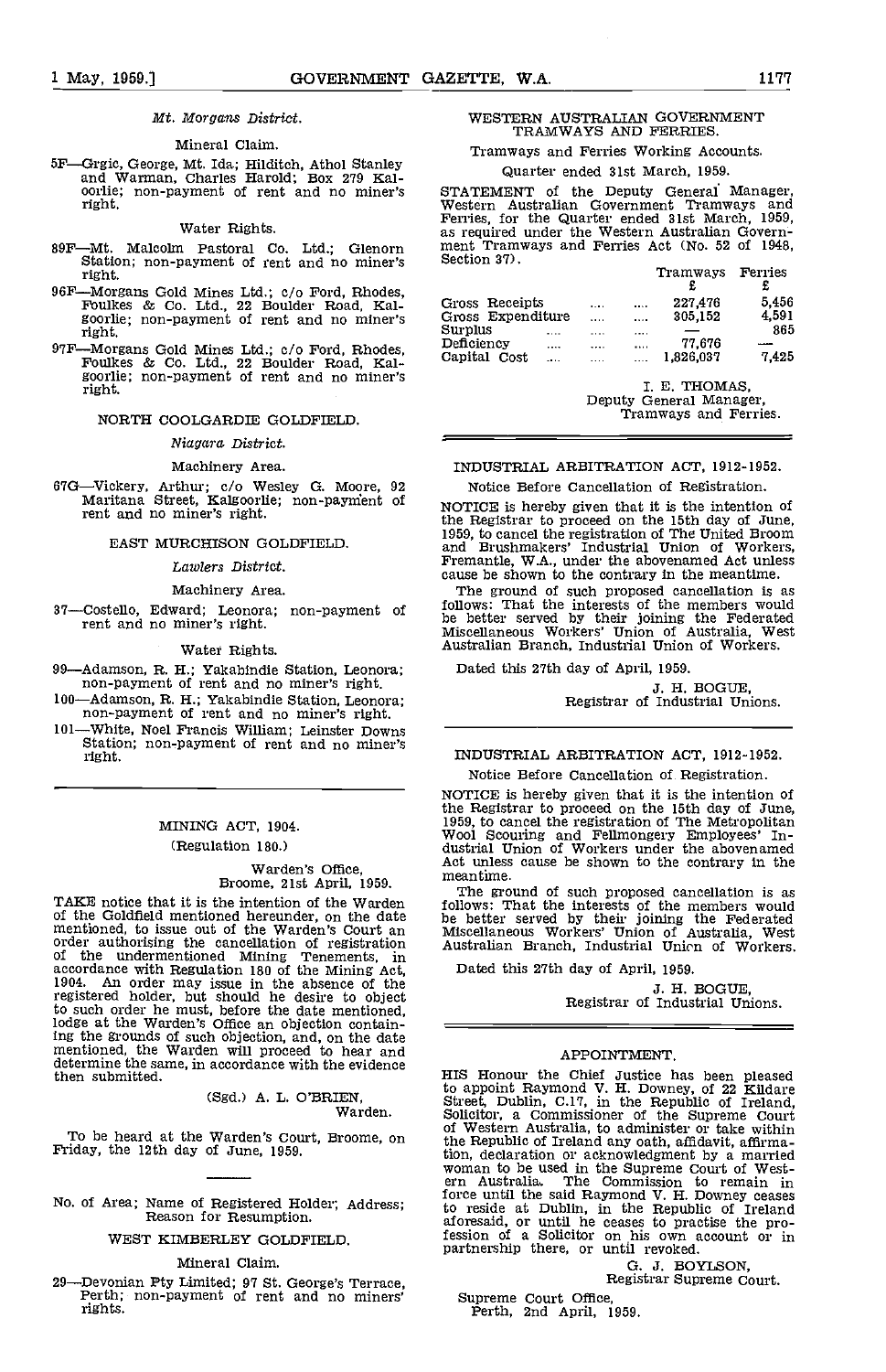*Mt. Morgans District.*

Mineral Claim.

5F—Grgic, George, Mt. Ida; Hilditch, Athol Stanley and Warman, Charles Harold; Box 279 Kalgoorlie; non-payment of rent and no miner's right.

Water Rights.

89F—Mt. Malcolm Pastoral Co. Ltd.; Glenorn Station; non-payment of rent and no miner's right.

96F—Morgans Gold Mines Ltd.; c/o Ford, Rhodes, Foulkes & Co. Ltd., 22 Boulder Road, Kalgoorlie; non-payment of rent and no miner's right.

97F—Morgans Gold Mines Ltd.; c/o Ford, Rhodes, Foulkes & Co. Ltd., 22 Boulder Road, Kalgoorlie; non-payment of rent and no miner's right.

NORTH COOLGARDIE GOLDFIELD.

*Niagara District.*

Machinery Area.

67G—Vickery, Arthur; c/o Wesley G. Moore, 92 Maritana Street, Kalgoorlie; non-payment of rent and no miner's right.

EAST MURCHISON GOLDFIELD.

*Lawlers District.*

Machinery Area.

37—Costello, Edward; Leonora; non-payment of rent and no miner's right.

Water Rights.

99—Adamson, R. H.; Yakabindie Station, Leonora; non-payment of rent and no miner's right.

100—Adamson, R. H.; Yakabindie Station, Leonora; non-payment of rent and no miner's right.

101—White, Noel Francis William; Leinster Downs Station; non-payment of rent and no miner's right.

---

## MINING ACT, 1904.

(Regulation 180.)

Warden's Office,
Broome, 21st April, 1959.

TAKE notice that it is the intention of the Warden of the Goldfield mentioned hereunder, on the date mentioned, to issue out of the Warden's Court an order authorising the cancellation of registration of the undermentioned Mining Tenements, in accordance with Regulation 180 of the Mining Act, 1904. An order may issue in the absence of the registered holder, but should he desire to object to such order he must, before the date mentioned, lodge at the Warden's Office an objection containing the grounds of such objection, and, on the date mentioned, the Warden will proceed to hear and determine the same, in accordance with the evidence then submitted.

(Sgd.) A. L. O'BRIEN,
Warden.

To be heard at the Warden's Court, Broome, on Friday, the 12th day of June, 1959.

---

No. of Area; Name of Registered Holder; Address; Reason for Resumption.

WEST KIMBERLEY GOLDFIELD.

Mineral Claim.

29—Devonian Pty Limited; 97 St. George's Terrace, Perth; non-payment of rent and no miners' rights.

---

## WESTERN AUSTRALIAN GOVERNMENT TRAMWAYS AND FERRIES.

Tramways and Ferries Working Accounts.

Quarter ended 31st March, 1959.

STATEMENT of the Deputy General Manager, Western Australian Government Tramways and Ferries, for the Quarter ended 31st March, 1959, as required under the Western Australian Government Tramways and Ferries Act (No. 52 of 1948, Section 37).

| | Tramways £ | Ferries £ |
|---|---|---|
| Gross Receipts | 227,476 | 5,456 |
| Gross Expenditure | 305,152 | 4,591 |
| Surplus | — | 865 |
| Deficiency | 77,676 | — |
| Capital Cost | 1,826,037 | 7,425 |

I. E. THOMAS,
Deputy General Manager,
Tramways and Ferries.

---

## INDUSTRIAL ARBITRATION ACT, 1912-1952.

Notice Before Cancellation of Registration.

NOTICE is hereby given that it is the intention of the Registrar to proceed on the 15th day of June, 1959, to cancel the registration of The United Broom and Brushmakers' Industrial Union of Workers, Fremantle, W.A., under the abovenamed Act unless cause be shown to the contrary in the meantime.

The ground of such proposed cancellation is as follows: That the interests of the members would be better served by their joining the Federated Miscellaneous Workers' Union of Australia, West Australian Branch, Industrial Union of Workers.

Dated this 27th day of April, 1959.

J. H. BOGUE,
Registrar of Industrial Unions.

---

## INDUSTRIAL ARBITRATION ACT, 1912-1952.

Notice Before Cancellation of Registration.

NOTICE is hereby given that it is the intention of the Registrar to proceed on the 15th day of June, 1959, to cancel the registration of The Metropolitan Wool Scouring and Fellmongery Employees' Industrial Union of Workers under the abovenamed Act unless cause be shown to the contrary in the meantime.

The ground of such proposed cancellation is as follows: That the interests of the members would be better served by their joining the Federated Miscellaneous Workers' Union of Australia, West Australian Branch, Industrial Union of Workers.

Dated this 27th day of April, 1959.

J. H. BOGUE,
Registrar of Industrial Unions.

---

## APPOINTMENT.

HIS Honour the Chief Justice has been pleased to appoint Raymond V. H. Downey, of 22 Kildare Street, Dublin, C.17, in the Republic of Ireland, Solicitor, a Commissioner of the Supreme Court of Western Australia, to administer or take within the Republic of Ireland any oath, affidavit, affirmation, declaration or acknowledgment by a married woman to be used in the Supreme Court of Western Australia. The Commission to remain in force until the said Raymond V. H. Downey ceases to reside at Dublin, in the Republic of Ireland aforesaid, or until he ceases to practise the profession of a Solicitor on his own account or in partnership there, or until revoked.

G. J. BOYLSON,
Registrar Supreme Court.

Supreme Court Office,
Perth, 2nd April, 1959.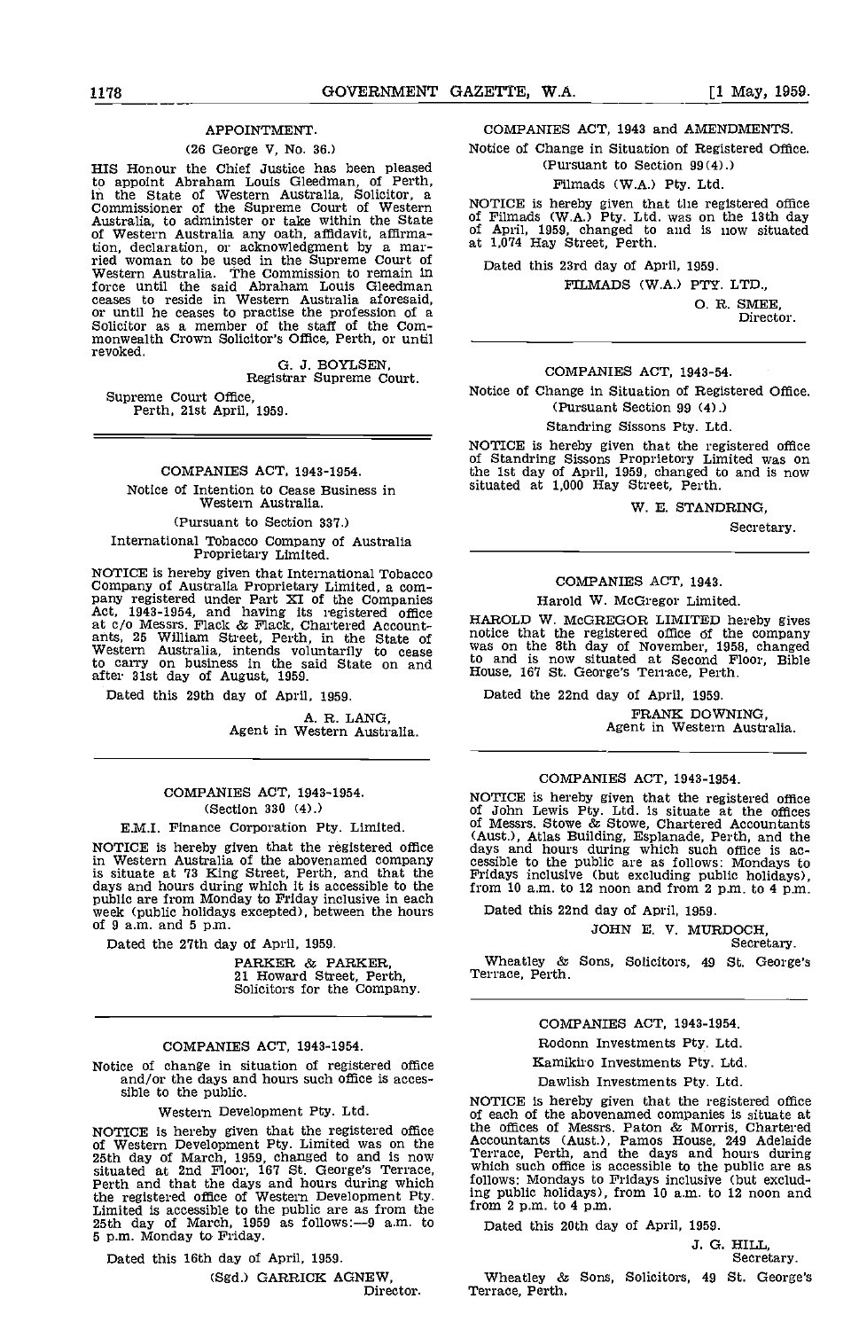## APPOINTMENT.

(26 George V, No. 36.)

HIS Honour the Chief Justice has been pleased to appoint Abraham Louis Gleedman, of Perth, in the State of Western Australia, Solicitor, a Commissioner of the Supreme Court of Western Australia, to administer or take within the State of Western Australia any oath, affidavit, affirmation, declaration, or acknowledgment by a married woman to be used in the Supreme Court of Western Australia. The Commission to remain in force until the said Abraham Louis Gleedman ceases to reside in Western Australia aforesaid, or until he ceases to practise the profession of a Solicitor as a member of the staff of the Commonwealth Crown Solicitor's Office, Perth, or until revoked.

G. J. BOYLSEN,
Registrar Supreme Court.

Supreme Court Office,
Perth, 21st April, 1959.

---

## COMPANIES ACT, 1943-1954.

Notice of Intention to Cease Business in Western Australia.

(Pursuant to Section 337.)

International Tobacco Company of Australia Proprietary Limited.

NOTICE is hereby given that International Tobacco Company of Australia Proprietary Limited, a company registered under Part XI of the Companies Act, 1943-1954, and having its registered office at c/o Messrs. Flack & Flack, Chartered Accountants, 25 William Street, Perth, in the State of Western Australia, intends voluntarily to cease to carry on business in the said State on and after 31st day of August, 1959.

Dated this 29th day of April, 1959.

A. R. LANG,
Agent in Western Australia.

---

## COMPANIES ACT, 1943-1954.

(Section 330 (4).)

E.M.I. Finance Corporation Pty. Limited.

NOTICE is hereby given that the registered office in Western Australia of the abovenamed company is situate at 73 King Street, Perth, and that the days and hours during which it is accessible to the public are from Monday to Friday inclusive in each week (public holidays excepted), between the hours of 9 a.m. and 5 p.m.

Dated the 27th day of April, 1959.

PARKER & PARKER,
21 Howard Street, Perth,
Solicitors for the Company.

---

## COMPANIES ACT, 1943-1954.

Notice of change in situation of registered office and/or the days and hours such office is accessible to the public.

Western Development Pty. Ltd.

NOTICE is hereby given that the registered office of Western Development Pty. Limited was on the 25th day of March, 1959, changed to and is now situated at 2nd Floor, 167 St. George's Terrace, Perth and that the days and hours during which the registered office of Western Development Pty. Limited is accessible to the public are as from the 25th day of March, 1959 as follows:—9 a.m. to 5 p.m. Monday to Friday.

Dated this 16th day of April, 1959.

(Sgd.) GARRICK AGNEW,
Director.

---

## COMPANIES ACT, 1943 and AMENDMENTS.

Notice of Change in Situation of Registered Office.

(Pursuant to Section 99(4).)

Filmads (W.A.) Pty. Ltd.

NOTICE is hereby given that the registered office of Filmads (W.A.) Pty. Ltd. was on the 13th day of April, 1959, changed to and is now situated at 1,074 Hay Street, Perth.

Dated this 23rd day of April, 1959.

FILMADS (W.A.) PTY. LTD.,
O. R. SMEE,
Director.

---

## COMPANIES ACT, 1943-54.

Notice of Change in Situation of Registered Office.

(Pursuant Section 99 (4).)

Standring Sissons Pty. Ltd.

NOTICE is hereby given that the registered office of Standring Sissons Proprietory Limited was on the 1st day of April, 1959, changed to and is now situated at 1,000 Hay Street, Perth.

W. E. STANDRING,
Secretary.

---

## COMPANIES ACT, 1943.

Harold W. McGregor Limited.

HAROLD W. McGREGOR LIMITED hereby gives notice that the registered office of the company was on the 8th day of November, 1958, changed to and is now situated at Second Floor, Bible House, 167 St. George's Terrace, Perth.

Dated the 22nd day of April, 1959.

FRANK DOWNING,
Agent in Western Australia.

---

## COMPANIES ACT, 1943-1954.

NOTICE is hereby given that the registered office of John Lewis Pty. Ltd. is situate at the offices of Messrs. Stowe & Stowe, Chartered Accountants (Aust.), Atlas Building, Esplanade, Perth, and the days and hours during which such office is accessible to the public are as follows: Mondays to Fridays inclusive (but excluding public holidays), from 10 a.m. to 12 noon and from 2 p.m. to 4 p.m.

Dated this 22nd day of April, 1959.

JOHN E. V. MURDOCH,
Secretary.

Wheatley & Sons, Solicitors, 49 St. George's Terrace, Perth.

---

## COMPANIES ACT, 1943-1954.

Rodonn Investments Pty. Ltd.

Kamikiro Investments Pty. Ltd.

Dawlish Investments Pty. Ltd.

NOTICE is hereby given that the registered office of each of the abovenamed companies is situate at the offices of Messrs. Paton & Morris, Chartered Accountants (Aust.), Pamos House, 249 Adelaide Terrace, Perth, and the days and hours during which such office is accessible to the public are as follows: Mondays to Fridays inclusive (but excluding public holidays), from 10 a.m. to 12 noon and from 2 p.m. to 4 p.m.

Dated this 20th day of April, 1959.

J. G. HILL,
Secretary.

Wheatley & Sons, Solicitors, 49 St. George's Terrace, Perth.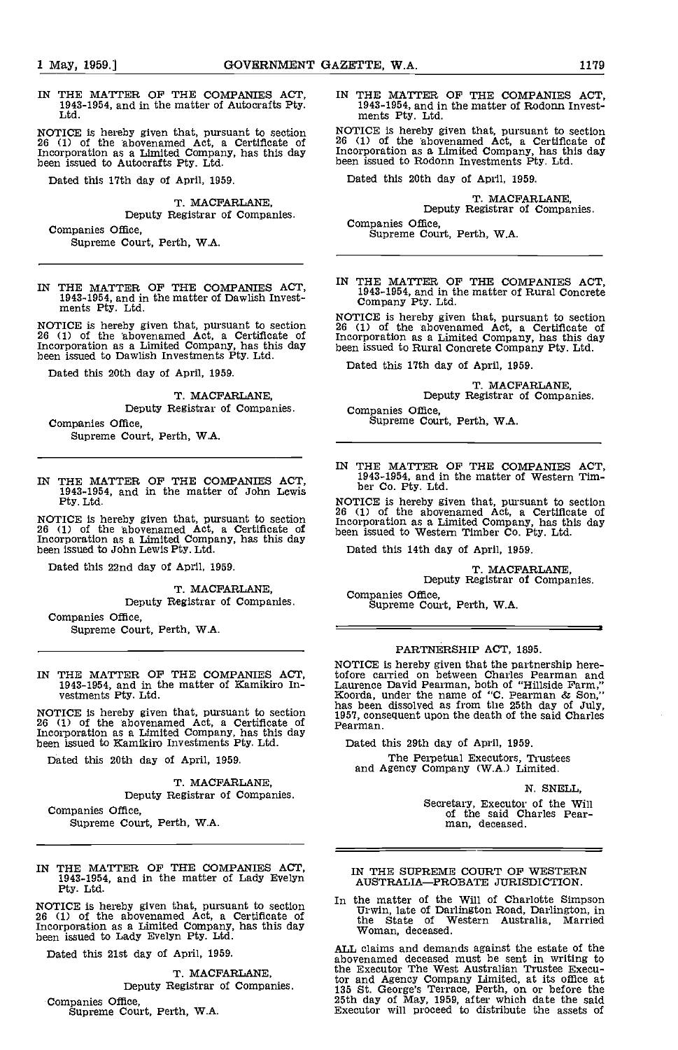IN THE MATTER OF THE COMPANIES ACT, 1943-1954, and in the matter of Autocrafts Pty. Ltd.

NOTICE is hereby given that, pursuant to section 26 (1) of the abovenamed Act, a Certificate of Incorporation as a Limited Company, has this day been issued to Autocrafts Pty. Ltd.

Dated this 17th day of April, 1959.

T. MACFARLANE,
Deputy Registrar of Companies.

Companies Office,
Supreme Court, Perth, W.A.

---

IN THE MATTER OF THE COMPANIES ACT, 1943-1954, and in the matter of Dawlish Investments Pty. Ltd.

NOTICE is hereby given that, pursuant to section 26 (1) of the abovenamed Act, a Certificate of Incorporation as a Limited Company, has this day been issued to Dawlish Investments Pty. Ltd.

Dated this 20th day of April, 1959.

T. MACFARLANE,
Deputy Registrar of Companies.

Companies Office,
Supreme Court, Perth, W.A.

---

IN THE MATTER OF THE COMPANIES ACT, 1943-1954, and in the matter of John Lewis Pty. Ltd.

NOTICE is hereby given that, pursuant to section 26 (1) of the abovenamed Act, a Certificate of Incorporation as a Limited Company, has this day been issued to John Lewis Pty. Ltd.

Dated this 22nd day of April, 1959.

T. MACFARLANE,
Deputy Registrar of Companies.

Companies Office,
Supreme Court, Perth, W.A.

---

IN THE MATTER OF THE COMPANIES ACT, 1943-1954, and in the matter of Kamikiro Investments Pty. Ltd.

NOTICE is hereby given that, pursuant to section 26 (1) of the abovenamed Act, a Certificate of Incorporation as a Limited Company, has this day been issued to Kamikiro Investments Pty. Ltd.

Dated this 20th day of April, 1959.

T. MACFARLANE,
Deputy Registrar of Companies.

Companies Office,
Supreme Court, Perth, W.A.

---

IN THE MATTER OF THE COMPANIES ACT, 1943-1954, and in the matter of Lady Evelyn Pty. Ltd.

NOTICE is hereby given that, pursuant to section 26 (1) of the abovenamed Act, a Certificate of Incorporation as a Limited Company, has this day been issued to Lady Evelyn Pty. Ltd.

Dated this 21st day of April, 1959.

T. MACFARLANE,
Deputy Registrar of Companies.

Companies Office,
Supreme Court, Perth, W.A.

---

IN THE MATTER OF THE COMPANIES ACT, 1943-1954, and in the matter of Rodonn Investments Pty. Ltd.

NOTICE is hereby given that, pursuant to section 26 (1) of the abovenamed Act, a Certificate of Incorporation as a Limited Company, has this day been issued to Rodonn Investments Pty. Ltd.

Dated this 20th day of April, 1959.

T. MACFARLANE,
Deputy Registrar of Companies.

Companies Office,
Supreme Court, Perth, W.A.

---

IN THE MATTER OF THE COMPANIES ACT, 1943-1954, and in the matter of Rural Concrete Company Pty. Ltd.

NOTICE is hereby given that, pursuant to section 26 (1) of the abovenamed Act, a Certificate of Incorporation as a Limited Company, has this day been issued to Rural Concrete Company Pty. Ltd.

Dated this 17th day of April, 1959.

T. MACFARLANE,
Deputy Registrar of Companies.

Companies Office,
Supreme Court, Perth, W.A.

---

IN THE MATTER OF THE COMPANIES ACT, 1943-1954, and in the matter of Western Timber Co. Pty. Ltd.

NOTICE is hereby given that, pursuant to section 26 (1) of the abovenamed Act, a Certificate of Incorporation as a Limited Company, has this day been issued to Western Timber Co. Pty. Ltd.

Dated this 14th day of April, 1959.

T. MACFARLANE,
Deputy Registrar of Companies.

Companies Office,
Supreme Court, Perth, W.A.

---

PARTNERSHIP ACT, 1895.

NOTICE is hereby given that the partnership heretofore carried on between Charles Pearman and Laurence David Pearman, both of "Hillside Farm," Koorda, under the name of "C. Pearman & Son," has been dissolved as from the 25th day of July, 1957, consequent upon the death of the said Charles Pearman.

Dated this 29th day of April, 1959.

The Perpetual Executors, Trustees and Agency Company (W.A.) Limited.

N. SNELL,
Secretary, Executor of the Will of the said Charles Pearman, deceased.

---

IN THE SUPREME COURT OF WESTERN AUSTRALIA—PROBATE JURISDICTION.

In the matter of the Will of Charlotte Simpson Urwin, late of Darlington Road, Darlington, in the State of Western Australia, Married Woman, deceased.

ALL claims and demands against the estate of the abovenamed deceased must be sent in writing to the Executor The West Australian Trustee Executor and Agency Company Limited, at its office at 135 St. George's Terrace, Perth, on or before the 25th day of May, 1959, after which date the said Executor will proceed to distribute the assets of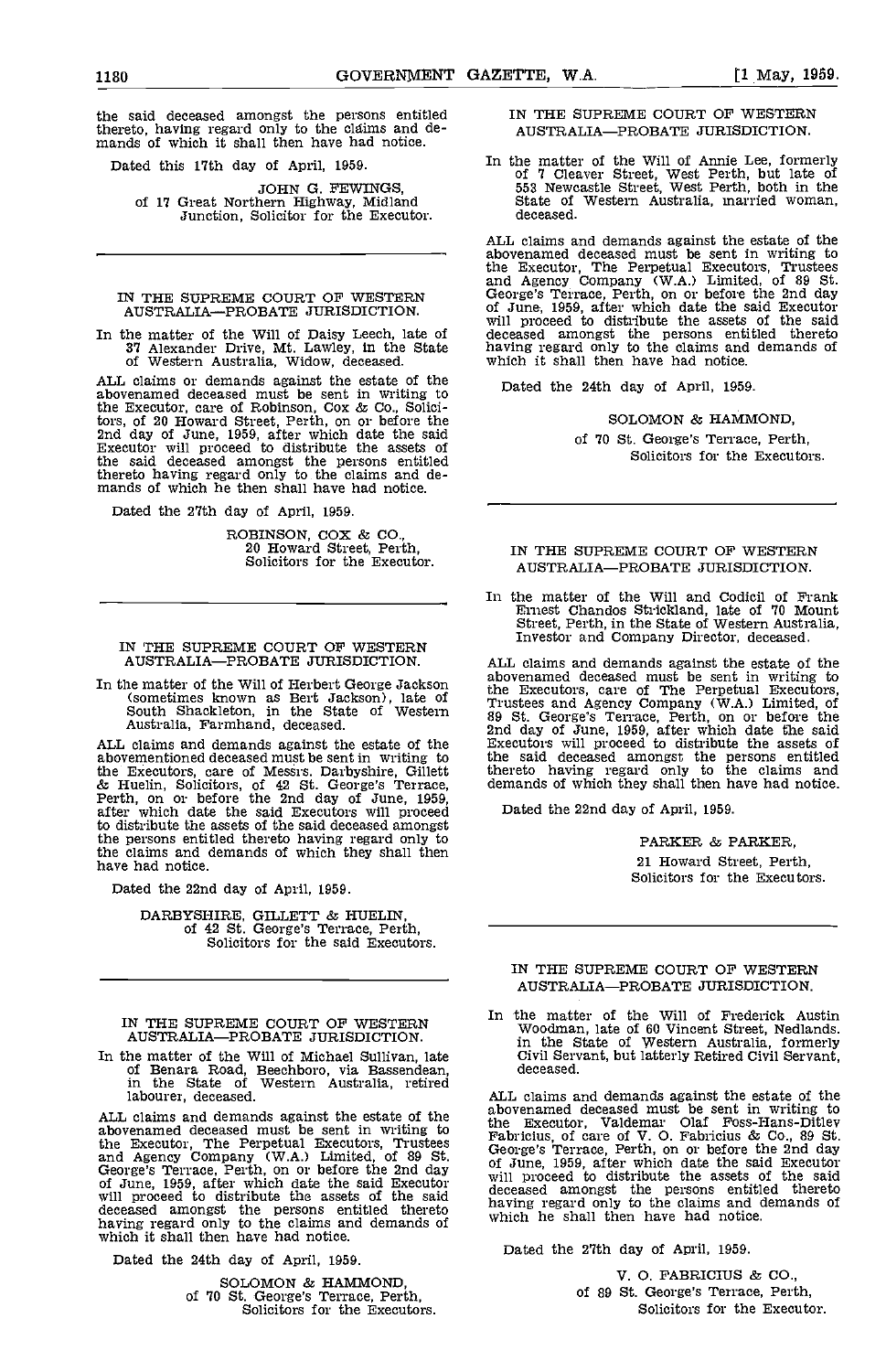the said deceased amongst the persons entitled thereto, having regard only to the claims and demands of which it shall then have had notice.

Dated this 17th day of April, 1959.

JOHN G. FEWINGS,
of 17 Great Northern Highway, Midland Junction, Solicitor for the Executor.

---

IN THE SUPREME COURT OF WESTERN AUSTRALIA—PROBATE JURISDICTION.

In the matter of the Will of Daisy Leech, late of 37 Alexander Drive, Mt. Lawley, in the State of Western Australia, Widow, deceased.

ALL claims or demands against the estate of the abovenamed deceased must be sent in writing to the Executor, care of Robinson, Cox & Co., Solicitors, of 20 Howard Street, Perth, on or before the 2nd day of June, 1959, after which date the said Executor will proceed to distribute the assets of the said deceased amongst the persons entitled thereto having regard only to the claims and demands of which he then shall have had notice.

Dated the 27th day of April, 1959.

ROBINSON, COX & CO.,
20 Howard Street, Perth,
Solicitors for the Executor.

---

IN THE SUPREME COURT OF WESTERN AUSTRALIA—PROBATE JURISDICTION.

In the matter of the Will of Herbert George Jackson (sometimes known as Bert Jackson), late of South Shackleton, in the State of Western Australia, Farmhand, deceased.

ALL claims and demands against the estate of the abovementioned deceased must be sent in writing to the Executors, care of Messrs. Darbyshire, Gillett & Huelin, Solicitors, of 42 St. George's Terrace, Perth, on or before the 2nd day of June, 1959, after which date the said Executors will proceed to distribute the assets of the said deceased amongst the persons entitled thereto having regard only to the claims and demands of which they shall then have had notice.

Dated the 22nd day of April, 1959.

DARBYSHIRE, GILLETT & HUELIN,
of 42 St. George's Terrace, Perth,
Solicitors for the said Executors.

---

IN THE SUPREME COURT OF WESTERN AUSTRALIA—PROBATE JURISDICTION.

In the matter of the Will of Michael Sullivan, late of Benara Road, Beechboro, via Bassendean, in the State of Western Australia, retired labourer, deceased.

ALL claims and demands against the estate of the abovenamed deceased must be sent in writing to the Executor, The Perpetual Executors, Trustees and Agency Company (W.A.) Limited, of 89 St. George's Terrace, Perth, on or before the 2nd day of June, 1959, after which date the said Executor will proceed to distribute the assets of the said deceased amongst the persons entitled thereto having regard only to the claims and demands of which it shall then have had notice.

Dated the 24th day of April, 1959.

SOLOMON & HAMMOND,
of 70 St. George's Terrace, Perth,
Solicitors for the Executors.

---

IN THE SUPREME COURT OF WESTERN AUSTRALIA—PROBATE JURISDICTION.

In the matter of the Will of Annie Lee, formerly of 7 Cleaver Street, West Perth, but late of 553 Newcastle Street, West Perth, both in the State of Western Australia, married woman, deceased.

ALL claims and demands against the estate of the abovenamed deceased must be sent in writing to the Executor, The Perpetual Executors, Trustees and Agency Company (W.A.) Limited, of 89 St. George's Terrace, Perth, on or before the 2nd day of June, 1959, after which date the said Executor will proceed to distribute the assets of the said deceased amongst the persons entitled thereto having regard only to the claims and demands of which it shall then have had notice.

Dated the 24th day of April, 1959.

SOLOMON & HAMMOND,
of 70 St. George's Terrace, Perth,
Solicitors for the Executors.

---

IN THE SUPREME COURT OF WESTERN AUSTRALIA—PROBATE JURISDICTION.

In the matter of the Will and Codicil of Frank Ernest Chandos Strickland, late of 70 Mount Street, Perth, in the State of Western Australia, Investor and Company Director, deceased.

ALL claims and demands against the estate of the abovenamed deceased must be sent in writing to the Executors, care of The Perpetual Executors, Trustees and Agency Company (W.A.) Limited, of 89 St. George's Terrace, Perth, on or before the 2nd day of June, 1959, after which date the said Executors will proceed to distribute the assets of the said deceased amongst the persons entitled thereto having regard only to the claims and demands of which they shall then have had notice.

Dated the 22nd day of April, 1959.

PARKER & PARKER,
21 Howard Street, Perth,
Solicitors for the Executors.

---

IN THE SUPREME COURT OF WESTERN AUSTRALIA—PROBATE JURISDICTION.

In the matter of the Will of Frederick Austin Woodman, late of 60 Vincent Street, Nedlands, in the State of Western Australia, formerly Civil Servant, but latterly Retired Civil Servant, deceased.

ALL claims and demands against the estate of the abovenamed deceased must be sent in writing to the Executor, Valdemar Olaf Foss-Hans-Ditlev Fabricius, of care of V. O. Fabricius & Co., 89 St. George's Terrace, Perth, on or before the 2nd day of June, 1959, after which date the said Executor will proceed to distribute the assets of the said deceased amongst the persons entitled thereto having regard only to the claims and demands of which he shall then have had notice.

Dated the 27th day of April, 1959.

V. O. FABRICIUS & CO.,
of 89 St. George's Terrace, Perth,
Solicitors for the Executor.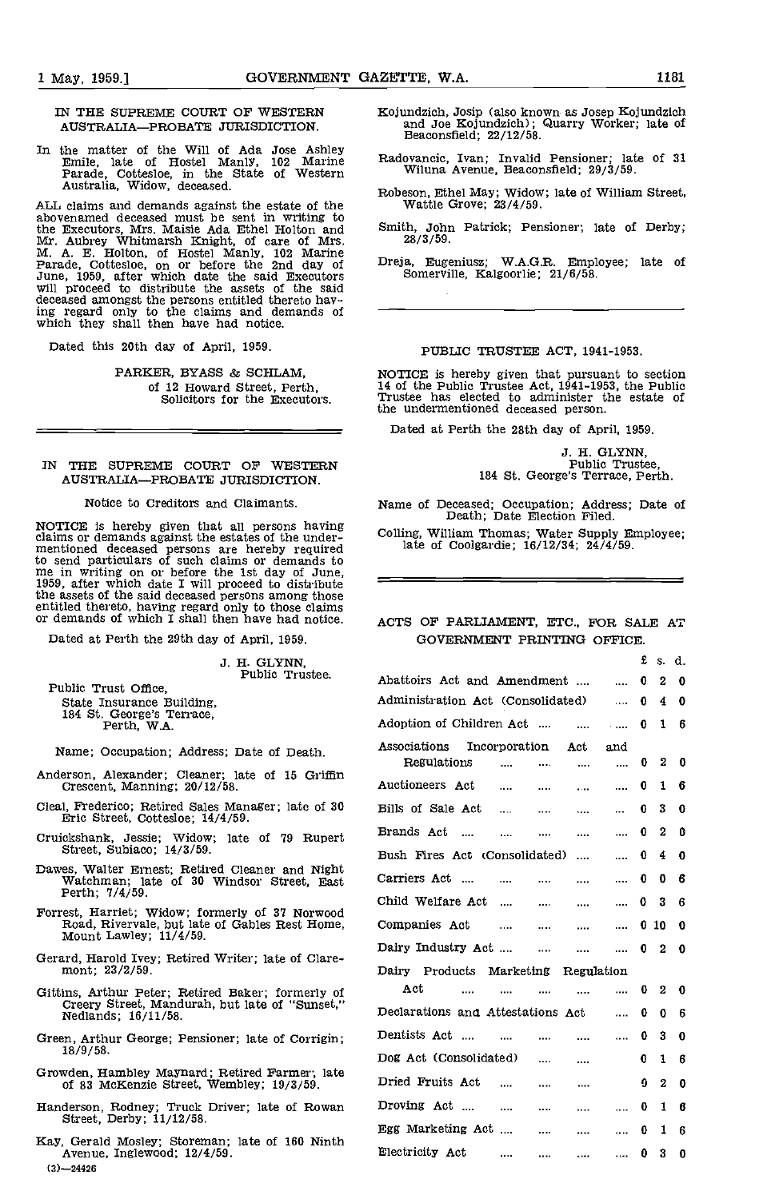IN THE SUPREME COURT OF WESTERN AUSTRALIA—PROBATE JURISDICTION.

In the matter of the Will of Ada Jose Ashley Emile, late of Hostel Manly, 102 Marine Parade, Cottesloe, in the State of Western Australia, Widow, deceased.

ALL claims and demands against the estate of the abovenamed deceased must be sent in writing to the Executors, Mrs. Maisie Ada Ethel Holton and Mr. Aubrey Whitmarsh Knight, of care of Mrs. M. A. E. Holton, of Hostel Manly, 102 Marine Parade, Cottesloe, on or before the 2nd day of June, 1959, after which date the said Executors will proceed to distribute the assets of the said deceased amongst the persons entitled thereto having regard only to the claims and demands of which they shall then have had notice.

Dated this 20th day of April, 1959.

PARKER, BYASS & SCHLAM,
of 12 Howard Street, Perth,
Solicitors for the Executors.

---

IN THE SUPREME COURT OF WESTERN AUSTRALIA—PROBATE JURISDICTION.

Notice to Creditors and Claimants.

NOTICE is hereby given that all persons having claims or demands against the estates of the undermentioned deceased persons are hereby required to send particulars of such claims or demands to me in writing on or before the 1st day of June, 1959, after which date I will proceed to distribute the assets of the said deceased persons among those entitled thereto, having regard only to those claims or demands of which I shall then have had notice.

Dated at Perth the 29th day of April, 1959.

J. H. GLYNN,
Public Trustee.

Public Trust Office,
State Insurance Building,
184 St. George's Terrace,
Perth, W.A.

Name; Occupation; Address; Date of Death.

Anderson, Alexander; Cleaner; late of 15 Griffin Crescent, Manning; 20/12/58.

Cleal, Frederico; Retired Sales Manager; late of 30 Eric Street, Cottesloe; 14/4/59.

Cruickshank, Jessie; Widow; late of 79 Rupert Street, Subiaco; 14/3/59.

Dawes, Walter Ernest; Retired Cleaner and Night Watchman; late of 30 Windsor Street, East Perth; 7/4/59.

Forrest, Harriet; Widow; formerly of 37 Norwood Road, Rivervale, but late of Gables Rest Home, Mount Lawley; 11/4/59.

Gerard, Harold Ivey; Retired Writer; late of Claremont; 23/2/59.

Gittins, Arthur Peter; Retired Baker; formerly of Creery Street, Mandurah, but late of "Sunset," Nedlands; 16/11/58.

Green, Arthur George; Pensioner; late of Corrigin; 18/9/58.

Growden, Hambley Maynard; Retired Farmer; late of 83 McKenzie Street, Wembley; 19/3/59.

Handerson, Rodney; Truck Driver; late of Rowan Street, Derby; 11/12/58.

Kay, Gerald Mosley; Storeman; late of 160 Ninth Avenue, Inglewood; 12/4/59.

Kojundzich, Josip (also known as Josep Kojundzich and Joe Kojundzich); Quarry Worker; late of Beaconsfield; 22/12/58.

Radovancic, Ivan; Invalid Pensioner; late of 31 Wiluna Avenue, Beaconsfield; 29/3/59.

Robeson, Ethel May; Widow; late of William Street, Wattle Grove; 23/4/59.

Smith, John Patrick; Pensioner; late of Derby; 28/3/59.

Dreja, Eugeniusz; W.A.G.R. Employee; late of Somerville, Kalgoorlie; 21/6/58.

---

PUBLIC TRUSTEE ACT, 1941-1953.

NOTICE is hereby given that pursuant to section 14 of the Public Trustee Act, 1941-1953, the Public Trustee has elected to administer the estate of the undermentioned deceased person.

Dated at Perth the 28th day of April, 1959.

J. H. GLYNN,
Public Trustee,
184 St. George's Terrace, Perth.

Name of Deceased; Occupation; Address; Date of Death; Date Election Filed.

Colling, William Thomas; Water Supply Employee; late of Coolgardie; 16/12/34; 24/4/59.

---

ACTS OF PARLIAMENT, ETC., FOR SALE AT GOVERNMENT PRINTING OFFICE.

| | £ | s. | d. |
|---|---|---|---|
| Abattoirs Act and Amendment .... | 0 | 2 | 0 |
| Administration Act (Consolidated) .... | 0 | 4 | 0 |
| Adoption of Children Act .... | 0 | 1 | 6 |
| Associations Incorporation Act and Regulations .... | 0 | 2 | 0 |
| Auctioneers Act .... | 0 | 1 | 6 |
| Bills of Sale Act .... | 0 | 3 | 0 |
| Brands Act .... | 0 | 2 | 0 |
| Bush Fires Act (Consolidated) .... | 0 | 4 | 0 |
| Carriers Act .... | 0 | 0 | 6 |
| Child Welfare Act .... | 0 | 3 | 6 |
| Companies Act .... | 0 | 10 | 0 |
| Dairy Industry Act .... | 0 | 2 | 0 |
| Dairy Products Marketing Regulation Act .... | 0 | 2 | 0 |
| Declarations and Attestations Act .... | 0 | 0 | 6 |
| Dentists Act .... | 0 | 3 | 0 |
| Dog Act (Consolidated) .... | 0 | 1 | 6 |
| Dried Fruits Act .... | 0 | 2 | 0 |
| Droving Act .... | 0 | 1 | 6 |
| Egg Marketing Act .... | 0 | 1 | 6 |
| Electricity Act .... | 0 | 3 | 0 |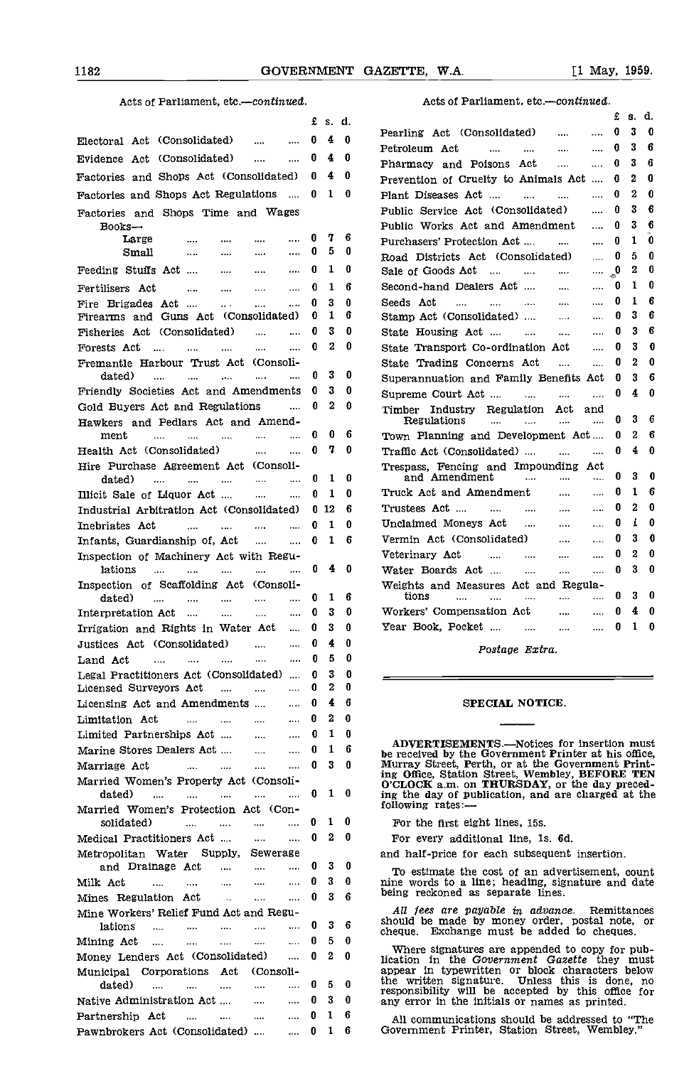Acts of Parliament, etc.—*continued*.

| | £ | s. | d. |
|---|---|---|---|
| Electoral Act (Consolidated) | 0 | 4 | 0 |
| Evidence Act (Consolidated) | 0 | 4 | 0 |
| Factories and Shops Act (Consolidated) | 0 | 4 | 0 |
| Factories and Shops Act Regulations | 0 | 1 | 0 |
| Factories and Shops Time and Wages Books— | | | |
| Large | 0 | 7 | 6 |
| Small | 0 | 5 | 0 |
| Feeding Stuffs Act | 0 | 1 | 0 |
| Fertilisers Act | 0 | 1 | 6 |
| Fire Brigades Act | 0 | 3 | 0 |
| Firearms and Guns Act (Consolidated) | 0 | 1 | 6 |
| Fisheries Act (Consolidated) | 0 | 3 | 0 |
| Forests Act | 0 | 2 | 0 |
| Fremantle Harbour Trust Act (Consolidated) | 0 | 3 | 0 |
| Friendly Societies Act and Amendments | 0 | 3 | 0 |
| Gold Buyers Act and Regulations | 0 | 2 | 0 |
| Hawkers and Pedlars Act and Amendment | 0 | 0 | 6 |
| Health Act (Consolidated) | 0 | 7 | 0 |
| Hire Purchase Agreement Act (Consolidated) | 0 | 1 | 0 |
| Illicit Sale of Liquor Act | 0 | 1 | 0 |
| Industrial Arbitration Act (Consolidated) | 0 | 12 | 6 |
| Inebriates Act | 0 | 1 | 0 |
| Infants, Guardianship of, Act | 0 | 1 | 6 |
| Inspection of Machinery Act with Regulations | 0 | 4 | 0 |
| Inspection of Scaffolding Act (Consolidated) | 0 | 1 | 6 |
| Interpretation Act | 0 | 3 | 0 |
| Irrigation and Rights in Water Act | 0 | 3 | 0 |
| Justices Act (Consolidated) | 0 | 4 | 0 |
| Land Act | 0 | 5 | 0 |
| Legal Practitioners Act (Consolidated) | 0 | 3 | 0 |
| Licensed Surveyors Act | 0 | 2 | 0 |
| Licensing Act and Amendments | 0 | 4 | 6 |
| Limitation Act | 0 | 2 | 0 |
| Limited Partnerships Act | 0 | 1 | 0 |
| Marine Stores Dealers Act | 0 | 1 | 6 |
| Marriage Act | 0 | 3 | 0 |
| Married Women's Property Act (Consolidated) | 0 | 1 | 0 |
| Married Women's Protection Act (Consolidated) | 0 | 1 | 0 |
| Medical Practitioners Act | 0 | 2 | 0 |
| Metropolitan Water Supply, Sewerage and Drainage Act | 0 | 3 | 0 |
| Milk Act | 0 | 3 | 0 |
| Mines Regulation Act | 0 | 3 | 6 |
| Mine Workers' Relief Fund Act and Regulations | 0 | 3 | 6 |
| Mining Act | 0 | 5 | 0 |
| Money Lenders Act (Consolidated) | 0 | 2 | 0 |
| Municipal Corporations Act (Consolidated) | 0 | 5 | 0 |
| Native Administration Act | 0 | 3 | 0 |
| Partnership Act | 0 | 1 | 6 |
| Pawnbrokers Act (Consolidated) | 0 | 1 | 6 |
| Pearling Act (Consolidated) | 0 | 3 | 0 |
| Petroleum Act | 0 | 3 | 6 |
| Pharmacy and Poisons Act | 0 | 3 | 6 |
| Prevention of Cruelty to Animals Act | 0 | 2 | 0 |
| Plant Diseases Act | 0 | 2 | 0 |
| Public Service Act (Consolidated) | 0 | 3 | 6 |
| Public Works Act and Amendment | 0 | 3 | 6 |
| Purchasers' Protection Act | 0 | 1 | 0 |
| Road Districts Act (Consolidated) | 0 | 5 | 0 |
| Sale of Goods Act | 0 | 2 | 0 |
| Second-hand Dealers Act | 0 | 1 | 0 |
| Seeds Act | 0 | 1 | 6 |
| Stamp Act (Consolidated) | 0 | 3 | 6 |
| State Housing Act | 0 | 3 | 6 |
| State Transport Co-ordination Act | 0 | 3 | 0 |
| State Trading Concerns Act | 0 | 2 | 0 |
| Superannuation and Family Benefits Act | 0 | 3 | 6 |
| Supreme Court Act | 0 | 4 | 0 |
| Timber Industry Regulation Act and Regulations | 0 | 3 | 6 |
| Town Planning and Development Act | 0 | 2 | 6 |
| Traffic Act (Consolidated) | 0 | 4 | 0 |
| Trespass, Fencing and Impounding Act and Amendment | 0 | 3 | 0 |
| Truck Act and Amendment | 0 | 1 | 6 |
| Trustees Act | 0 | 2 | 0 |
| Unclaimed Moneys Act | 0 | 1 | 0 |
| Vermin Act (Consolidated) | 0 | 3 | 0 |
| Veterinary Act | 0 | 2 | 0 |
| Water Boards Act | 0 | 3 | 0 |
| Weights and Measures Act and Regulations | 0 | 3 | 0 |
| Workers' Compensation Act | 0 | 4 | 0 |
| Year Book, Pocket | 0 | 1 | 0 |

*Postage Extra.*

## SPECIAL NOTICE.

**ADVERTISEMENTS.**—Notices for insertion must be received by the Government Printer at his office, Murray Street, Perth, or at the Government Printing Office, Station Street, Wembley, **BEFORE TEN O'CLOCK** a.m. on **THURSDAY**, or the day preceding the day of publication, and are charged at the following rates:—

For the first eight lines, 15s.

For every additional line, 1s. 6d.

and half-price for each subsequent insertion.

To estimate the cost of an advertisement, count nine words to a line; heading, signature and date being reckoned as separate lines.

*All fees are payable in advance.* Remittances should be made by money order, postal note, or cheque. Exchange must be added to cheques.

Where signatures are appended to copy for publication in the *Government Gazette* they must appear in typewritten or block characters below the written signature. Unless this is done, no responsibility will be accepted by this office for any error in the initials or names as printed.

All communications should be addressed to "The Government Printer, Station Street, Wembley."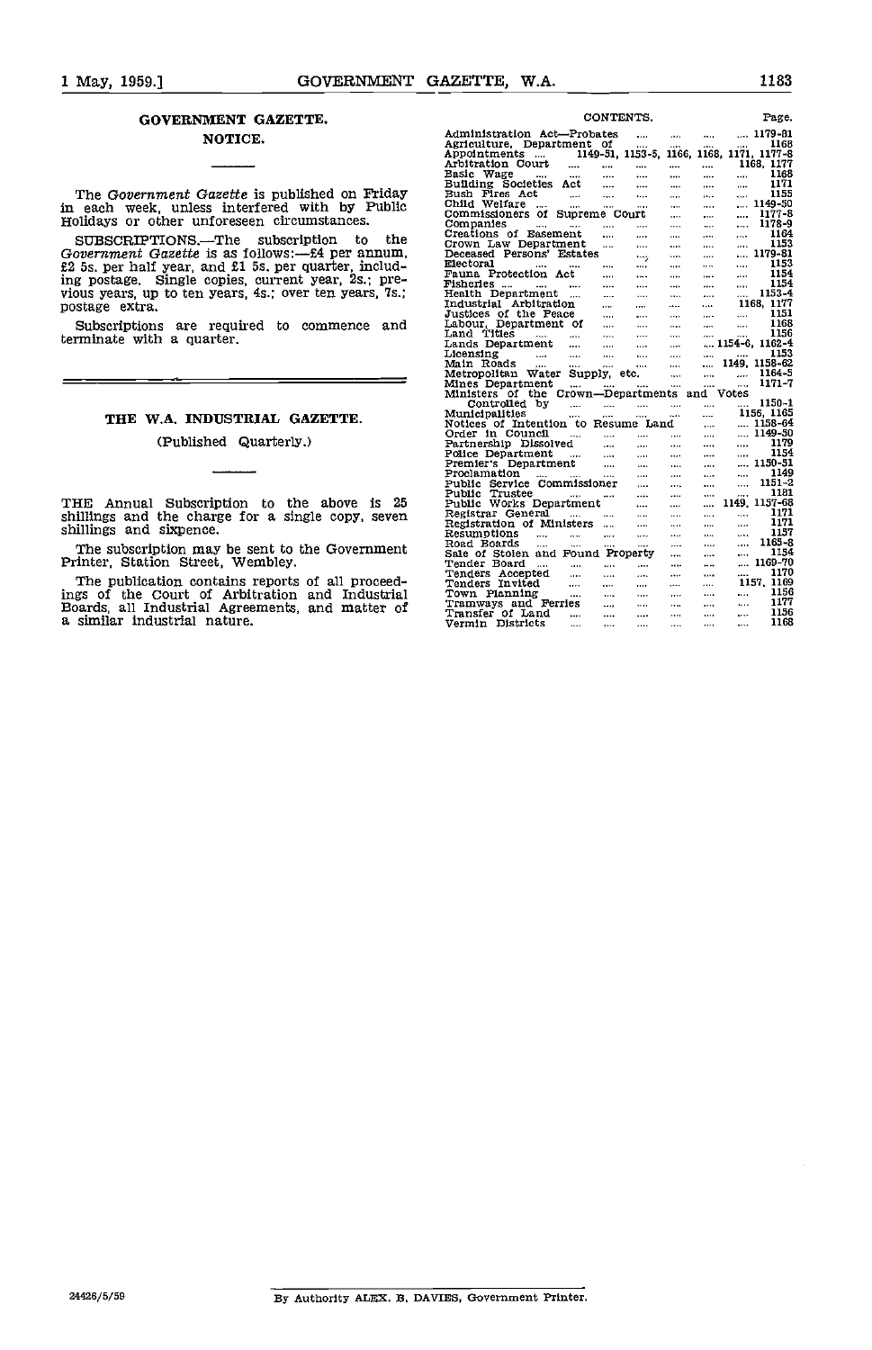## GOVERNMENT GAZETTE.

### NOTICE.

The *Government Gazette* is published on Friday in each week, unless interfered with by Public Holidays or other unforeseen circumstances.

SUBSCRIPTIONS.—The subscription to the *Government Gazette* is as follows:—£4 per annum, £2 5s. per half year, and £1 5s. per quarter, including postage. Single copies, current year, 2s.; previous years, up to ten years, 4s.; over ten years, 7s.; postage extra.

Subscriptions are required to commence and terminate with a quarter.

## THE W.A. INDUSTRIAL GAZETTE.

(Published Quarterly.)

THE Annual Subscription to the above is 25 shillings and the charge for a single copy, seven shillings and sixpence.

The subscription may be sent to the Government Printer, Station Street, Wembley.

The publication contains reports of all proceedings of the Court of Arbitration and Industrial Boards, all Industrial Agreements, and matter of a similar industrial nature.

### CONTENTS.

| | Page. |
|---|---|
| Administration Act—Probates | 1179-81 |
| Agriculture, Department of | 1168 |
| Appointments | 1149-51, 1153-5, 1166, 1168, 1171, 1177-8 |
| Arbitration Court | 1168, 1177 |
| Basic Wage | 1168 |
| Building Societies Act | 1171 |
| Bush Fires Act | 1155 |
| Child Welfare | 1149-50 |
| Commissioners of Supreme Court | 1177-8 |
| Companies | 1178-9 |
| Creations of Easement | 1164 |
| Crown Law Department | 1153 |
| Deceased Persons' Estates | 1179-81 |
| Electoral | 1153 |
| Fauna Protection Act | 1154 |
| Fisheries | 1154 |
| Health Department | 1153-4 |
| Industrial Arbitration | 1168, 1177 |
| Justices of the Peace | 1151 |
| Labour, Department of | 1168 |
| Land Titles | 1156 |
| Lands Department | 1154-6, 1162-4 |
| Licensing | 1153 |
| Main Roads | 1149, 1158-62 |
| Metropolitan Water Supply, etc. | 1164-5 |
| Mines Department | 1171-7 |
| Ministers of the Crown—Departments and Votes Controlled by | 1150-1 |
| Municipalities | 1156, 1165 |
| Notices of Intention to Resume Land | 1158-64 |
| Order in Council | 1149-50 |
| Partnership Dissolved | 1179 |
| Police Department | 1154 |
| Premier's Department | 1150-51 |
| Proclamation | 1149 |
| Public Service Commissioner | 1151-2 |
| Public Trustee | 1181 |
| Public Works Department | 1149, 1157-68 |
| Registrar General | 1171 |
| Registration of Ministers | 1171 |
| Resumptions | 1157 |
| Road Boards | 1165-8 |
| Sale of Stolen and Found Property | 1154 |
| Tender Board | 1169-70 |
| Tenders Accepted | 1170 |
| Tenders Invited | 1157, 1169 |
| Town Planning | 1156 |
| Tramways and Ferries | 1177 |
| Transfer of Land | 1156 |
| Vermin Districts | 1168 |

24426/5/59

By Authority ALEX. B. DAVIES, Government Printer.